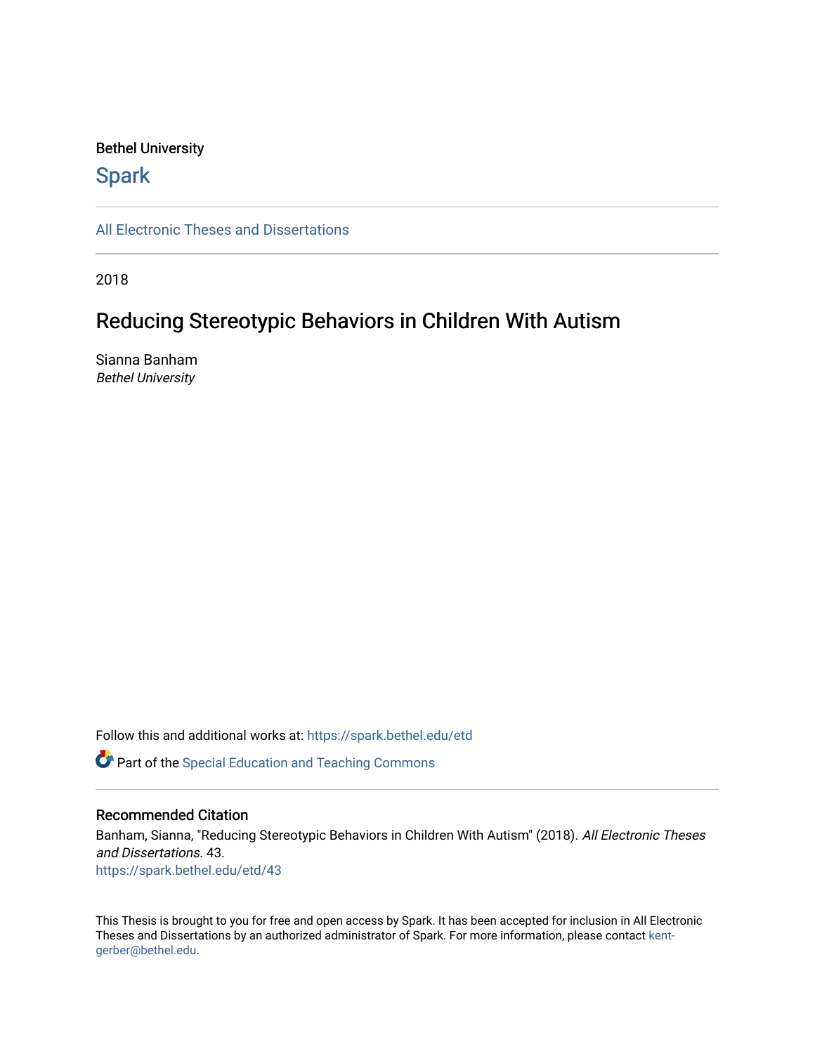Bethel University

# Spark

All Electronic Theses and Dissertations

2018

## Reducing Stereotypic Behaviors in Children With Autism

Sianna Banham
*Bethel University*

Follow this and additional works at: https://spark.bethel.edu/etd

Part of the Special Education and Teaching Commons

### Recommended Citation

Banham, Sianna, "Reducing Stereotypic Behaviors in Children With Autism" (2018). *All Electronic Theses and Dissertations*. 43.
https://spark.bethel.edu/etd/43

This Thesis is brought to you for free and open access by Spark. It has been accepted for inclusion in All Electronic Theses and Dissertations by an authorized administrator of Spark. For more information, please contact kent-gerber@bethel.edu.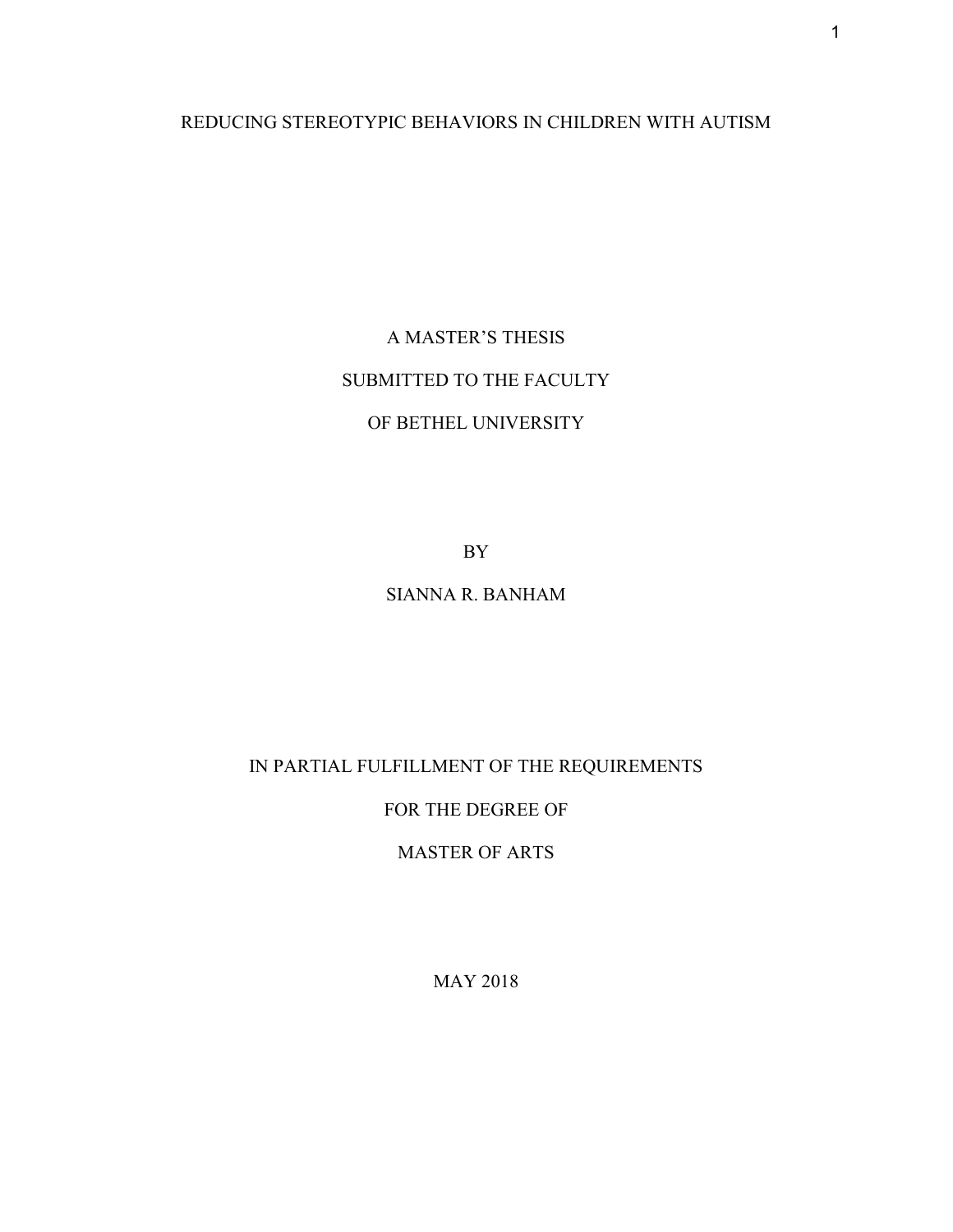# REDUCING STEREOTYPIC BEHAVIORS IN CHILDREN WITH AUTISM

A MASTER'S THESIS

SUBMITTED TO THE FACULTY

OF BETHEL UNIVERSITY

BY

SIANNA R. BANHAM

IN PARTIAL FULFILLMENT OF THE REQUIREMENTS

FOR THE DEGREE OF

MASTER OF ARTS

MAY 2018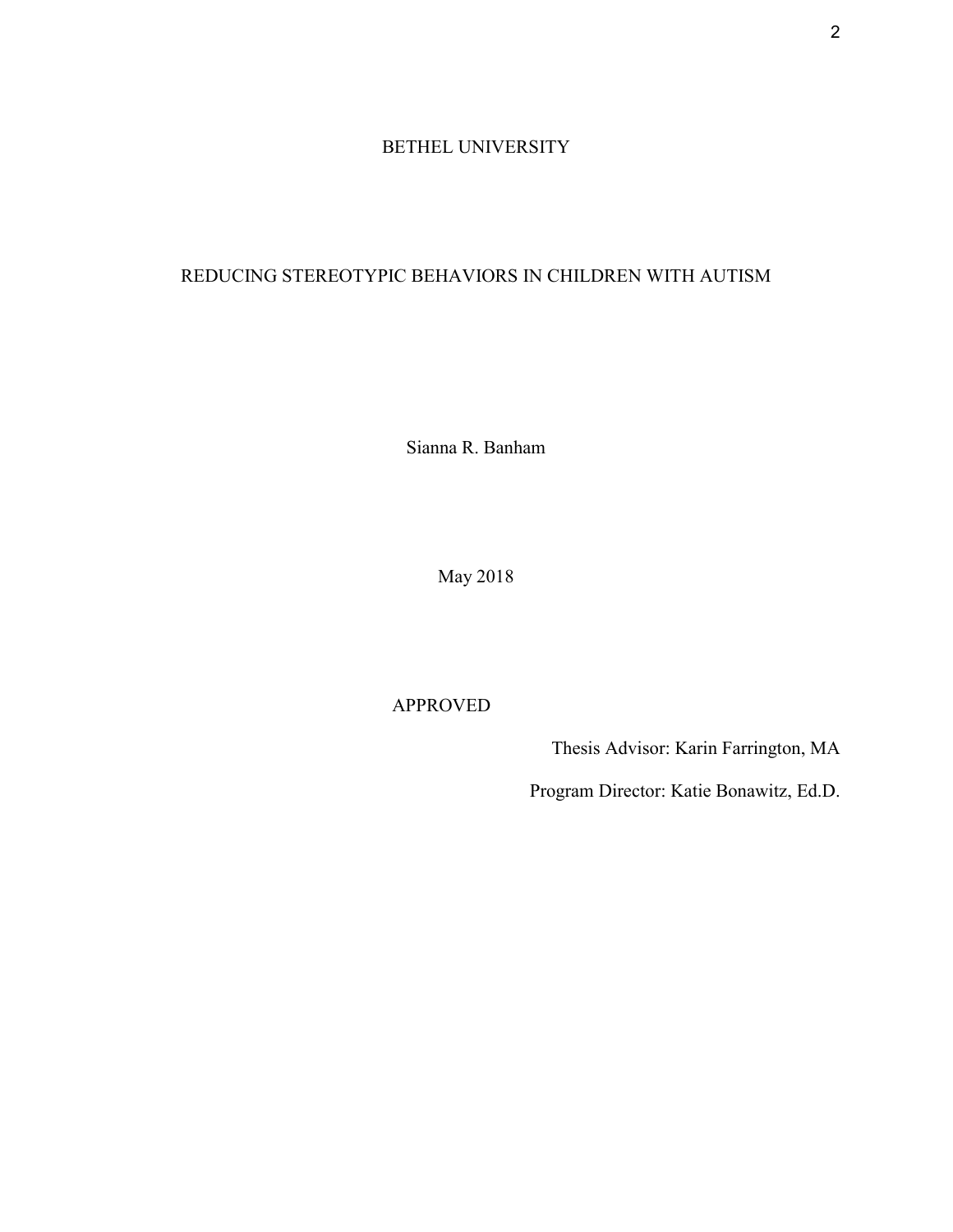BETHEL UNIVERSITY

REDUCING STEREOTYPIC BEHAVIORS IN CHILDREN WITH AUTISM

Sianna R. Banham

May 2018

APPROVED

Thesis Advisor: Karin Farrington, MA

Program Director: Katie Bonawitz, Ed.D.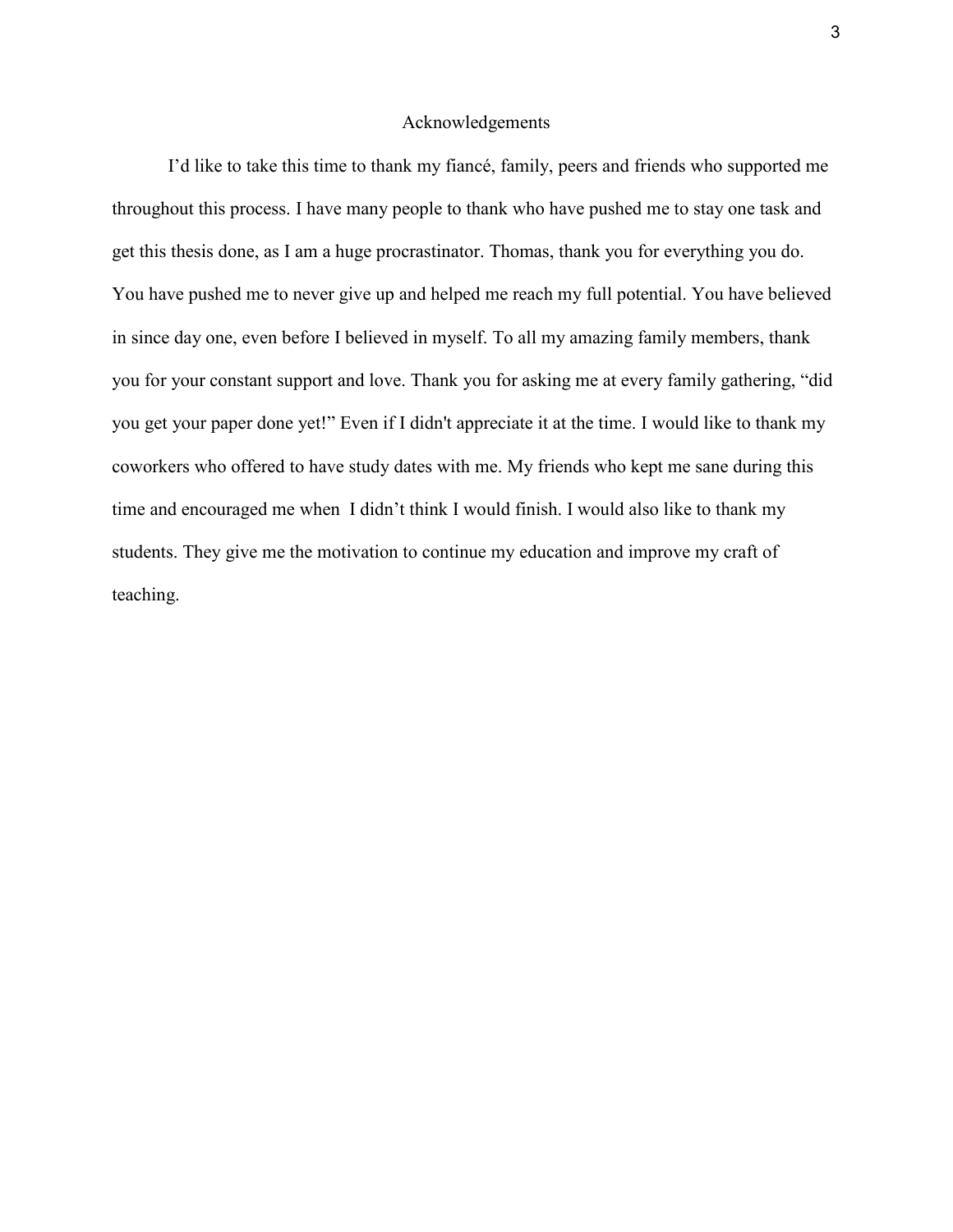# Acknowledgements

I'd like to take this time to thank my fiancé, family, peers and friends who supported me throughout this process. I have many people to thank who have pushed me to stay one task and get this thesis done, as I am a huge procrastinator. Thomas, thank you for everything you do. You have pushed me to never give up and helped me reach my full potential. You have believed in since day one, even before I believed in myself. To all my amazing family members, thank you for your constant support and love. Thank you for asking me at every family gathering, "did you get your paper done yet!" Even if I didn't appreciate it at the time. I would like to thank my coworkers who offered to have study dates with me. My friends who kept me sane during this time and encouraged me when I didn't think I would finish. I would also like to thank my students. They give me the motivation to continue my education and improve my craft of teaching.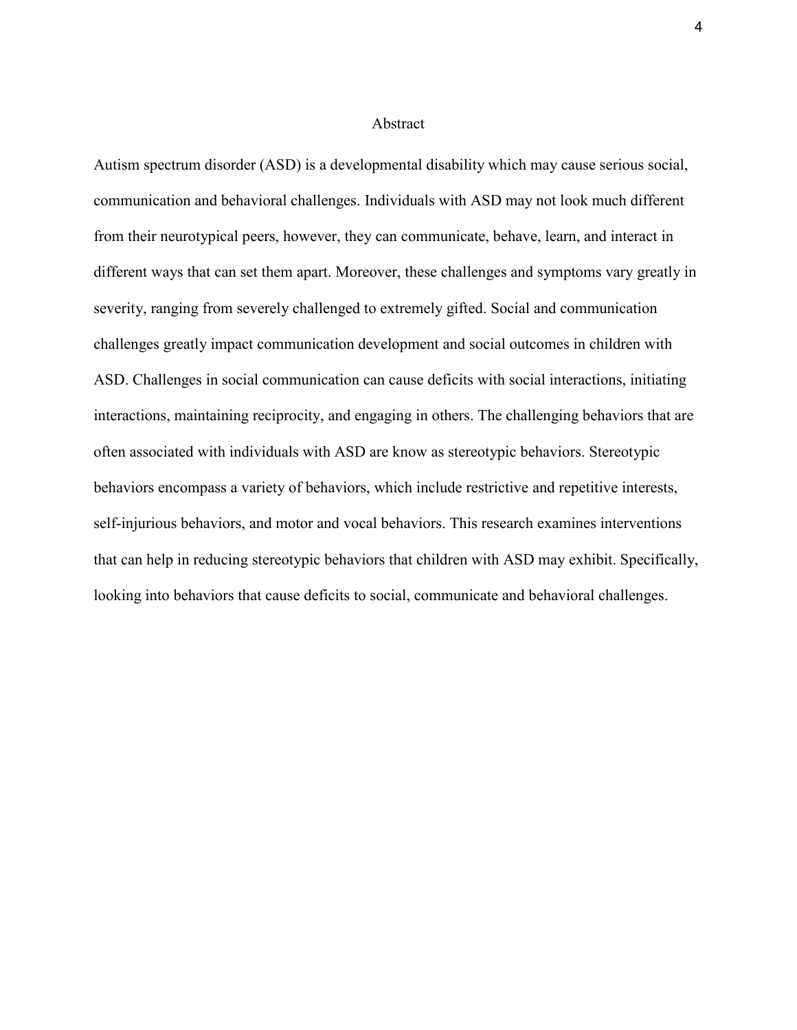# Abstract

Autism spectrum disorder (ASD) is a developmental disability which may cause serious social, communication and behavioral challenges. Individuals with ASD may not look much different from their neurotypical peers, however, they can communicate, behave, learn, and interact in different ways that can set them apart. Moreover, these challenges and symptoms vary greatly in severity, ranging from severely challenged to extremely gifted. Social and communication challenges greatly impact communication development and social outcomes in children with ASD. Challenges in social communication can cause deficits with social interactions, initiating interactions, maintaining reciprocity, and engaging in others. The challenging behaviors that are often associated with individuals with ASD are know as stereotypic behaviors. Stereotypic behaviors encompass a variety of behaviors, which include restrictive and repetitive interests, self-injurious behaviors, and motor and vocal behaviors. This research examines interventions that can help in reducing stereotypic behaviors that children with ASD may exhibit. Specifically, looking into behaviors that cause deficits to social, communicate and behavioral challenges.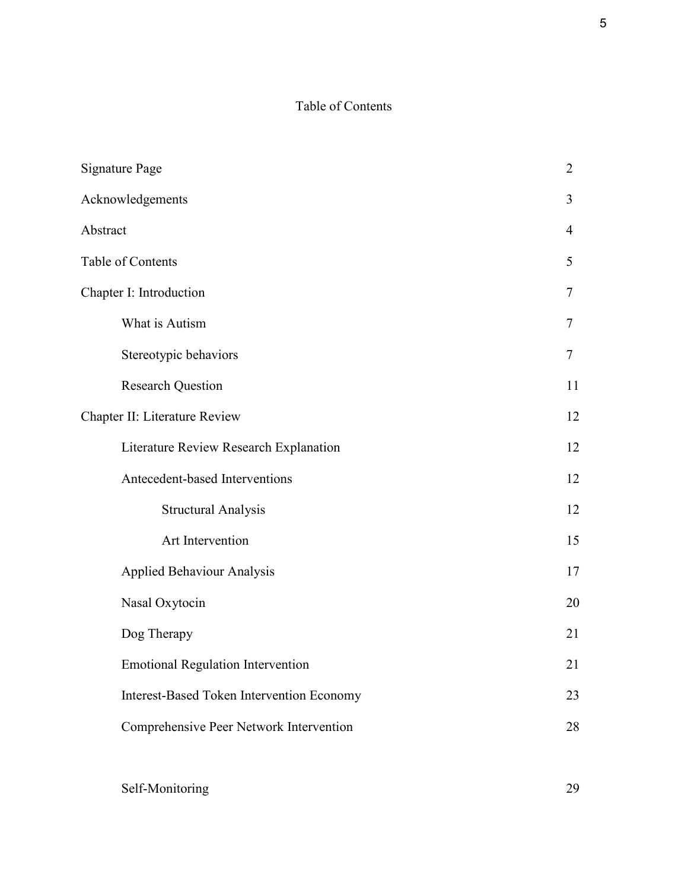# Table of Contents

| | |
|---|---|
| Signature Page | 2 |
| Acknowledgements | 3 |
| Abstract | 4 |
| Table of Contents | 5 |
| Chapter I: Introduction | 7 |
| What is Autism | 7 |
| Stereotypic behaviors | 7 |
| Research Question | 11 |
| Chapter II: Literature Review | 12 |
| Literature Review Research Explanation | 12 |
| Antecedent-based Interventions | 12 |
| Structural Analysis | 12 |
| Art Intervention | 15 |
| Applied Behaviour Analysis | 17 |
| Nasal Oxytocin | 20 |
| Dog Therapy | 21 |
| Emotional Regulation Intervention | 21 |
| Interest-Based Token Intervention Economy | 23 |
| Comprehensive Peer Network Intervention | 28 |
| Self-Monitoring | 29 |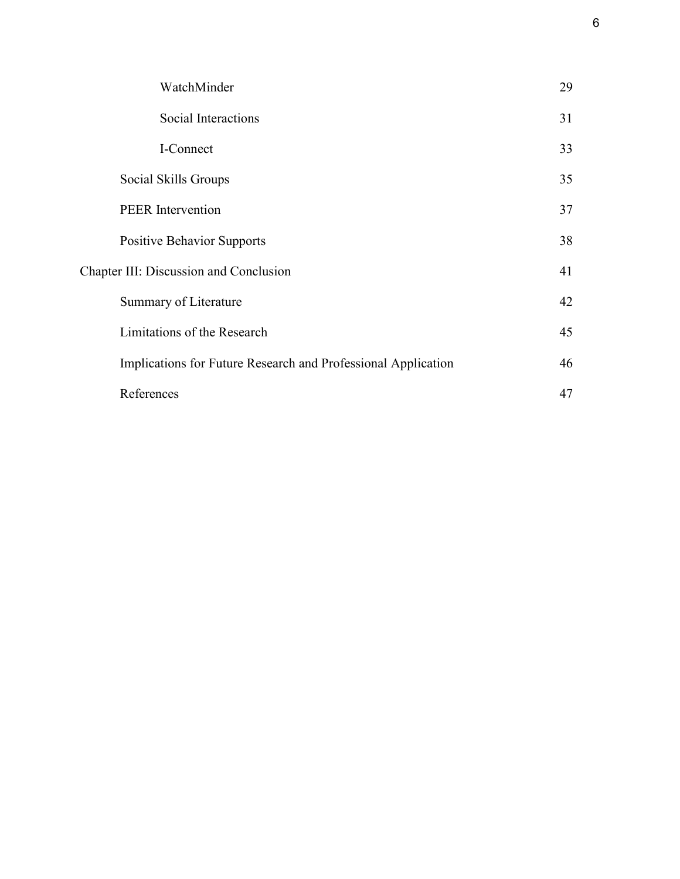| | |
|---|---|
| WatchMinder | 29 |
| Social Interactions | 31 |
| I-Connect | 33 |
| Social Skills Groups | 35 |
| PEER Intervention | 37 |
| Positive Behavior Supports | 38 |
| Chapter III: Discussion and Conclusion | 41 |
| Summary of Literature | 42 |
| Limitations of the Research | 45 |
| Implications for Future Research and Professional Application | 46 |
| References | 47 |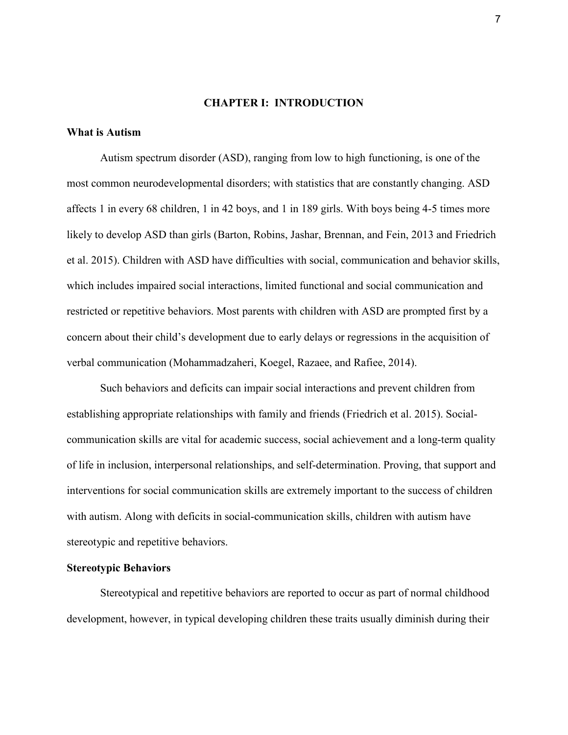# CHAPTER I: INTRODUCTION

## What is Autism

Autism spectrum disorder (ASD), ranging from low to high functioning, is one of the most common neurodevelopmental disorders; with statistics that are constantly changing. ASD affects 1 in every 68 children, 1 in 42 boys, and 1 in 189 girls. With boys being 4-5 times more likely to develop ASD than girls (Barton, Robins, Jashar, Brennan, and Fein, 2013 and Friedrich et al. 2015). Children with ASD have difficulties with social, communication and behavior skills, which includes impaired social interactions, limited functional and social communication and restricted or repetitive behaviors. Most parents with children with ASD are prompted first by a concern about their child's development due to early delays or regressions in the acquisition of verbal communication (Mohammadzaheri, Koegel, Razaee, and Rafiee, 2014).

Such behaviors and deficits can impair social interactions and prevent children from establishing appropriate relationships with family and friends (Friedrich et al. 2015). Social-communication skills are vital for academic success, social achievement and a long-term quality of life in inclusion, interpersonal relationships, and self-determination. Proving, that support and interventions for social communication skills are extremely important to the success of children with autism. Along with deficits in social-communication skills, children with autism have stereotypic and repetitive behaviors.

## Stereotypic Behaviors

Stereotypical and repetitive behaviors are reported to occur as part of normal childhood development, however, in typical developing children these traits usually diminish during their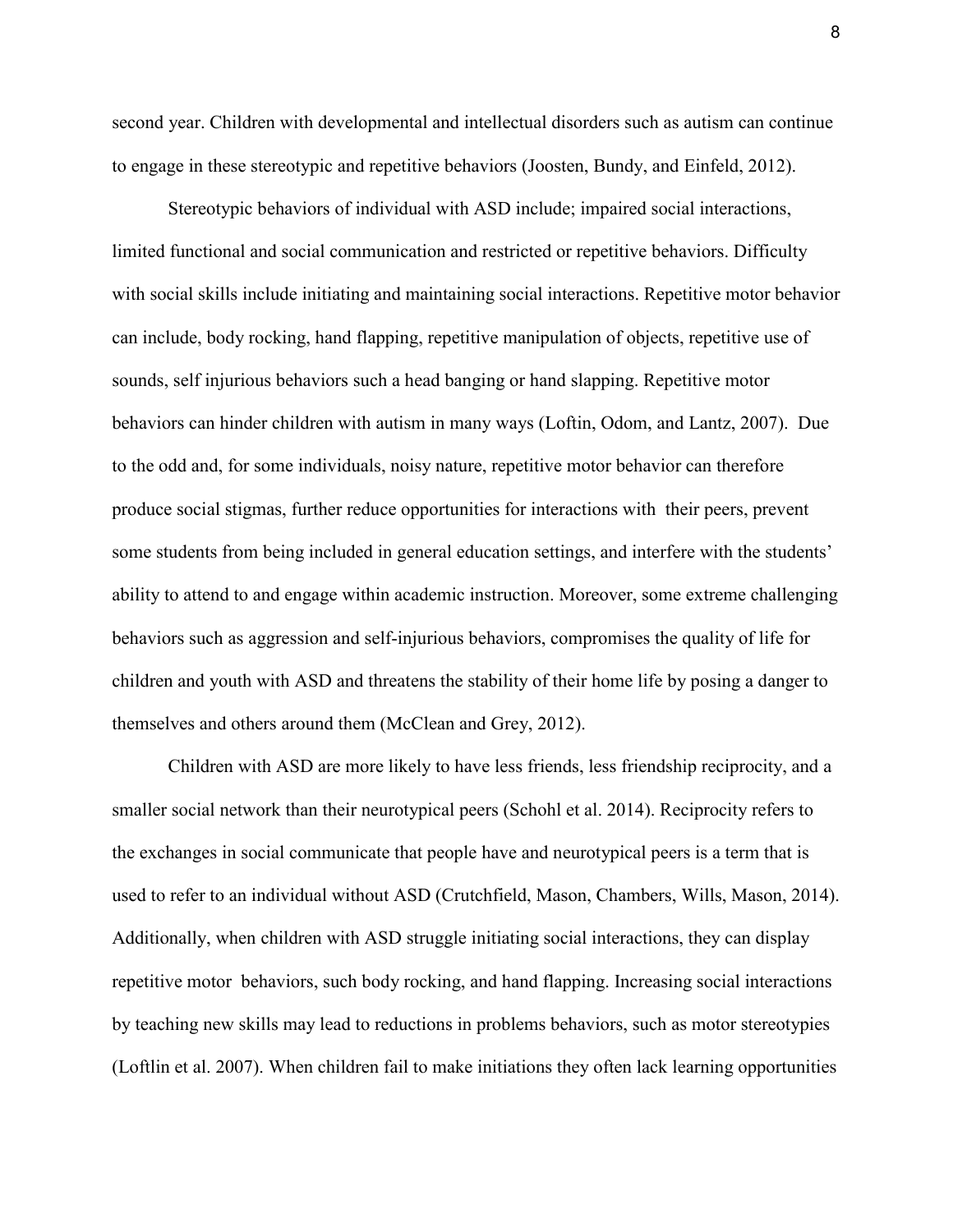second year. Children with developmental and intellectual disorders such as autism can continue to engage in these stereotypic and repetitive behaviors (Joosten, Bundy, and Einfeld, 2012).

Stereotypic behaviors of individual with ASD include; impaired social interactions, limited functional and social communication and restricted or repetitive behaviors. Difficulty with social skills include initiating and maintaining social interactions. Repetitive motor behavior can include, body rocking, hand flapping, repetitive manipulation of objects, repetitive use of sounds, self injurious behaviors such a head banging or hand slapping. Repetitive motor behaviors can hinder children with autism in many ways (Loftin, Odom, and Lantz, 2007). Due to the odd and, for some individuals, noisy nature, repetitive motor behavior can therefore produce social stigmas, further reduce opportunities for interactions with their peers, prevent some students from being included in general education settings, and interfere with the students' ability to attend to and engage within academic instruction. Moreover, some extreme challenging behaviors such as aggression and self-injurious behaviors, compromises the quality of life for children and youth with ASD and threatens the stability of their home life by posing a danger to themselves and others around them (McClean and Grey, 2012).

Children with ASD are more likely to have less friends, less friendship reciprocity, and a smaller social network than their neurotypical peers (Schohl et al. 2014). Reciprocity refers to the exchanges in social communicate that people have and neurotypical peers is a term that is used to refer to an individual without ASD (Crutchfield, Mason, Chambers, Wills, Mason, 2014). Additionally, when children with ASD struggle initiating social interactions, they can display repetitive motor behaviors, such body rocking, and hand flapping. Increasing social interactions by teaching new skills may lead to reductions in problems behaviors, such as motor stereotypies (Loftlin et al. 2007). When children fail to make initiations they often lack learning opportunities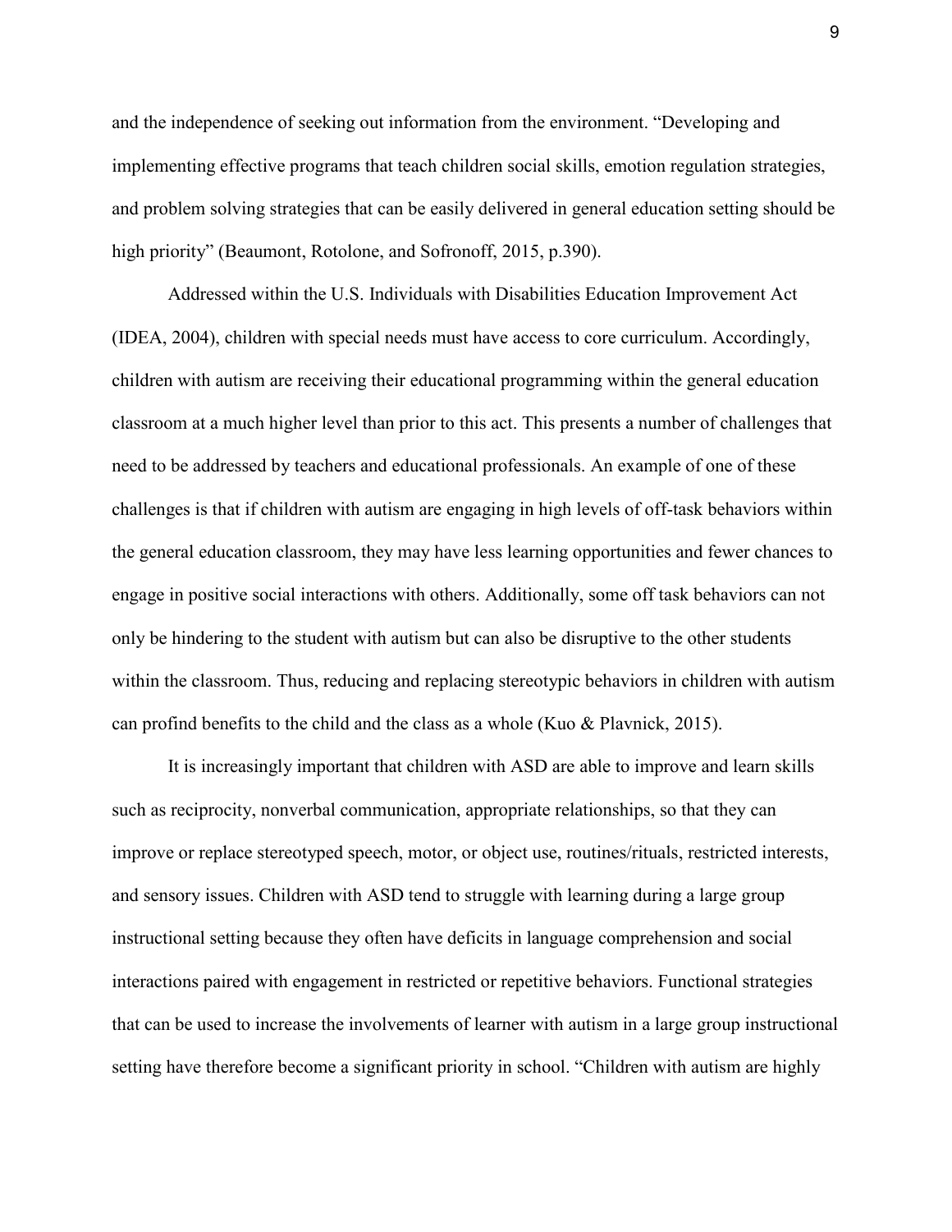and the independence of seeking out information from the environment. "Developing and implementing effective programs that teach children social skills, emotion regulation strategies, and problem solving strategies that can be easily delivered in general education setting should be high priority" (Beaumont, Rotolone, and Sofronoff, 2015, p.390).

Addressed within the U.S. Individuals with Disabilities Education Improvement Act (IDEA, 2004), children with special needs must have access to core curriculum. Accordingly, children with autism are receiving their educational programming within the general education classroom at a much higher level than prior to this act. This presents a number of challenges that need to be addressed by teachers and educational professionals. An example of one of these challenges is that if children with autism are engaging in high levels of off-task behaviors within the general education classroom, they may have less learning opportunities and fewer chances to engage in positive social interactions with others. Additionally, some off task behaviors can not only be hindering to the student with autism but can also be disruptive to the other students within the classroom. Thus, reducing and replacing stereotypic behaviors in children with autism can profind benefits to the child and the class as a whole (Kuo & Plavnick, 2015).

It is increasingly important that children with ASD are able to improve and learn skills such as reciprocity, nonverbal communication, appropriate relationships, so that they can improve or replace stereotyped speech, motor, or object use, routines/rituals, restricted interests, and sensory issues. Children with ASD tend to struggle with learning during a large group instructional setting because they often have deficits in language comprehension and social interactions paired with engagement in restricted or repetitive behaviors. Functional strategies that can be used to increase the involvements of learner with autism in a large group instructional setting have therefore become a significant priority in school. "Children with autism are highly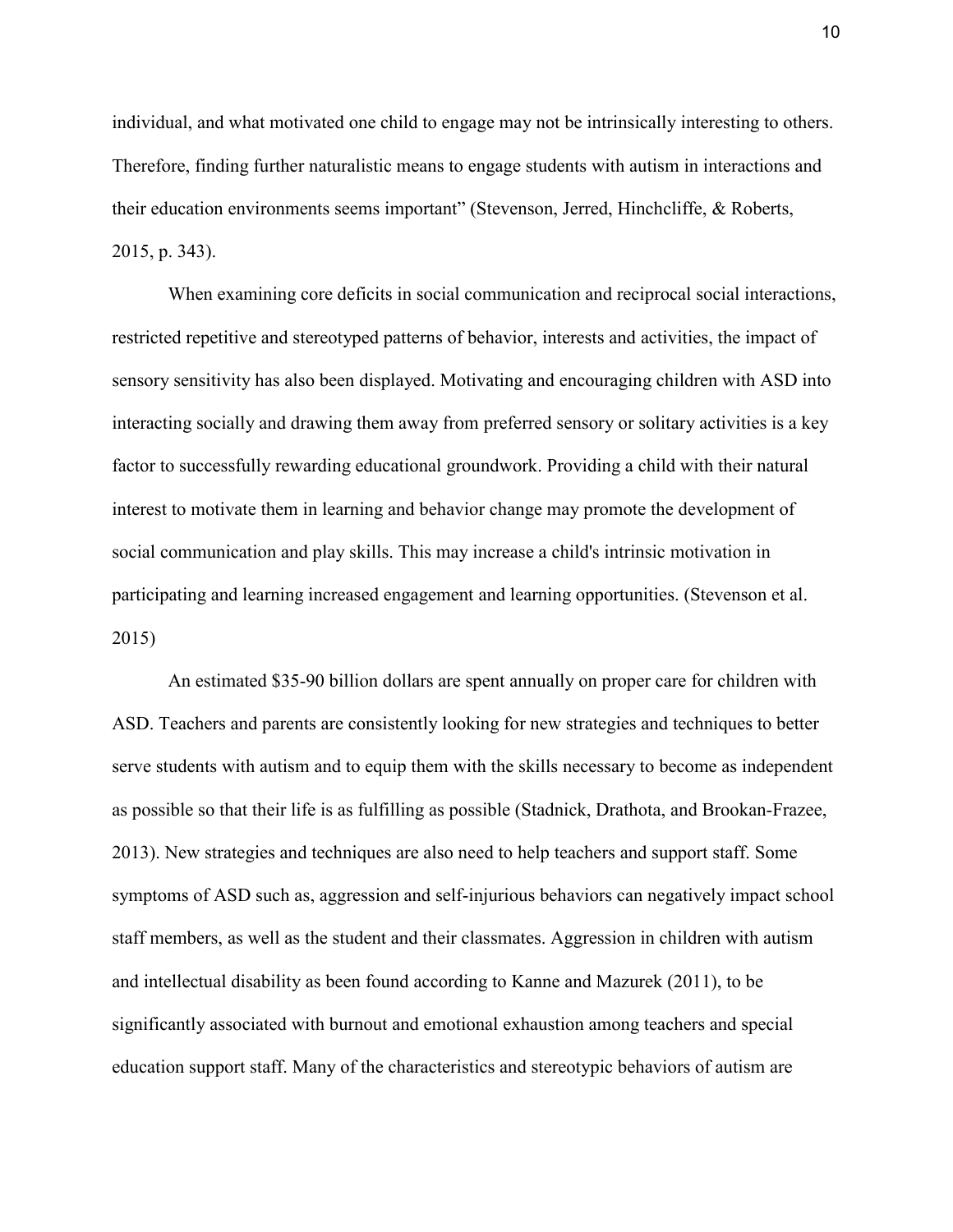individual, and what motivated one child to engage may not be intrinsically interesting to others. Therefore, finding further naturalistic means to engage students with autism in interactions and their education environments seems important" (Stevenson, Jerred, Hinchcliffe, & Roberts, 2015, p. 343).

When examining core deficits in social communication and reciprocal social interactions, restricted repetitive and stereotyped patterns of behavior, interests and activities, the impact of sensory sensitivity has also been displayed. Motivating and encouraging children with ASD into interacting socially and drawing them away from preferred sensory or solitary activities is a key factor to successfully rewarding educational groundwork. Providing a child with their natural interest to motivate them in learning and behavior change may promote the development of social communication and play skills. This may increase a child's intrinsic motivation in participating and learning increased engagement and learning opportunities. (Stevenson et al. 2015)

An estimated $35-90 billion dollars are spent annually on proper care for children with ASD. Teachers and parents are consistently looking for new strategies and techniques to better serve students with autism and to equip them with the skills necessary to become as independent as possible so that their life is as fulfilling as possible (Stadnick, Drathota, and Brookan-Frazee, 2013). New strategies and techniques are also need to help teachers and support staff. Some symptoms of ASD such as, aggression and self-injurious behaviors can negatively impact school staff members, as well as the student and their classmates. Aggression in children with autism and intellectual disability as been found according to Kanne and Mazurek (2011), to be significantly associated with burnout and emotional exhaustion among teachers and special education support staff. Many of the characteristics and stereotypic behaviors of autism are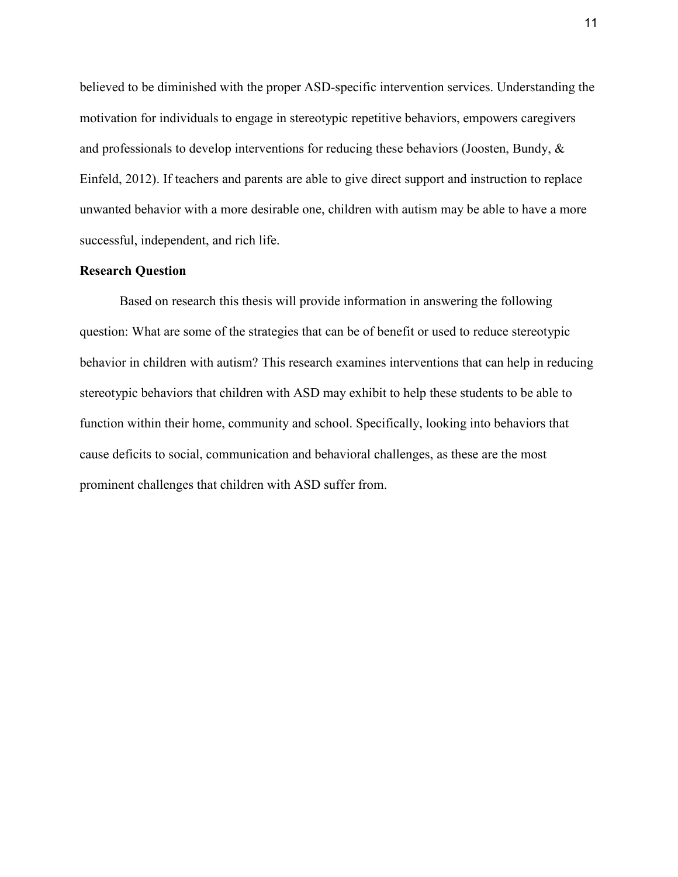believed to be diminished with the proper ASD-specific intervention services. Understanding the motivation for individuals to engage in stereotypic repetitive behaviors, empowers caregivers and professionals to develop interventions for reducing these behaviors (Joosten, Bundy, & Einfeld, 2012). If teachers and parents are able to give direct support and instruction to replace unwanted behavior with a more desirable one, children with autism may be able to have a more successful, independent, and rich life.

**Research Question**

Based on research this thesis will provide information in answering the following question: What are some of the strategies that can be of benefit or used to reduce stereotypic behavior in children with autism? This research examines interventions that can help in reducing stereotypic behaviors that children with ASD may exhibit to help these students to be able to function within their home, community and school. Specifically, looking into behaviors that cause deficits to social, communication and behavioral challenges, as these are the most prominent challenges that children with ASD suffer from.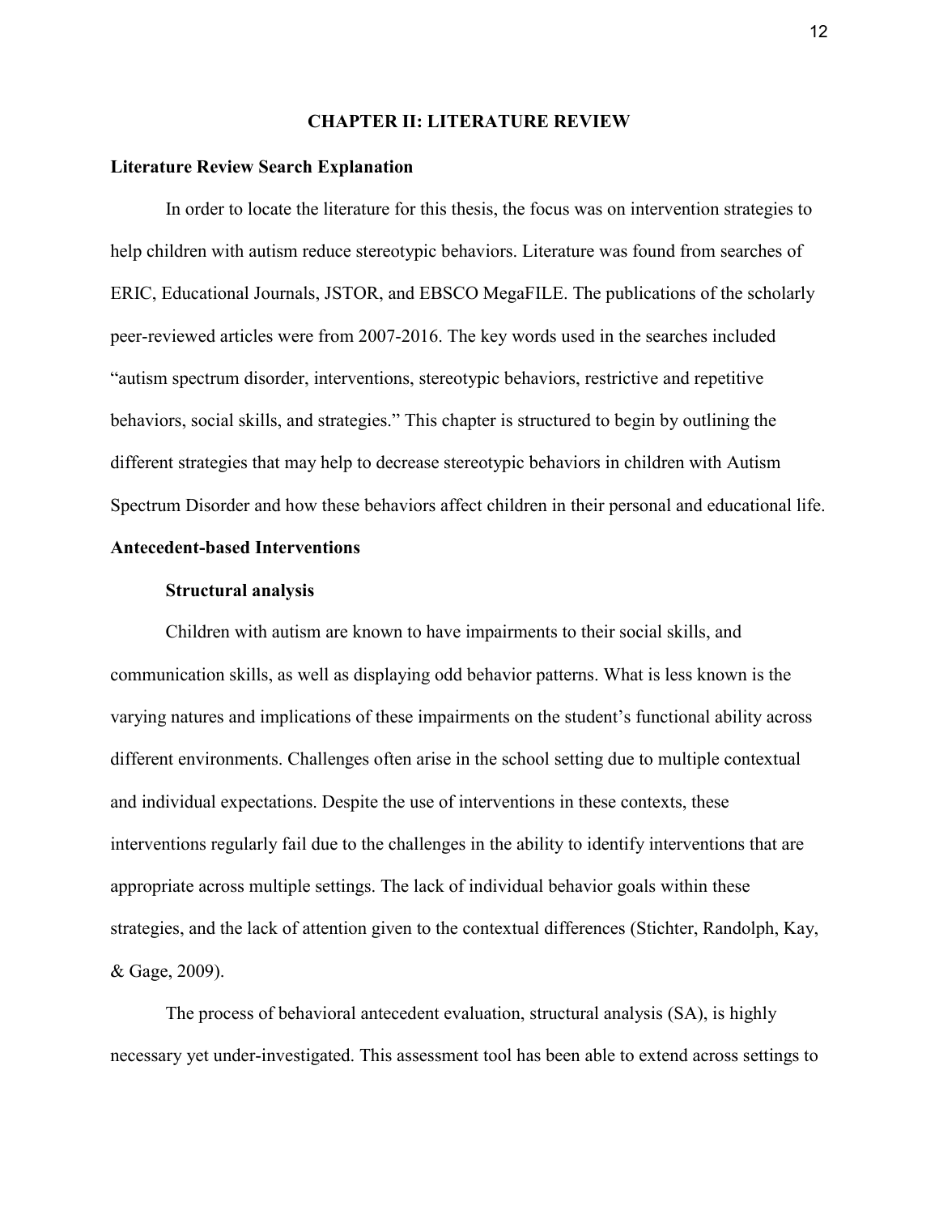# CHAPTER II: LITERATURE REVIEW

## Literature Review Search Explanation

In order to locate the literature for this thesis, the focus was on intervention strategies to help children with autism reduce stereotypic behaviors. Literature was found from searches of ERIC, Educational Journals, JSTOR, and EBSCO MegaFILE. The publications of the scholarly peer-reviewed articles were from 2007-2016. The key words used in the searches included "autism spectrum disorder, interventions, stereotypic behaviors, restrictive and repetitive behaviors, social skills, and strategies." This chapter is structured to begin by outlining the different strategies that may help to decrease stereotypic behaviors in children with Autism Spectrum Disorder and how these behaviors affect children in their personal and educational life.

## Antecedent-based Interventions

### Structural analysis

Children with autism are known to have impairments to their social skills, and communication skills, as well as displaying odd behavior patterns. What is less known is the varying natures and implications of these impairments on the student's functional ability across different environments. Challenges often arise in the school setting due to multiple contextual and individual expectations. Despite the use of interventions in these contexts, these interventions regularly fail due to the challenges in the ability to identify interventions that are appropriate across multiple settings. The lack of individual behavior goals within these strategies, and the lack of attention given to the contextual differences (Stichter, Randolph, Kay, & Gage, 2009).

The process of behavioral antecedent evaluation, structural analysis (SA), is highly necessary yet under-investigated. This assessment tool has been able to extend across settings to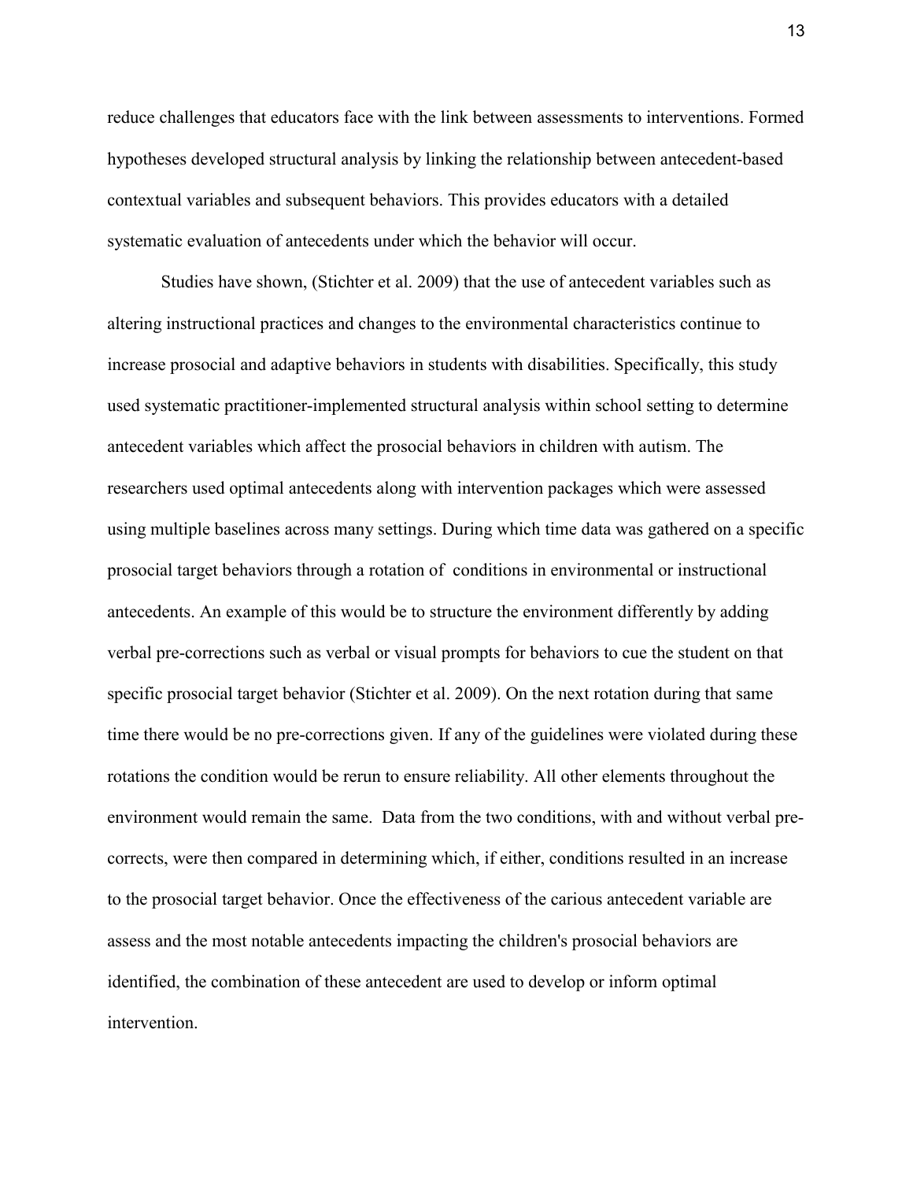reduce challenges that educators face with the link between assessments to interventions. Formed hypotheses developed structural analysis by linking the relationship between antecedent-based contextual variables and subsequent behaviors. This provides educators with a detailed systematic evaluation of antecedents under which the behavior will occur.

Studies have shown, (Stichter et al. 2009) that the use of antecedent variables such as altering instructional practices and changes to the environmental characteristics continue to increase prosocial and adaptive behaviors in students with disabilities. Specifically, this study used systematic practitioner-implemented structural analysis within school setting to determine antecedent variables which affect the prosocial behaviors in children with autism. The researchers used optimal antecedents along with intervention packages which were assessed using multiple baselines across many settings. During which time data was gathered on a specific prosocial target behaviors through a rotation of conditions in environmental or instructional antecedents. An example of this would be to structure the environment differently by adding verbal pre-corrections such as verbal or visual prompts for behaviors to cue the student on that specific prosocial target behavior (Stichter et al. 2009). On the next rotation during that same time there would be no pre-corrections given. If any of the guidelines were violated during these rotations the condition would be rerun to ensure reliability. All other elements throughout the environment would remain the same. Data from the two conditions, with and without verbal pre-corrects, were then compared in determining which, if either, conditions resulted in an increase to the prosocial target behavior. Once the effectiveness of the carious antecedent variable are assess and the most notable antecedents impacting the children's prosocial behaviors are identified, the combination of these antecedent are used to develop or inform optimal intervention.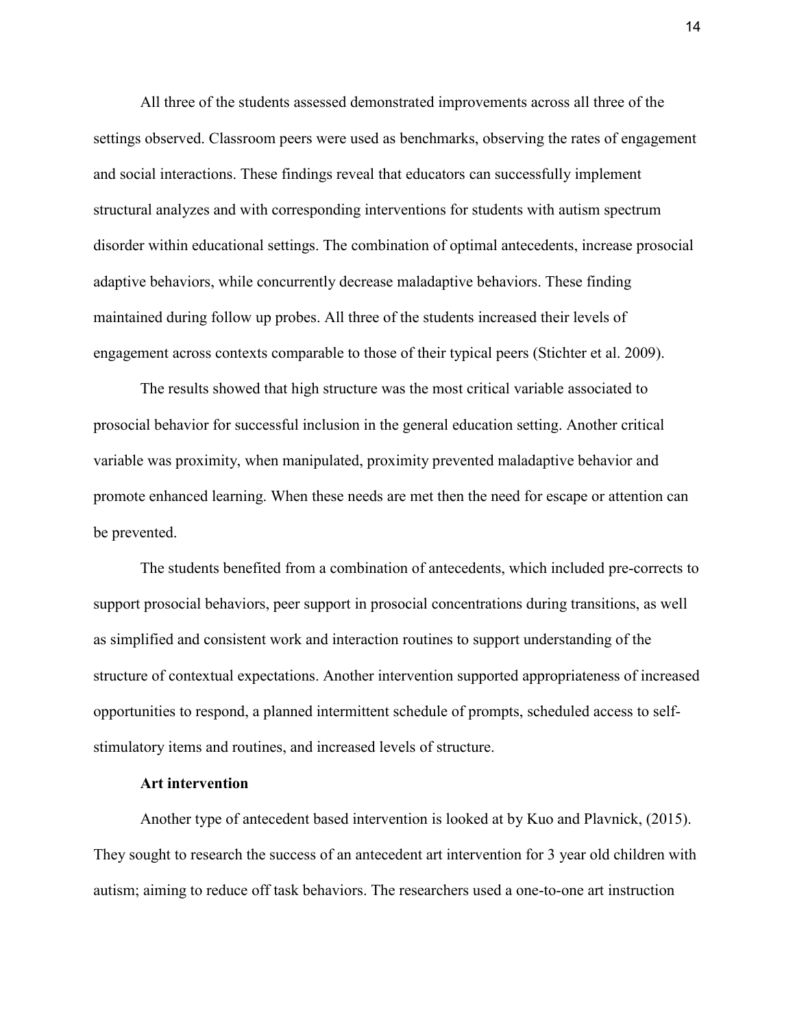All three of the students assessed demonstrated improvements across all three of the settings observed. Classroom peers were used as benchmarks, observing the rates of engagement and social interactions. These findings reveal that educators can successfully implement structural analyzes and with corresponding interventions for students with autism spectrum disorder within educational settings. The combination of optimal antecedents, increase prosocial adaptive behaviors, while concurrently decrease maladaptive behaviors. These finding maintained during follow up probes. All three of the students increased their levels of engagement across contexts comparable to those of their typical peers (Stichter et al. 2009).

The results showed that high structure was the most critical variable associated to prosocial behavior for successful inclusion in the general education setting. Another critical variable was proximity, when manipulated, proximity prevented maladaptive behavior and promote enhanced learning. When these needs are met then the need for escape or attention can be prevented.

The students benefited from a combination of antecedents, which included pre-corrects to support prosocial behaviors, peer support in prosocial concentrations during transitions, as well as simplified and consistent work and interaction routines to support understanding of the structure of contextual expectations. Another intervention supported appropriateness of increased opportunities to respond, a planned intermittent schedule of prompts, scheduled access to self-stimulatory items and routines, and increased levels of structure.

**Art intervention**

Another type of antecedent based intervention is looked at by Kuo and Plavnick, (2015). They sought to research the success of an antecedent art intervention for 3 year old children with autism; aiming to reduce off task behaviors. The researchers used a one-to-one art instruction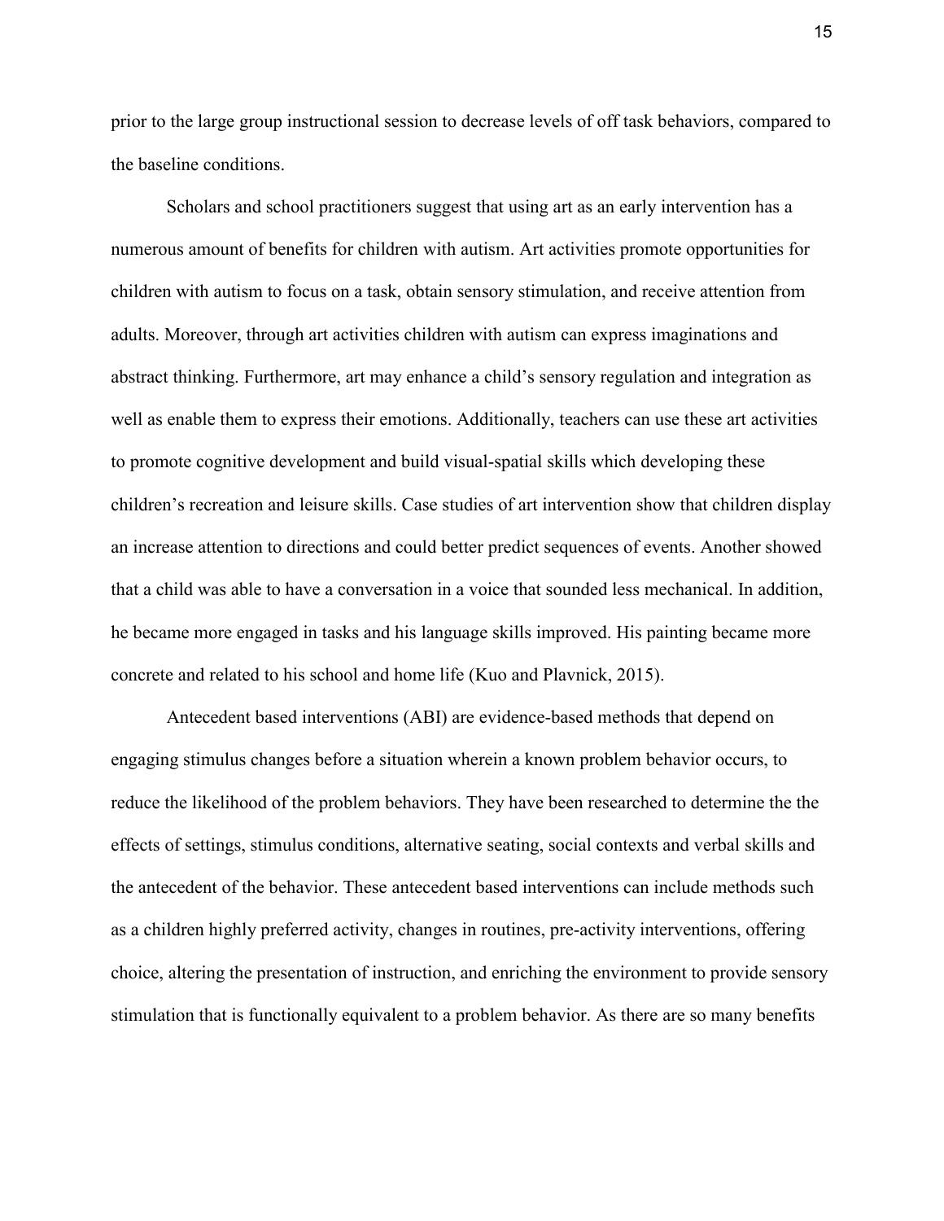prior to the large group instructional session to decrease levels of off task behaviors, compared to the baseline conditions.

Scholars and school practitioners suggest that using art as an early intervention has a numerous amount of benefits for children with autism. Art activities promote opportunities for children with autism to focus on a task, obtain sensory stimulation, and receive attention from adults. Moreover, through art activities children with autism can express imaginations and abstract thinking. Furthermore, art may enhance a child's sensory regulation and integration as well as enable them to express their emotions. Additionally, teachers can use these art activities to promote cognitive development and build visual-spatial skills which developing these children's recreation and leisure skills. Case studies of art intervention show that children display an increase attention to directions and could better predict sequences of events. Another showed that a child was able to have a conversation in a voice that sounded less mechanical. In addition, he became more engaged in tasks and his language skills improved. His painting became more concrete and related to his school and home life (Kuo and Plavnick, 2015).

Antecedent based interventions (ABI) are evidence-based methods that depend on engaging stimulus changes before a situation wherein a known problem behavior occurs, to reduce the likelihood of the problem behaviors. They have been researched to determine the the effects of settings, stimulus conditions, alternative seating, social contexts and verbal skills and the antecedent of the behavior. These antecedent based interventions can include methods such as a children highly preferred activity, changes in routines, pre-activity interventions, offering choice, altering the presentation of instruction, and enriching the environment to provide sensory stimulation that is functionally equivalent to a problem behavior. As there are so many benefits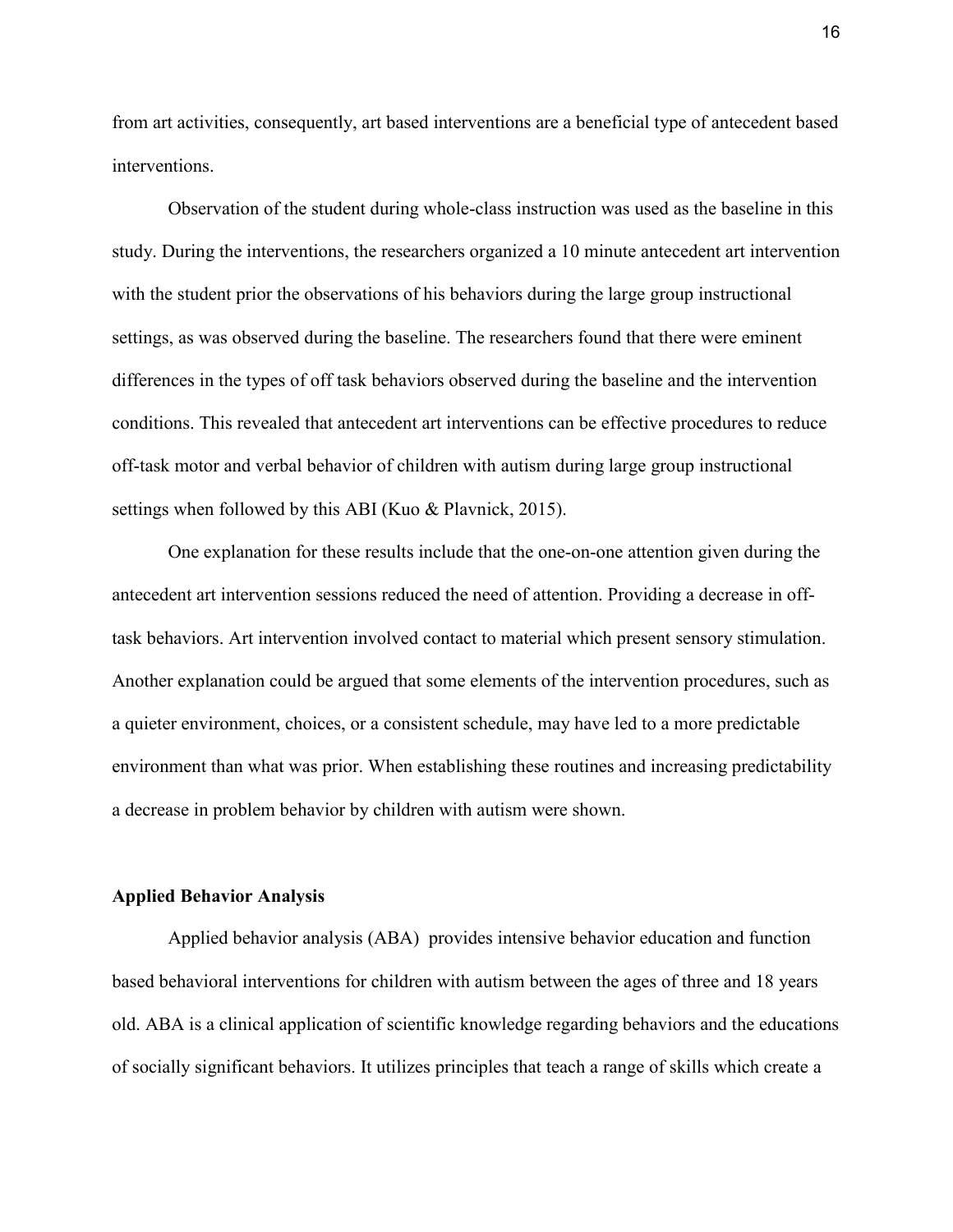from art activities, consequently, art based interventions are a beneficial type of antecedent based interventions.

Observation of the student during whole-class instruction was used as the baseline in this study. During the interventions, the researchers organized a 10 minute antecedent art intervention with the student prior the observations of his behaviors during the large group instructional settings, as was observed during the baseline. The researchers found that there were eminent differences in the types of off task behaviors observed during the baseline and the intervention conditions. This revealed that antecedent art interventions can be effective procedures to reduce off-task motor and verbal behavior of children with autism during large group instructional settings when followed by this ABI (Kuo & Plavnick, 2015).

One explanation for these results include that the one-on-one attention given during the antecedent art intervention sessions reduced the need of attention. Providing a decrease in off-task behaviors. Art intervention involved contact to material which present sensory stimulation. Another explanation could be argued that some elements of the intervention procedures, such as a quieter environment, choices, or a consistent schedule, may have led to a more predictable environment than what was prior. When establishing these routines and increasing predictability a decrease in problem behavior by children with autism were shown.

### Applied Behavior Analysis

Applied behavior analysis (ABA) provides intensive behavior education and function based behavioral interventions for children with autism between the ages of three and 18 years old. ABA is a clinical application of scientific knowledge regarding behaviors and the educations of socially significant behaviors. It utilizes principles that teach a range of skills which create a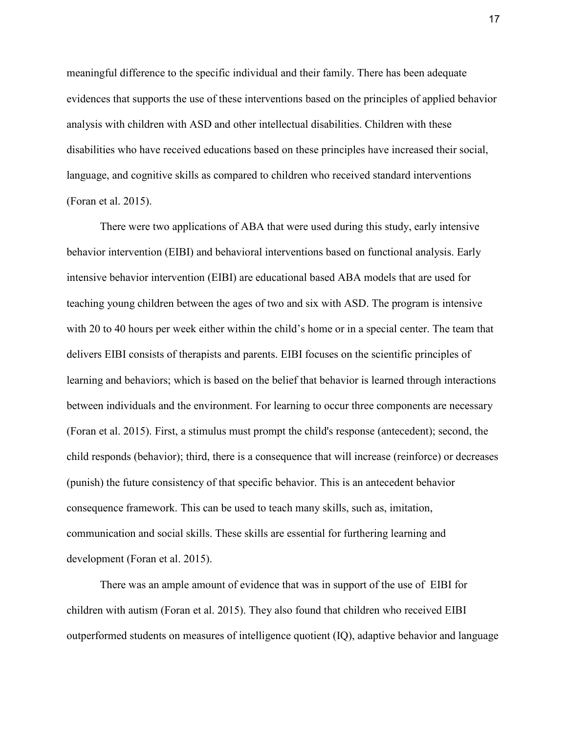meaningful difference to the specific individual and their family. There has been adequate evidences that supports the use of these interventions based on the principles of applied behavior analysis with children with ASD and other intellectual disabilities. Children with these disabilities who have received educations based on these principles have increased their social, language, and cognitive skills as compared to children who received standard interventions (Foran et al. 2015).

There were two applications of ABA that were used during this study, early intensive behavior intervention (EIBI) and behavioral interventions based on functional analysis. Early intensive behavior intervention (EIBI) are educational based ABA models that are used for teaching young children between the ages of two and six with ASD. The program is intensive with 20 to 40 hours per week either within the child's home or in a special center. The team that delivers EIBI consists of therapists and parents. EIBI focuses on the scientific principles of learning and behaviors; which is based on the belief that behavior is learned through interactions between individuals and the environment. For learning to occur three components are necessary (Foran et al. 2015). First, a stimulus must prompt the child's response (antecedent); second, the child responds (behavior); third, there is a consequence that will increase (reinforce) or decreases (punish) the future consistency of that specific behavior. This is an antecedent behavior consequence framework. This can be used to teach many skills, such as, imitation, communication and social skills. These skills are essential for furthering learning and development (Foran et al. 2015).

There was an ample amount of evidence that was in support of the use of EIBI for children with autism (Foran et al. 2015). They also found that children who received EIBI outperformed students on measures of intelligence quotient (IQ), adaptive behavior and language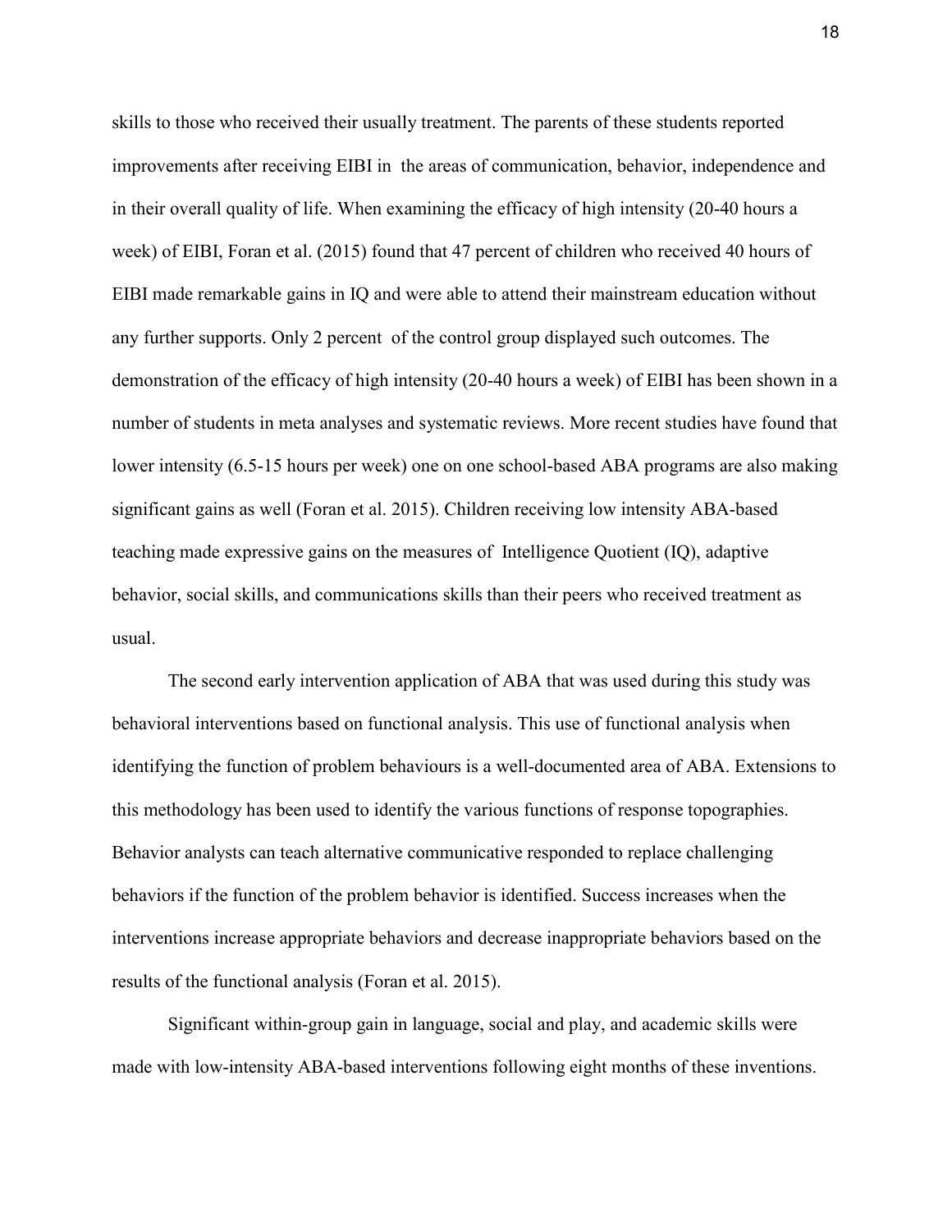skills to those who received their usually treatment. The parents of these students reported improvements after receiving EIBI in the areas of communication, behavior, independence and in their overall quality of life. When examining the efficacy of high intensity (20-40 hours a week) of EIBI, Foran et al. (2015) found that 47 percent of children who received 40 hours of EIBI made remarkable gains in IQ and were able to attend their mainstream education without any further supports. Only 2 percent of the control group displayed such outcomes. The demonstration of the efficacy of high intensity (20-40 hours a week) of EIBI has been shown in a number of students in meta analyses and systematic reviews. More recent studies have found that lower intensity (6.5-15 hours per week) one on one school-based ABA programs are also making significant gains as well (Foran et al. 2015). Children receiving low intensity ABA-based teaching made expressive gains on the measures of Intelligence Quotient (IQ), adaptive behavior, social skills, and communications skills than their peers who received treatment as usual.

The second early intervention application of ABA that was used during this study was behavioral interventions based on functional analysis. This use of functional analysis when identifying the function of problem behaviours is a well-documented area of ABA. Extensions to this methodology has been used to identify the various functions of response topographies. Behavior analysts can teach alternative communicative responded to replace challenging behaviors if the function of the problem behavior is identified. Success increases when the interventions increase appropriate behaviors and decrease inappropriate behaviors based on the results of the functional analysis (Foran et al. 2015).

Significant within-group gain in language, social and play, and academic skills were made with low-intensity ABA-based interventions following eight months of these inventions.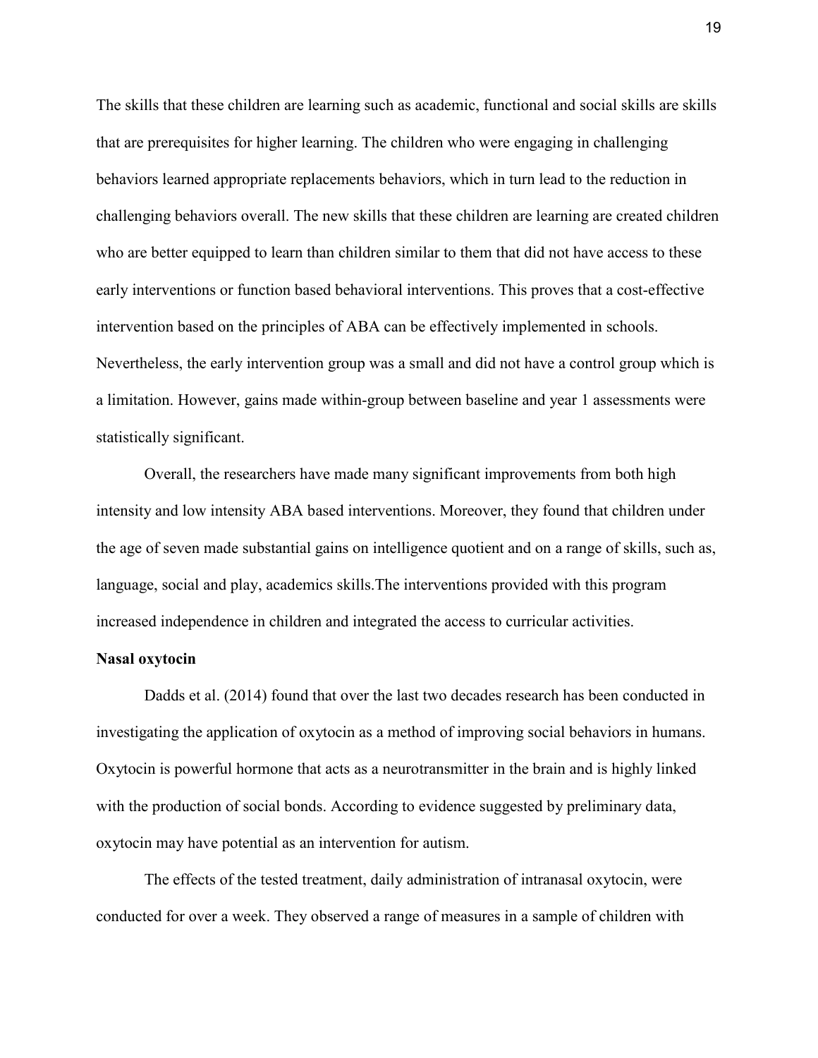The skills that these children are learning such as academic, functional and social skills are skills that are prerequisites for higher learning. The children who were engaging in challenging behaviors learned appropriate replacements behaviors, which in turn lead to the reduction in challenging behaviors overall. The new skills that these children are learning are created children who are better equipped to learn than children similar to them that did not have access to these early interventions or function based behavioral interventions. This proves that a cost-effective intervention based on the principles of ABA can be effectively implemented in schools. Nevertheless, the early intervention group was a small and did not have a control group which is a limitation. However, gains made within-group between baseline and year 1 assessments were statistically significant.

Overall, the researchers have made many significant improvements from both high intensity and low intensity ABA based interventions. Moreover, they found that children under the age of seven made substantial gains on intelligence quotient and on a range of skills, such as, language, social and play, academics skills.The interventions provided with this program increased independence in children and integrated the access to curricular activities.

**Nasal oxytocin**

Dadds et al. (2014) found that over the last two decades research has been conducted in investigating the application of oxytocin as a method of improving social behaviors in humans. Oxytocin is powerful hormone that acts as a neurotransmitter in the brain and is highly linked with the production of social bonds. According to evidence suggested by preliminary data, oxytocin may have potential as an intervention for autism.

The effects of the tested treatment, daily administration of intranasal oxytocin, were conducted for over a week. They observed a range of measures in a sample of children with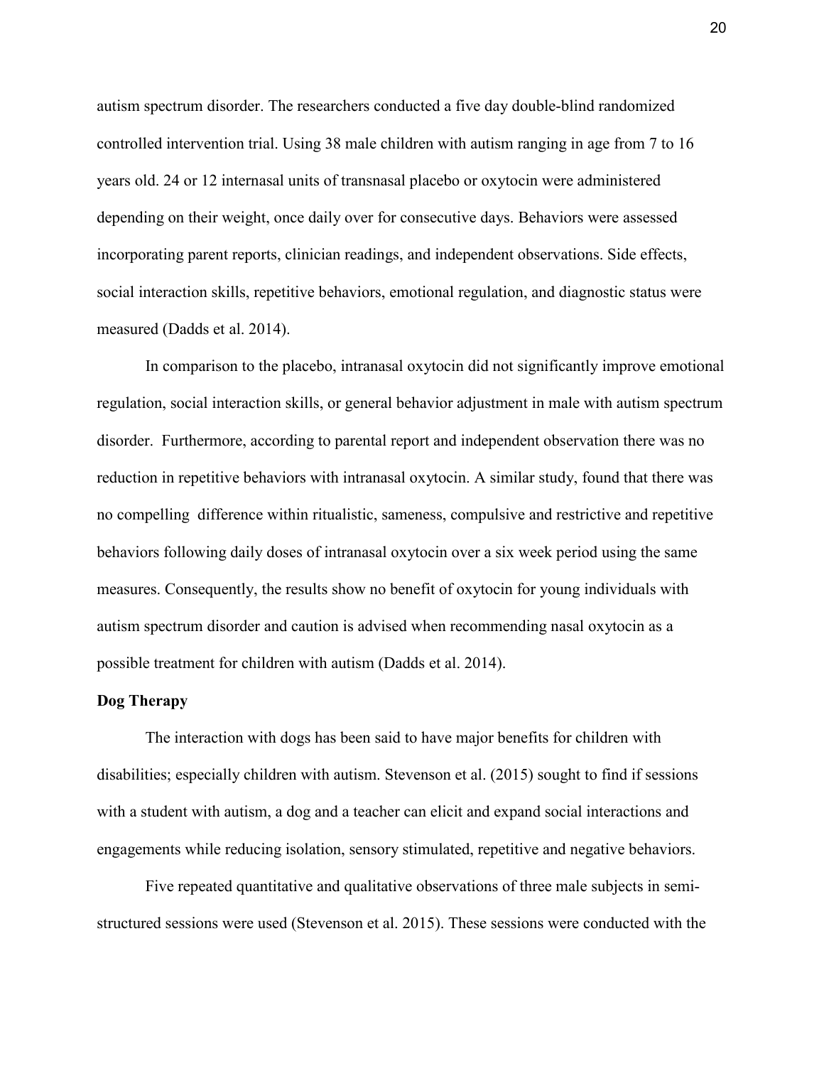autism spectrum disorder. The researchers conducted a five day double-blind randomized controlled intervention trial. Using 38 male children with autism ranging in age from 7 to 16 years old. 24 or 12 internasal units of transnasal placebo or oxytocin were administered depending on their weight, once daily over for consecutive days. Behaviors were assessed incorporating parent reports, clinician readings, and independent observations. Side effects, social interaction skills, repetitive behaviors, emotional regulation, and diagnostic status were measured (Dadds et al. 2014).

In comparison to the placebo, intranasal oxytocin did not significantly improve emotional regulation, social interaction skills, or general behavior adjustment in male with autism spectrum disorder. Furthermore, according to parental report and independent observation there was no reduction in repetitive behaviors with intranasal oxytocin. A similar study, found that there was no compelling difference within ritualistic, sameness, compulsive and restrictive and repetitive behaviors following daily doses of intranasal oxytocin over a six week period using the same measures. Consequently, the results show no benefit of oxytocin for young individuals with autism spectrum disorder and caution is advised when recommending nasal oxytocin as a possible treatment for children with autism (Dadds et al. 2014).

**Dog Therapy**

The interaction with dogs has been said to have major benefits for children with disabilities; especially children with autism. Stevenson et al. (2015) sought to find if sessions with a student with autism, a dog and a teacher can elicit and expand social interactions and engagements while reducing isolation, sensory stimulated, repetitive and negative behaviors.

Five repeated quantitative and qualitative observations of three male subjects in semi-structured sessions were used (Stevenson et al. 2015). These sessions were conducted with the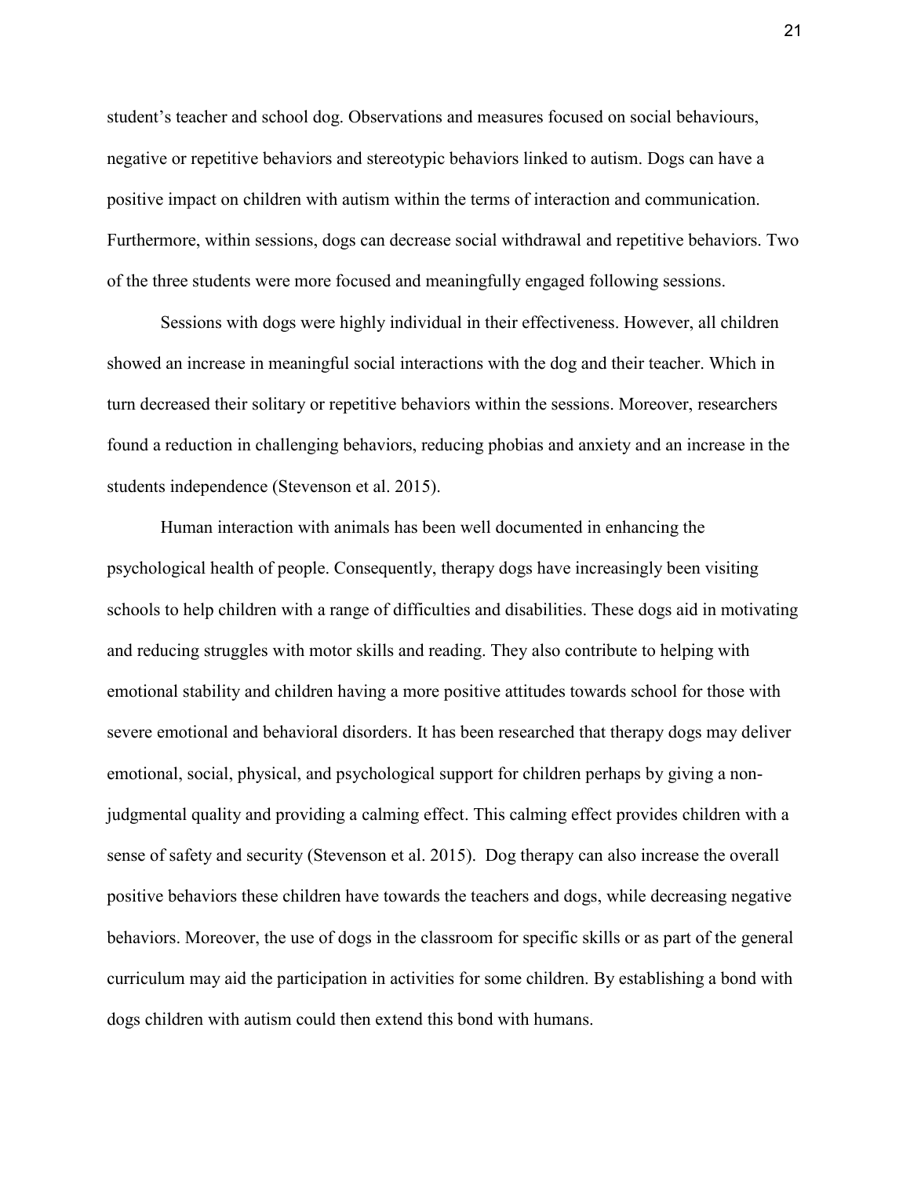student's teacher and school dog. Observations and measures focused on social behaviours, negative or repetitive behaviors and stereotypic behaviors linked to autism. Dogs can have a positive impact on children with autism within the terms of interaction and communication. Furthermore, within sessions, dogs can decrease social withdrawal and repetitive behaviors. Two of the three students were more focused and meaningfully engaged following sessions.

Sessions with dogs were highly individual in their effectiveness. However, all children showed an increase in meaningful social interactions with the dog and their teacher. Which in turn decreased their solitary or repetitive behaviors within the sessions. Moreover, researchers found a reduction in challenging behaviors, reducing phobias and anxiety and an increase in the students independence (Stevenson et al. 2015).

Human interaction with animals has been well documented in enhancing the psychological health of people. Consequently, therapy dogs have increasingly been visiting schools to help children with a range of difficulties and disabilities. These dogs aid in motivating and reducing struggles with motor skills and reading. They also contribute to helping with emotional stability and children having a more positive attitudes towards school for those with severe emotional and behavioral disorders. It has been researched that therapy dogs may deliver emotional, social, physical, and psychological support for children perhaps by giving a non-judgmental quality and providing a calming effect. This calming effect provides children with a sense of safety and security (Stevenson et al. 2015). Dog therapy can also increase the overall positive behaviors these children have towards the teachers and dogs, while decreasing negative behaviors. Moreover, the use of dogs in the classroom for specific skills or as part of the general curriculum may aid the participation in activities for some children. By establishing a bond with dogs children with autism could then extend this bond with humans.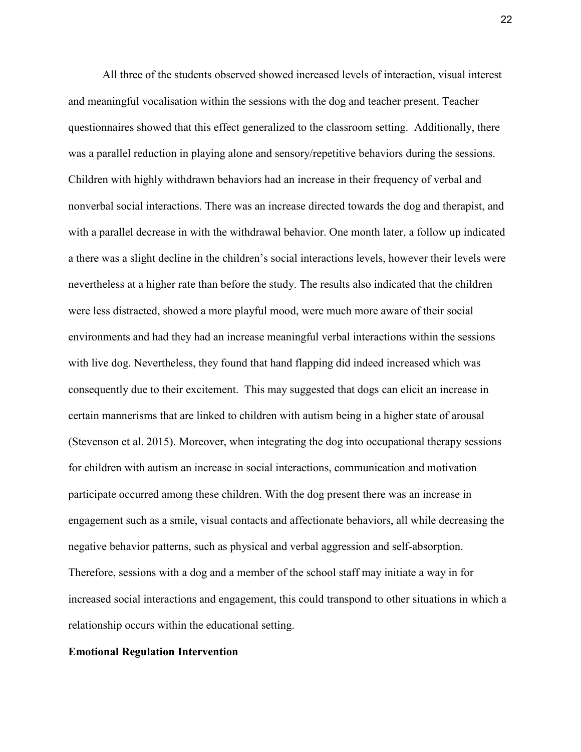All three of the students observed showed increased levels of interaction, visual interest and meaningful vocalisation within the sessions with the dog and teacher present. Teacher questionnaires showed that this effect generalized to the classroom setting.  Additionally, there was a parallel reduction in playing alone and sensory/repetitive behaviors during the sessions. Children with highly withdrawn behaviors had an increase in their frequency of verbal and nonverbal social interactions. There was an increase directed towards the dog and therapist, and with a parallel decrease in with the withdrawal behavior. One month later, a follow up indicated a there was a slight decline in the children's social interactions levels, however their levels were nevertheless at a higher rate than before the study. The results also indicated that the children were less distracted, showed a more playful mood, were much more aware of their social environments and had they had an increase meaningful verbal interactions within the sessions with live dog. Nevertheless, they found that hand flapping did indeed increased which was consequently due to their excitement.  This may suggested that dogs can elicit an increase in certain mannerisms that are linked to children with autism being in a higher state of arousal (Stevenson et al. 2015). Moreover, when integrating the dog into occupational therapy sessions for children with autism an increase in social interactions, communication and motivation participate occurred among these children. With the dog present there was an increase in engagement such as a smile, visual contacts and affectionate behaviors, all while decreasing the negative behavior patterns, such as physical and verbal aggression and self-absorption. Therefore, sessions with a dog and a member of the school staff may initiate a way in for increased social interactions and engagement, this could transpond to other situations in which a relationship occurs within the educational setting.

**Emotional Regulation Intervention**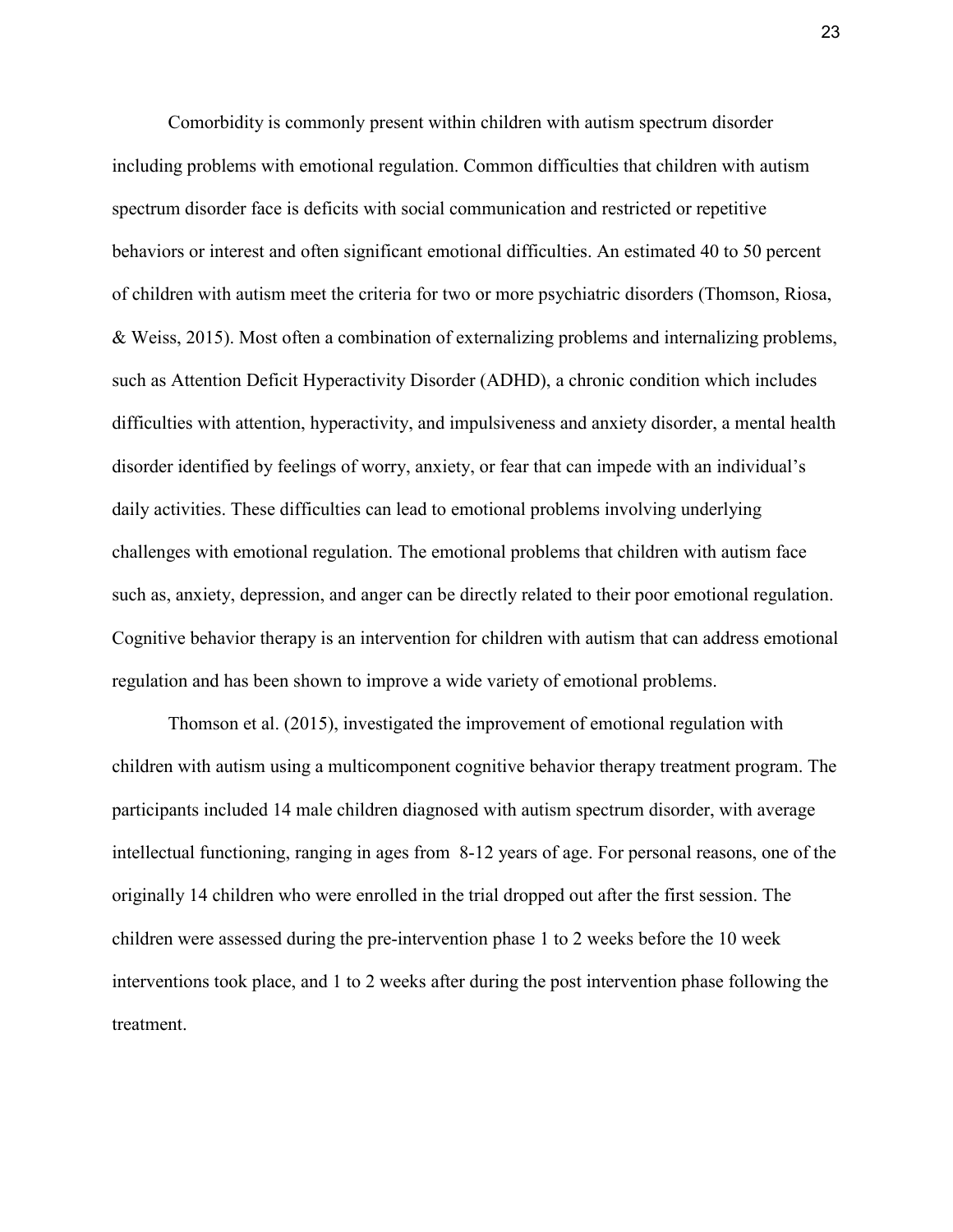Comorbidity is commonly present within children with autism spectrum disorder including problems with emotional regulation. Common difficulties that children with autism spectrum disorder face is deficits with social communication and restricted or repetitive behaviors or interest and often significant emotional difficulties. An estimated 40 to 50 percent of children with autism meet the criteria for two or more psychiatric disorders (Thomson, Riosa, & Weiss, 2015). Most often a combination of externalizing problems and internalizing problems, such as Attention Deficit Hyperactivity Disorder (ADHD), a chronic condition which includes difficulties with attention, hyperactivity, and impulsiveness and anxiety disorder, a mental health disorder identified by feelings of worry, anxiety, or fear that can impede with an individual's daily activities. These difficulties can lead to emotional problems involving underlying challenges with emotional regulation. The emotional problems that children with autism face such as, anxiety, depression, and anger can be directly related to their poor emotional regulation. Cognitive behavior therapy is an intervention for children with autism that can address emotional regulation and has been shown to improve a wide variety of emotional problems.

Thomson et al. (2015), investigated the improvement of emotional regulation with children with autism using a multicomponent cognitive behavior therapy treatment program. The participants included 14 male children diagnosed with autism spectrum disorder, with average intellectual functioning, ranging in ages from 8-12 years of age. For personal reasons, one of the originally 14 children who were enrolled in the trial dropped out after the first session. The children were assessed during the pre-intervention phase 1 to 2 weeks before the 10 week interventions took place, and 1 to 2 weeks after during the post intervention phase following the treatment.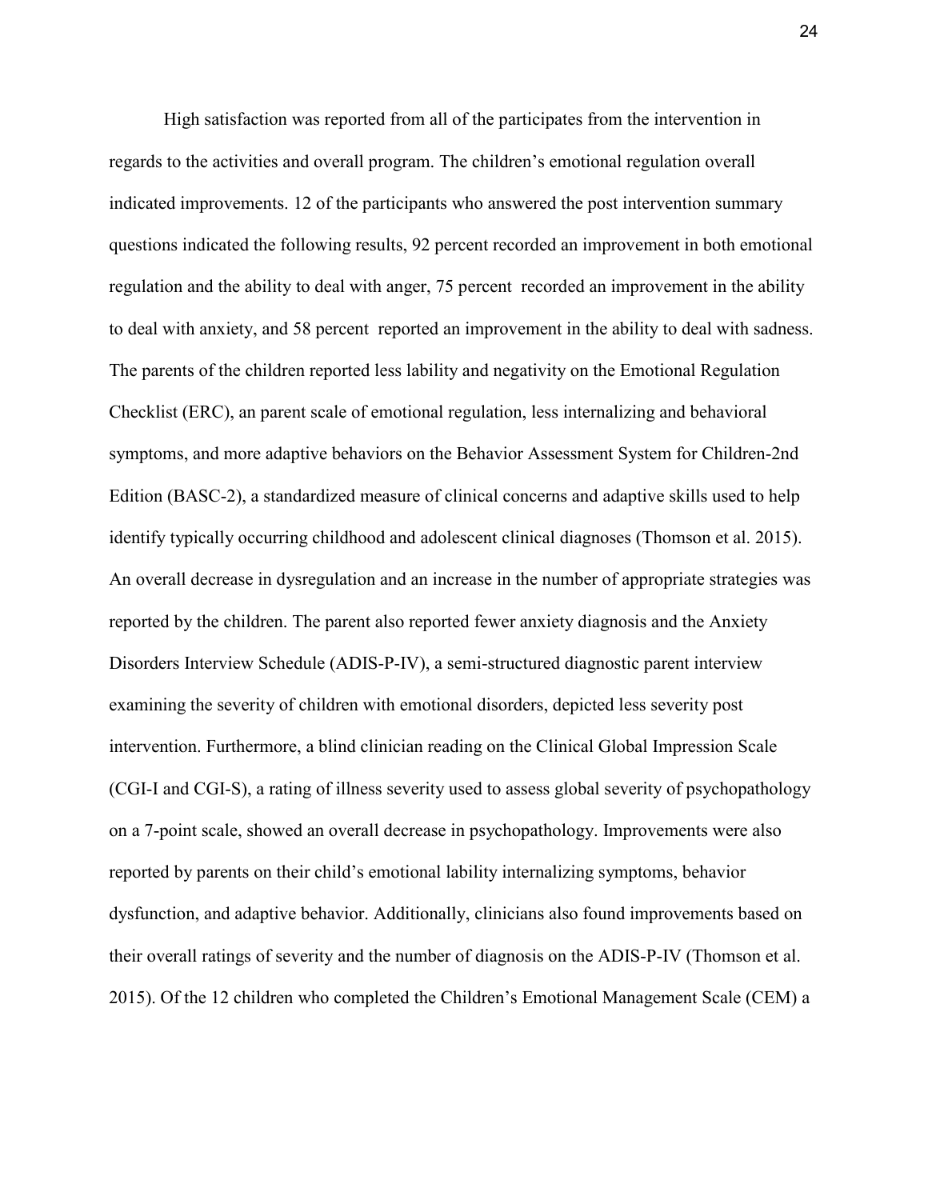High satisfaction was reported from all of the participates from the intervention in regards to the activities and overall program. The children's emotional regulation overall indicated improvements. 12 of the participants who answered the post intervention summary questions indicated the following results, 92 percent recorded an improvement in both emotional regulation and the ability to deal with anger, 75 percent recorded an improvement in the ability to deal with anxiety, and 58 percent reported an improvement in the ability to deal with sadness. The parents of the children reported less lability and negativity on the Emotional Regulation Checklist (ERC), an parent scale of emotional regulation, less internalizing and behavioral symptoms, and more adaptive behaviors on the Behavior Assessment System for Children-2nd Edition (BASC-2), a standardized measure of clinical concerns and adaptive skills used to help identify typically occurring childhood and adolescent clinical diagnoses (Thomson et al. 2015). An overall decrease in dysregulation and an increase in the number of appropriate strategies was reported by the children. The parent also reported fewer anxiety diagnosis and the Anxiety Disorders Interview Schedule (ADIS-P-IV), a semi-structured diagnostic parent interview examining the severity of children with emotional disorders, depicted less severity post intervention. Furthermore, a blind clinician reading on the Clinical Global Impression Scale (CGI-I and CGI-S), a rating of illness severity used to assess global severity of psychopathology on a 7-point scale, showed an overall decrease in psychopathology. Improvements were also reported by parents on their child's emotional lability internalizing symptoms, behavior dysfunction, and adaptive behavior. Additionally, clinicians also found improvements based on their overall ratings of severity and the number of diagnosis on the ADIS-P-IV (Thomson et al. 2015). Of the 12 children who completed the Children's Emotional Management Scale (CEM) a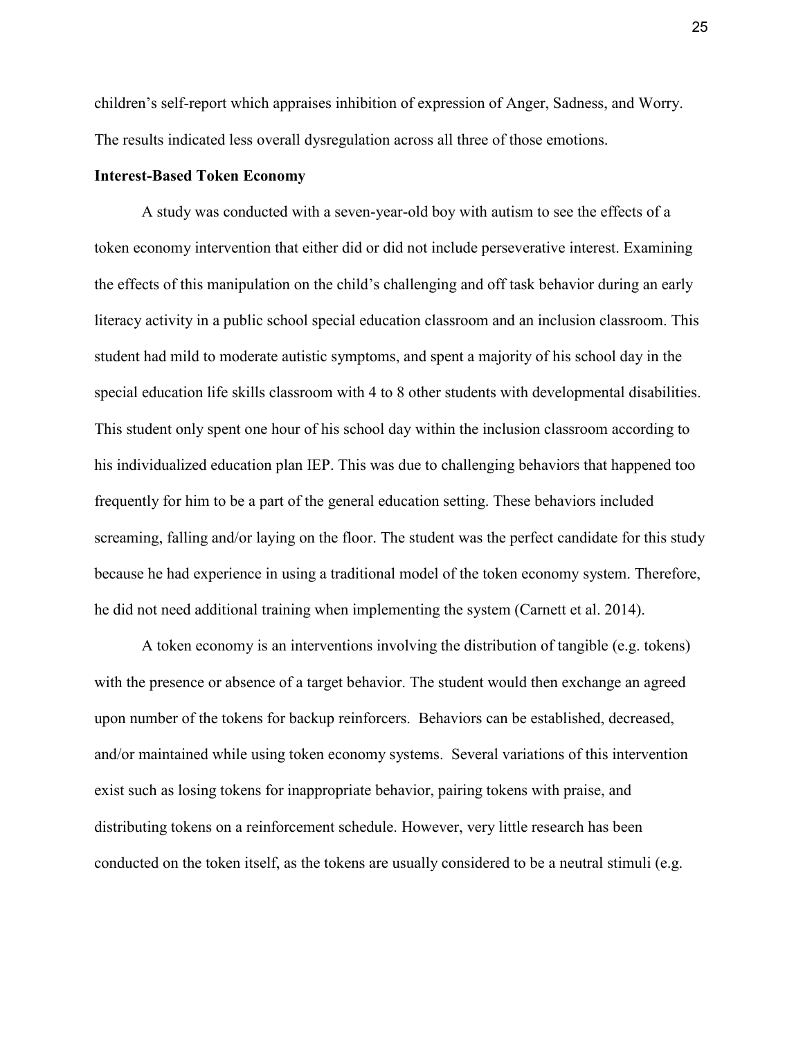children's self-report which appraises inhibition of expression of Anger, Sadness, and Worry. The results indicated less overall dysregulation across all three of those emotions.

**Interest-Based Token Economy**

A study was conducted with a seven-year-old boy with autism to see the effects of a token economy intervention that either did or did not include perseverative interest. Examining the effects of this manipulation on the child's challenging and off task behavior during an early literacy activity in a public school special education classroom and an inclusion classroom. This student had mild to moderate autistic symptoms, and spent a majority of his school day in the special education life skills classroom with 4 to 8 other students with developmental disabilities. This student only spent one hour of his school day within the inclusion classroom according to his individualized education plan IEP. This was due to challenging behaviors that happened too frequently for him to be a part of the general education setting. These behaviors included screaming, falling and/or laying on the floor. The student was the perfect candidate for this study because he had experience in using a traditional model of the token economy system. Therefore, he did not need additional training when implementing the system (Carnett et al. 2014).

A token economy is an interventions involving the distribution of tangible (e.g. tokens) with the presence or absence of a target behavior. The student would then exchange an agreed upon number of the tokens for backup reinforcers. Behaviors can be established, decreased, and/or maintained while using token economy systems. Several variations of this intervention exist such as losing tokens for inappropriate behavior, pairing tokens with praise, and distributing tokens on a reinforcement schedule. However, very little research has been conducted on the token itself, as the tokens are usually considered to be a neutral stimuli (e.g.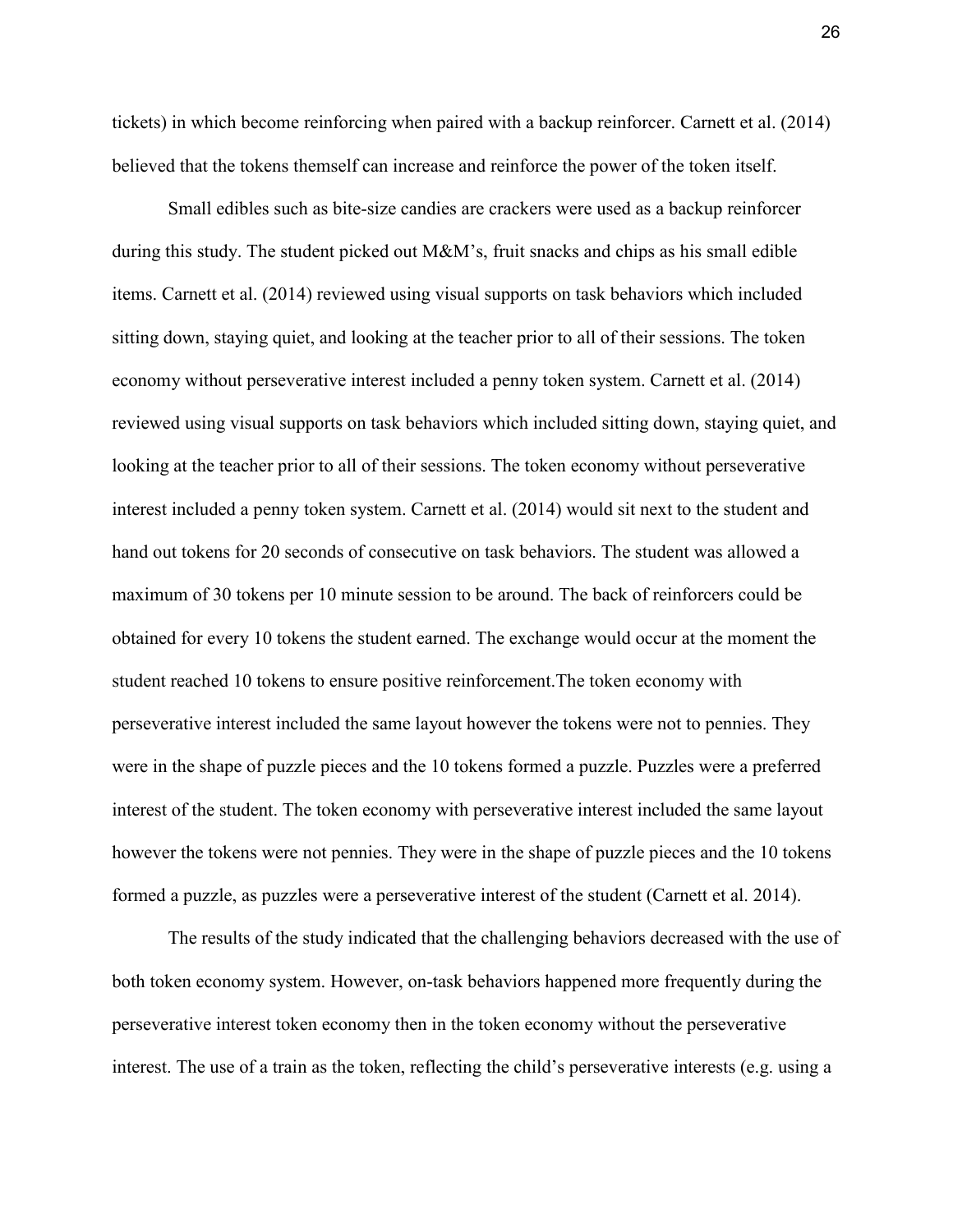tickets) in which become reinforcing when paired with a backup reinforcer. Carnett et al. (2014) believed that the tokens themself can increase and reinforce the power of the token itself.

Small edibles such as bite-size candies are crackers were used as a backup reinforcer during this study. The student picked out M&M's, fruit snacks and chips as his small edible items. Carnett et al. (2014) reviewed using visual supports on task behaviors which included sitting down, staying quiet, and looking at the teacher prior to all of their sessions. The token economy without perseverative interest included a penny token system. Carnett et al. (2014) reviewed using visual supports on task behaviors which included sitting down, staying quiet, and looking at the teacher prior to all of their sessions. The token economy without perseverative interest included a penny token system. Carnett et al. (2014) would sit next to the student and hand out tokens for 20 seconds of consecutive on task behaviors. The student was allowed a maximum of 30 tokens per 10 minute session to be around. The back of reinforcers could be obtained for every 10 tokens the student earned. The exchange would occur at the moment the student reached 10 tokens to ensure positive reinforcement.The token economy with perseverative interest included the same layout however the tokens were not to pennies. They were in the shape of puzzle pieces and the 10 tokens formed a puzzle. Puzzles were a preferred interest of the student. The token economy with perseverative interest included the same layout however the tokens were not pennies. They were in the shape of puzzle pieces and the 10 tokens formed a puzzle, as puzzles were a perseverative interest of the student (Carnett et al. 2014).

The results of the study indicated that the challenging behaviors decreased with the use of both token economy system. However, on-task behaviors happened more frequently during the perseverative interest token economy then in the token economy without the perseverative interest. The use of a train as the token, reflecting the child's perseverative interests (e.g. using a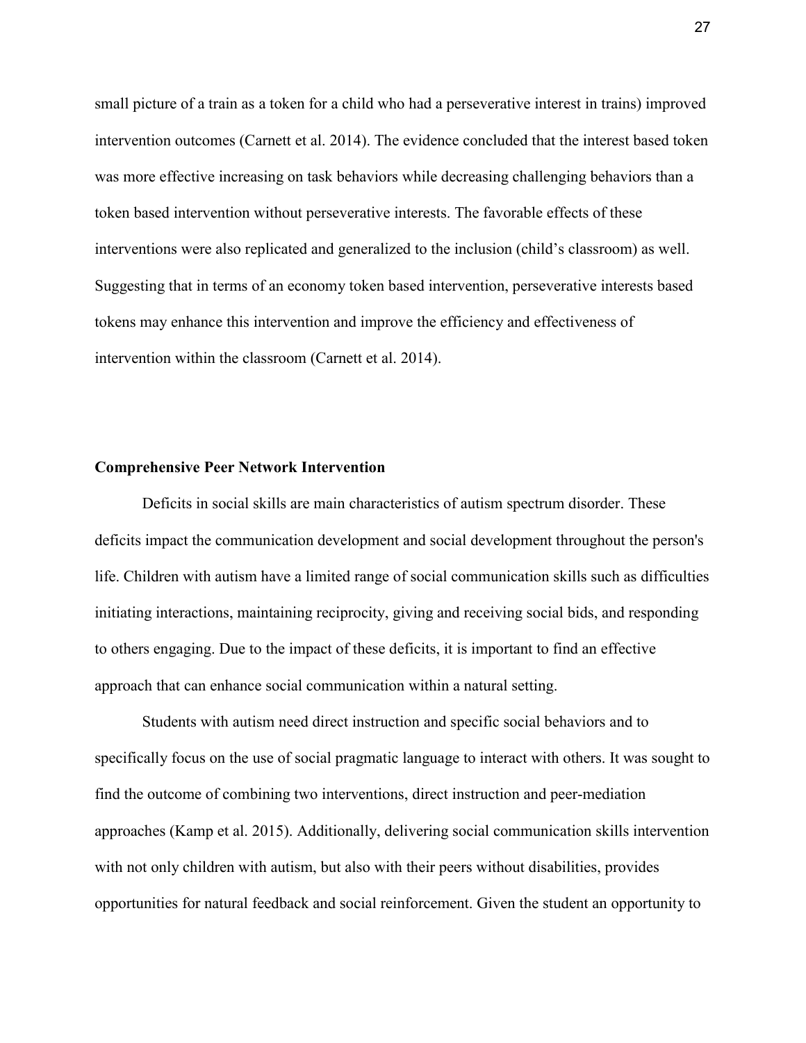small picture of a train as a token for a child who had a perseverative interest in trains) improved intervention outcomes (Carnett et al. 2014). The evidence concluded that the interest based token was more effective increasing on task behaviors while decreasing challenging behaviors than a token based intervention without perseverative interests. The favorable effects of these interventions were also replicated and generalized to the inclusion (child's classroom) as well. Suggesting that in terms of an economy token based intervention, perseverative interests based tokens may enhance this intervention and improve the efficiency and effectiveness of intervention within the classroom (Carnett et al. 2014).

**Comprehensive Peer Network Intervention**

Deficits in social skills are main characteristics of autism spectrum disorder. These deficits impact the communication development and social development throughout the person's life. Children with autism have a limited range of social communication skills such as difficulties initiating interactions, maintaining reciprocity, giving and receiving social bids, and responding to others engaging. Due to the impact of these deficits, it is important to find an effective approach that can enhance social communication within a natural setting.

Students with autism need direct instruction and specific social behaviors and to specifically focus on the use of social pragmatic language to interact with others. It was sought to find the outcome of combining two interventions, direct instruction and peer-mediation approaches (Kamp et al. 2015). Additionally, delivering social communication skills intervention with not only children with autism, but also with their peers without disabilities, provides opportunities for natural feedback and social reinforcement. Given the student an opportunity to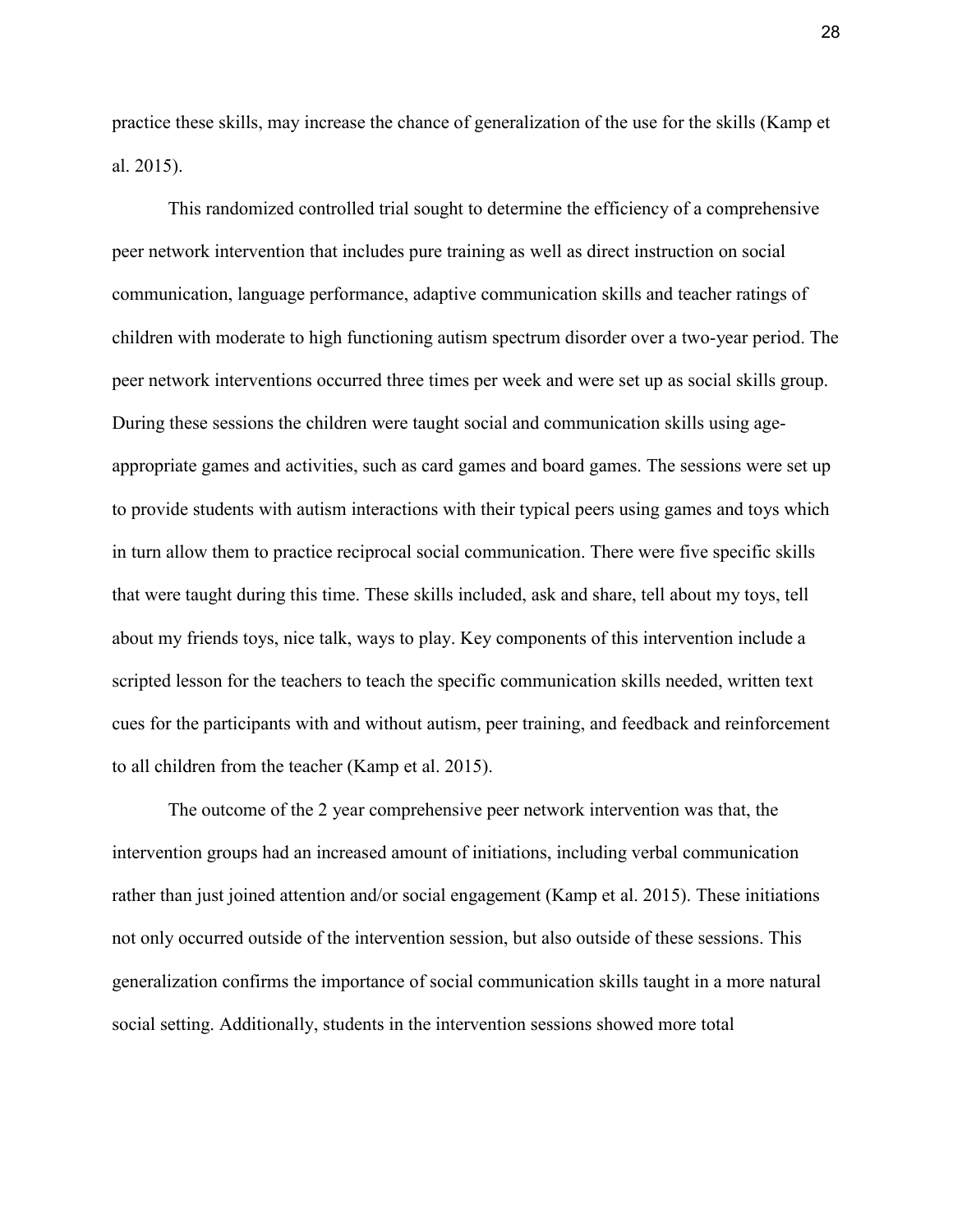practice these skills, may increase the chance of generalization of the use for the skills (Kamp et al. 2015).

This randomized controlled trial sought to determine the efficiency of a comprehensive peer network intervention that includes pure training as well as direct instruction on social communication, language performance, adaptive communication skills and teacher ratings of children with moderate to high functioning autism spectrum disorder over a two-year period. The peer network interventions occurred three times per week and were set up as social skills group. During these sessions the children were taught social and communication skills using age-appropriate games and activities, such as card games and board games. The sessions were set up to provide students with autism interactions with their typical peers using games and toys which in turn allow them to practice reciprocal social communication. There were five specific skills that were taught during this time. These skills included, ask and share, tell about my toys, tell about my friends toys, nice talk, ways to play. Key components of this intervention include a scripted lesson for the teachers to teach the specific communication skills needed, written text cues for the participants with and without autism, peer training, and feedback and reinforcement to all children from the teacher (Kamp et al. 2015).

The outcome of the 2 year comprehensive peer network intervention was that, the intervention groups had an increased amount of initiations, including verbal communication rather than just joined attention and/or social engagement (Kamp et al. 2015). These initiations not only occurred outside of the intervention session, but also outside of these sessions. This generalization confirms the importance of social communication skills taught in a more natural social setting. Additionally, students in the intervention sessions showed more total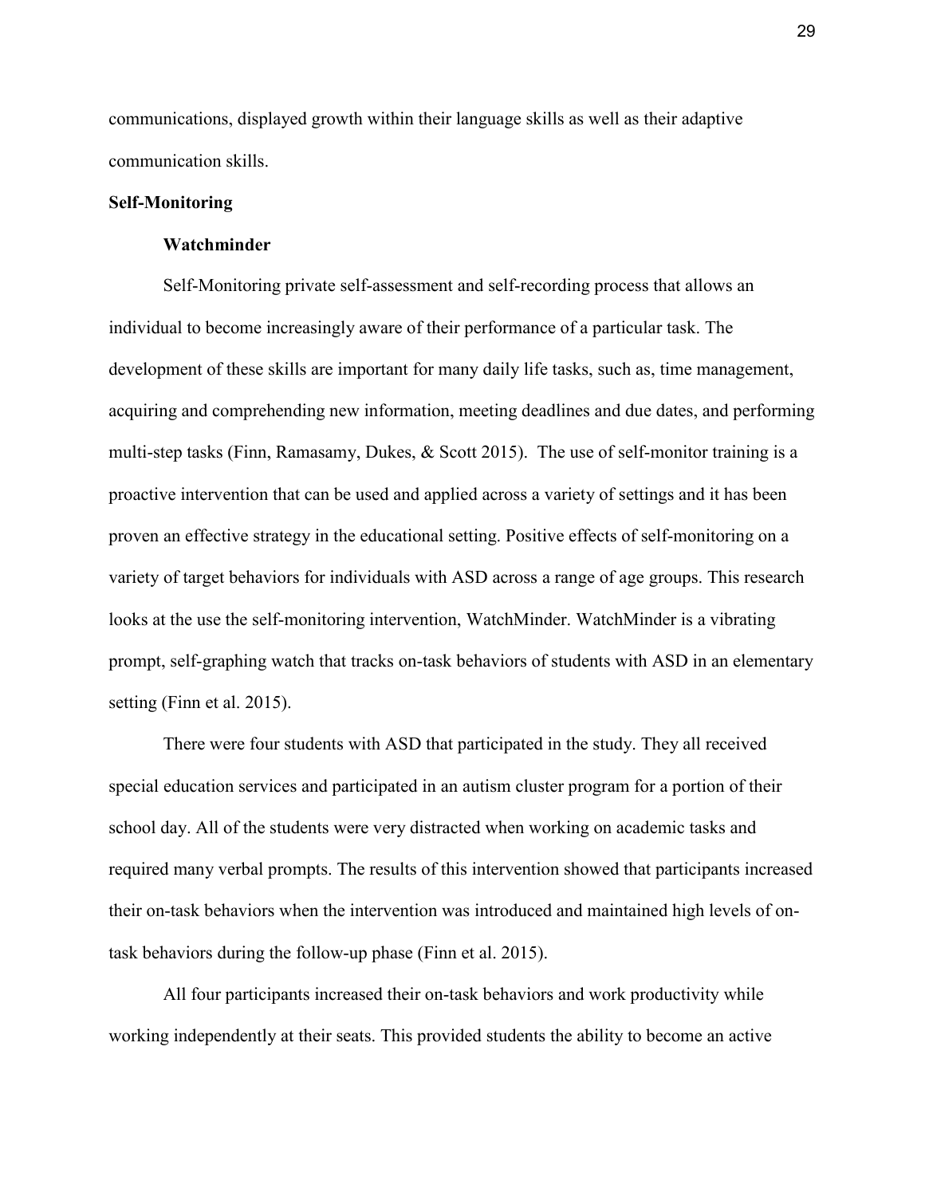communications, displayed growth within their language skills as well as their adaptive communication skills.

## Self-Monitoring

### Watchminder

Self-Monitoring private self-assessment and self-recording process that allows an individual to become increasingly aware of their performance of a particular task. The development of these skills are important for many daily life tasks, such as, time management, acquiring and comprehending new information, meeting deadlines and due dates, and performing multi-step tasks (Finn, Ramasamy, Dukes, & Scott 2015). The use of self-monitor training is a proactive intervention that can be used and applied across a variety of settings and it has been proven an effective strategy in the educational setting. Positive effects of self-monitoring on a variety of target behaviors for individuals with ASD across a range of age groups. This research looks at the use the self-monitoring intervention, WatchMinder. WatchMinder is a vibrating prompt, self-graphing watch that tracks on-task behaviors of students with ASD in an elementary setting (Finn et al. 2015).

There were four students with ASD that participated in the study. They all received special education services and participated in an autism cluster program for a portion of their school day. All of the students were very distracted when working on academic tasks and required many verbal prompts. The results of this intervention showed that participants increased their on-task behaviors when the intervention was introduced and maintained high levels of on-task behaviors during the follow-up phase (Finn et al. 2015).

All four participants increased their on-task behaviors and work productivity while working independently at their seats. This provided students the ability to become an active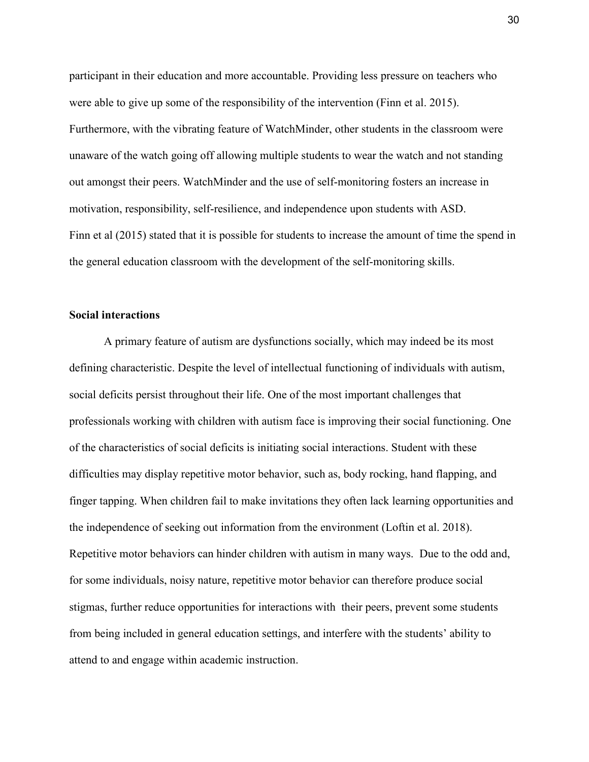participant in their education and more accountable. Providing less pressure on teachers who were able to give up some of the responsibility of the intervention (Finn et al. 2015). Furthermore, with the vibrating feature of WatchMinder, other students in the classroom were unaware of the watch going off allowing multiple students to wear the watch and not standing out amongst their peers. WatchMinder and the use of self-monitoring fosters an increase in motivation, responsibility, self-resilience, and independence upon students with ASD.

Finn et al (2015) stated that it is possible for students to increase the amount of time the spend in the general education classroom with the development of the self-monitoring skills.

**Social interactions**

A primary feature of autism are dysfunctions socially, which may indeed be its most defining characteristic. Despite the level of intellectual functioning of individuals with autism, social deficits persist throughout their life. One of the most important challenges that professionals working with children with autism face is improving their social functioning. One of the characteristics of social deficits is initiating social interactions. Student with these difficulties may display repetitive motor behavior, such as, body rocking, hand flapping, and finger tapping. When children fail to make invitations they often lack learning opportunities and the independence of seeking out information from the environment (Loftin et al. 2018). Repetitive motor behaviors can hinder children with autism in many ways. Due to the odd and, for some individuals, noisy nature, repetitive motor behavior can therefore produce social stigmas, further reduce opportunities for interactions with their peers, prevent some students from being included in general education settings, and interfere with the students' ability to attend to and engage within academic instruction.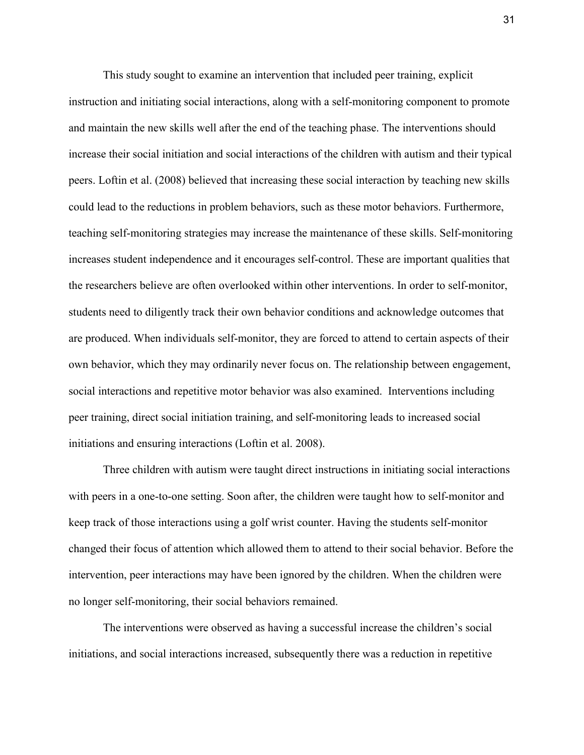This study sought to examine an intervention that included peer training, explicit instruction and initiating social interactions, along with a self-monitoring component to promote and maintain the new skills well after the end of the teaching phase. The interventions should increase their social initiation and social interactions of the children with autism and their typical peers. Loftin et al. (2008) believed that increasing these social interaction by teaching new skills could lead to the reductions in problem behaviors, such as these motor behaviors. Furthermore, teaching self-monitoring strategies may increase the maintenance of these skills. Self-monitoring increases student independence and it encourages self-control. These are important qualities that the researchers believe are often overlooked within other interventions. In order to self-monitor, students need to diligently track their own behavior conditions and acknowledge outcomes that are produced. When individuals self-monitor, they are forced to attend to certain aspects of their own behavior, which they may ordinarily never focus on. The relationship between engagement, social interactions and repetitive motor behavior was also examined. Interventions including peer training, direct social initiation training, and self-monitoring leads to increased social initiations and ensuring interactions (Loftin et al. 2008).

Three children with autism were taught direct instructions in initiating social interactions with peers in a one-to-one setting. Soon after, the children were taught how to self-monitor and keep track of those interactions using a golf wrist counter. Having the students self-monitor changed their focus of attention which allowed them to attend to their social behavior. Before the intervention, peer interactions may have been ignored by the children. When the children were no longer self-monitoring, their social behaviors remained.

The interventions were observed as having a successful increase the children's social initiations, and social interactions increased, subsequently there was a reduction in repetitive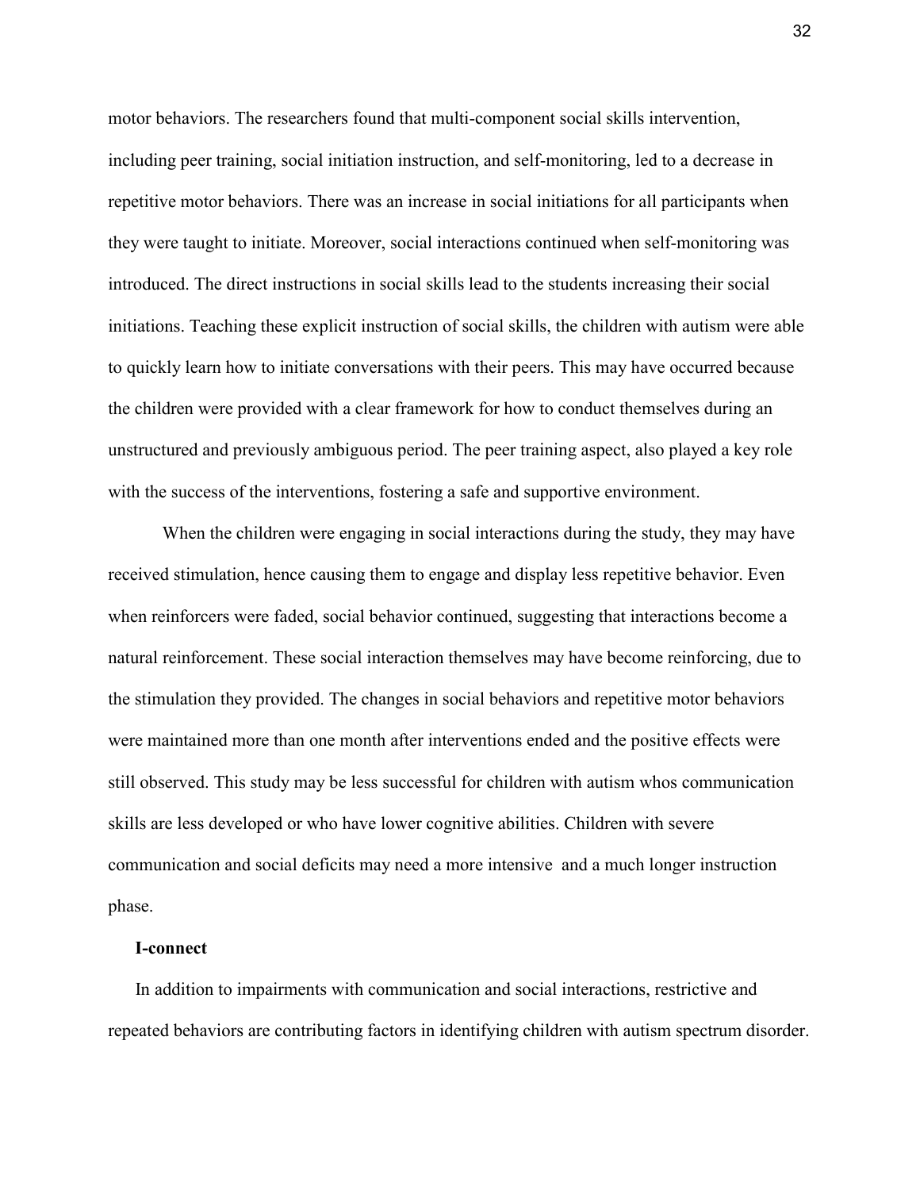motor behaviors. The researchers found that multi-component social skills intervention, including peer training, social initiation instruction, and self-monitoring, led to a decrease in repetitive motor behaviors. There was an increase in social initiations for all participants when they were taught to initiate. Moreover, social interactions continued when self-monitoring was introduced. The direct instructions in social skills lead to the students increasing their social initiations. Teaching these explicit instruction of social skills, the children with autism were able to quickly learn how to initiate conversations with their peers. This may have occurred because the children were provided with a clear framework for how to conduct themselves during an unstructured and previously ambiguous period. The peer training aspect, also played a key role with the success of the interventions, fostering a safe and supportive environment.

When the children were engaging in social interactions during the study, they may have received stimulation, hence causing them to engage and display less repetitive behavior. Even when reinforcers were faded, social behavior continued, suggesting that interactions become a natural reinforcement. These social interaction themselves may have become reinforcing, due to the stimulation they provided. The changes in social behaviors and repetitive motor behaviors were maintained more than one month after interventions ended and the positive effects were still observed. This study may be less successful for children with autism whos communication skills are less developed or who have lower cognitive abilities. Children with severe communication and social deficits may need a more intensive and a much longer instruction phase.

**I-connect**

In addition to impairments with communication and social interactions, restrictive and repeated behaviors are contributing factors in identifying children with autism spectrum disorder.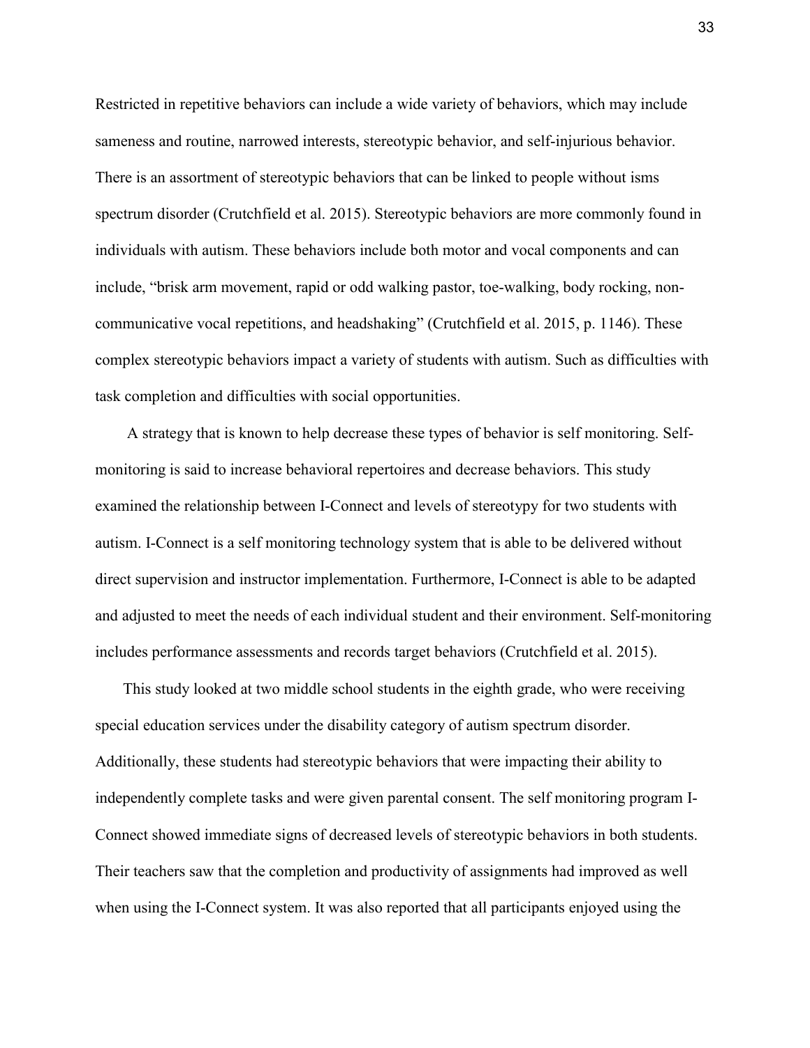Restricted in repetitive behaviors can include a wide variety of behaviors, which may include sameness and routine, narrowed interests, stereotypic behavior, and self-injurious behavior. There is an assortment of stereotypic behaviors that can be linked to people without isms spectrum disorder (Crutchfield et al. 2015). Stereotypic behaviors are more commonly found in individuals with autism. These behaviors include both motor and vocal components and can include, "brisk arm movement, rapid or odd walking pastor, toe-walking, body rocking, non-communicative vocal repetitions, and headshaking" (Crutchfield et al. 2015, p. 1146). These complex stereotypic behaviors impact a variety of students with autism. Such as difficulties with task completion and difficulties with social opportunities.

A strategy that is known to help decrease these types of behavior is self monitoring. Self-monitoring is said to increase behavioral repertoires and decrease behaviors. This study examined the relationship between I-Connect and levels of stereotypy for two students with autism. I-Connect is a self monitoring technology system that is able to be delivered without direct supervision and instructor implementation. Furthermore, I-Connect is able to be adapted and adjusted to meet the needs of each individual student and their environment. Self-monitoring includes performance assessments and records target behaviors (Crutchfield et al. 2015).

This study looked at two middle school students in the eighth grade, who were receiving special education services under the disability category of autism spectrum disorder. Additionally, these students had stereotypic behaviors that were impacting their ability to independently complete tasks and were given parental consent. The self monitoring program I-Connect showed immediate signs of decreased levels of stereotypic behaviors in both students. Their teachers saw that the completion and productivity of assignments had improved as well when using the I-Connect system. It was also reported that all participants enjoyed using the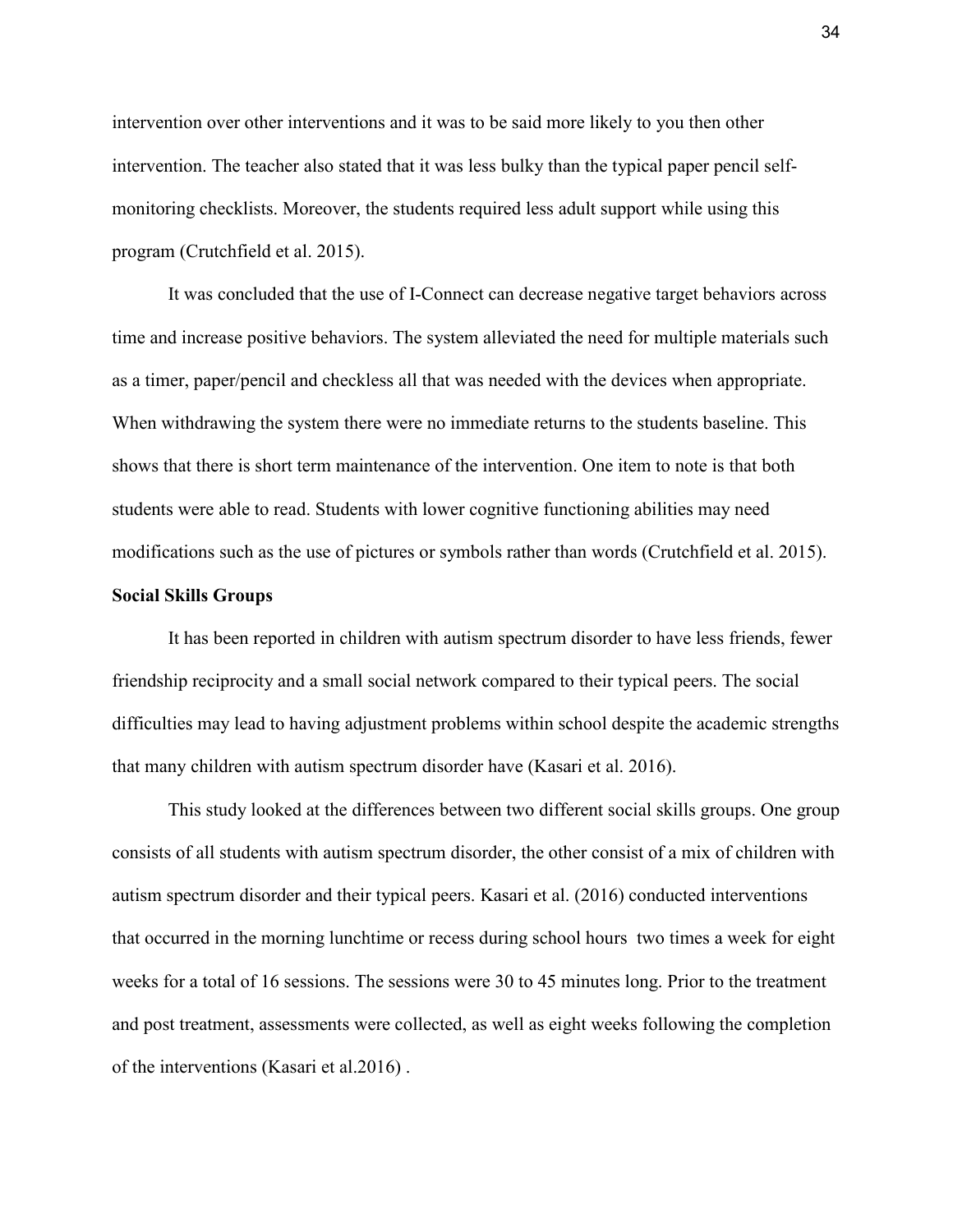intervention over other interventions and it was to be said more likely to you then other intervention. The teacher also stated that it was less bulky than the typical paper pencil self-monitoring checklists. Moreover, the students required less adult support while using this program (Crutchfield et al. 2015).

It was concluded that the use of I-Connect can decrease negative target behaviors across time and increase positive behaviors. The system alleviated the need for multiple materials such as a timer, paper/pencil and checkless all that was needed with the devices when appropriate. When withdrawing the system there were no immediate returns to the students baseline. This shows that there is short term maintenance of the intervention. One item to note is that both students were able to read. Students with lower cognitive functioning abilities may need modifications such as the use of pictures or symbols rather than words (Crutchfield et al. 2015).

**Social Skills Groups**

It has been reported in children with autism spectrum disorder to have less friends, fewer friendship reciprocity and a small social network compared to their typical peers. The social difficulties may lead to having adjustment problems within school despite the academic strengths that many children with autism spectrum disorder have (Kasari et al. 2016).

This study looked at the differences between two different social skills groups. One group consists of all students with autism spectrum disorder, the other consist of a mix of children with autism spectrum disorder and their typical peers. Kasari et al. (2016) conducted interventions that occurred in the morning lunchtime or recess during school hours two times a week for eight weeks for a total of 16 sessions. The sessions were 30 to 45 minutes long. Prior to the treatment and post treatment, assessments were collected, as well as eight weeks following the completion of the interventions (Kasari et al.2016) .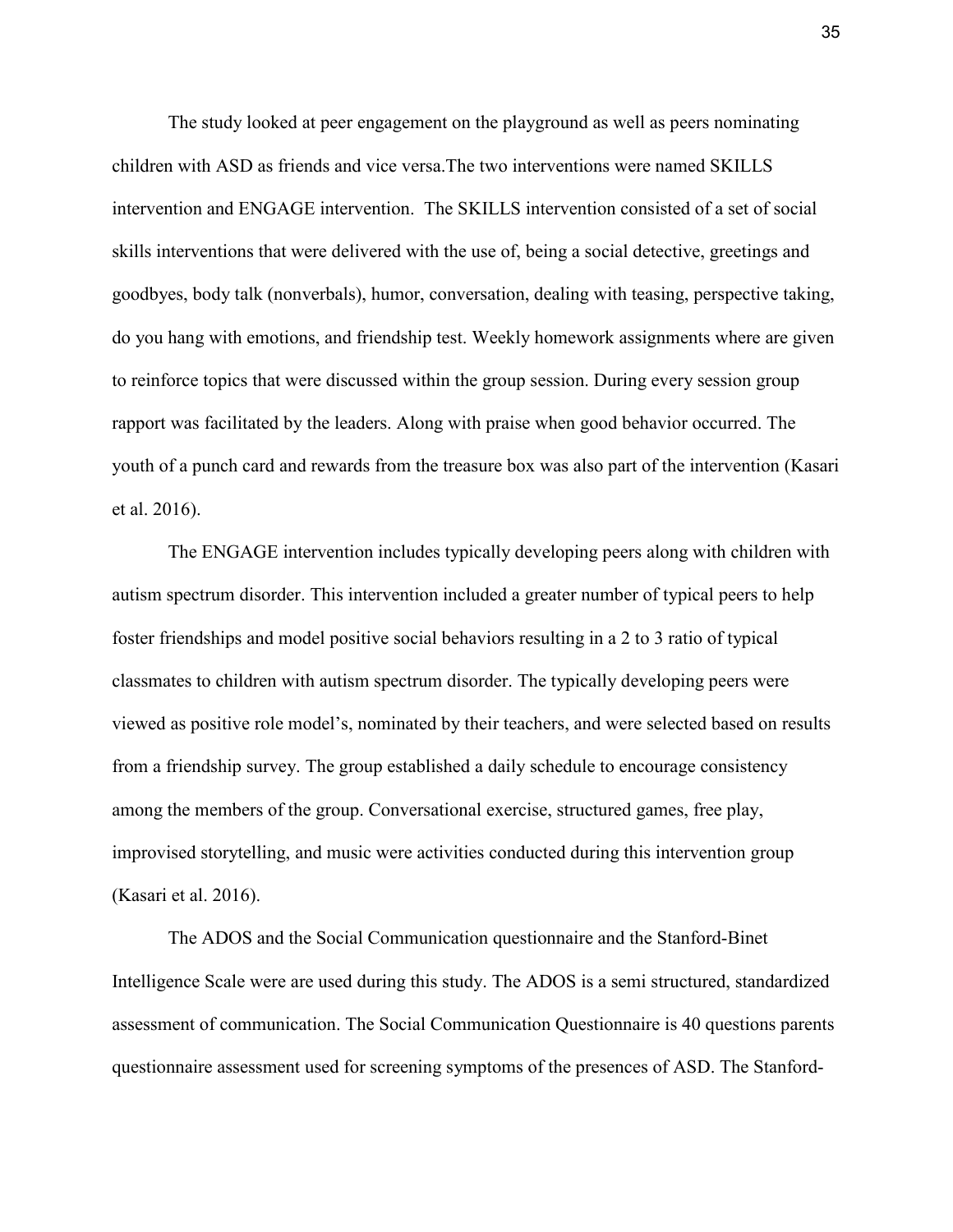The study looked at peer engagement on the playground as well as peers nominating children with ASD as friends and vice versa.The two interventions were named SKILLS intervention and ENGAGE intervention.  The SKILLS intervention consisted of a set of social skills interventions that were delivered with the use of, being a social detective, greetings and goodbyes, body talk (nonverbals), humor, conversation, dealing with teasing, perspective taking, do you hang with emotions, and friendship test. Weekly homework assignments where are given to reinforce topics that were discussed within the group session. During every session group rapport was facilitated by the leaders. Along with praise when good behavior occurred. The youth of a punch card and rewards from the treasure box was also part of the intervention (Kasari et al. 2016).

The ENGAGE intervention includes typically developing peers along with children with autism spectrum disorder. This intervention included a greater number of typical peers to help foster friendships and model positive social behaviors resulting in a 2 to 3 ratio of typical classmates to children with autism spectrum disorder. The typically developing peers were viewed as positive role model's, nominated by their teachers, and were selected based on results from a friendship survey. The group established a daily schedule to encourage consistency among the members of the group. Conversational exercise, structured games, free play, improvised storytelling, and music were activities conducted during this intervention group (Kasari et al. 2016).

The ADOS and the Social Communication questionnaire and the Stanford-Binet Intelligence Scale were are used during this study. The ADOS is a semi structured, standardized assessment of communication. The Social Communication Questionnaire is 40 questions parents questionnaire assessment used for screening symptoms of the presences of ASD. The Stanford-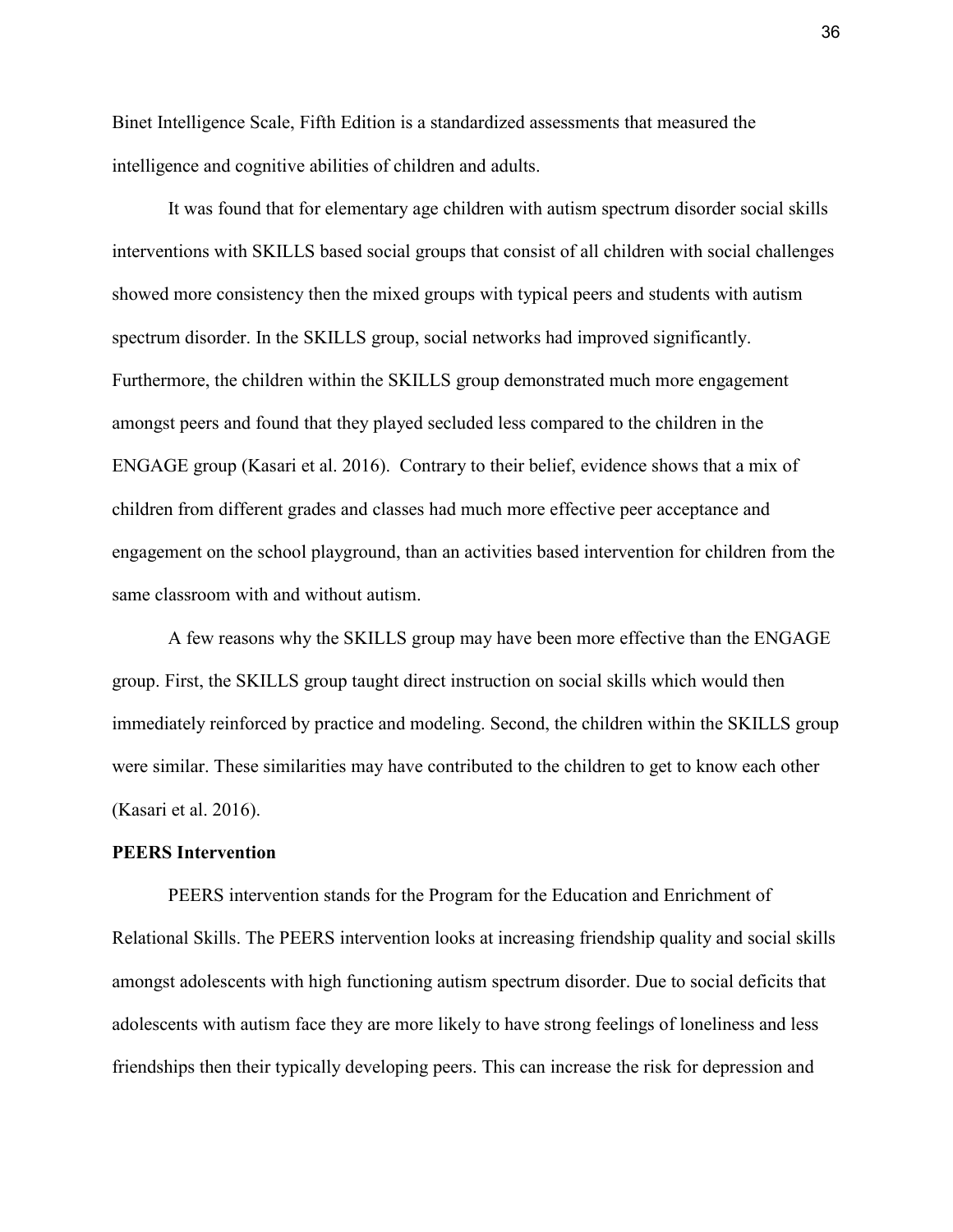Binet Intelligence Scale, Fifth Edition is a standardized assessments that measured the intelligence and cognitive abilities of children and adults.

It was found that for elementary age children with autism spectrum disorder social skills interventions with SKILLS based social groups that consist of all children with social challenges showed more consistency then the mixed groups with typical peers and students with autism spectrum disorder. In the SKILLS group, social networks had improved significantly. Furthermore, the children within the SKILLS group demonstrated much more engagement amongst peers and found that they played secluded less compared to the children in the ENGAGE group (Kasari et al. 2016). Contrary to their belief, evidence shows that a mix of children from different grades and classes had much more effective peer acceptance and engagement on the school playground, than an activities based intervention for children from the same classroom with and without autism.

A few reasons why the SKILLS group may have been more effective than the ENGAGE group. First, the SKILLS group taught direct instruction on social skills which would then immediately reinforced by practice and modeling. Second, the children within the SKILLS group were similar. These similarities may have contributed to the children to get to know each other (Kasari et al. 2016).

**PEERS Intervention**

PEERS intervention stands for the Program for the Education and Enrichment of Relational Skills. The PEERS intervention looks at increasing friendship quality and social skills amongst adolescents with high functioning autism spectrum disorder. Due to social deficits that adolescents with autism face they are more likely to have strong feelings of loneliness and less friendships then their typically developing peers. This can increase the risk for depression and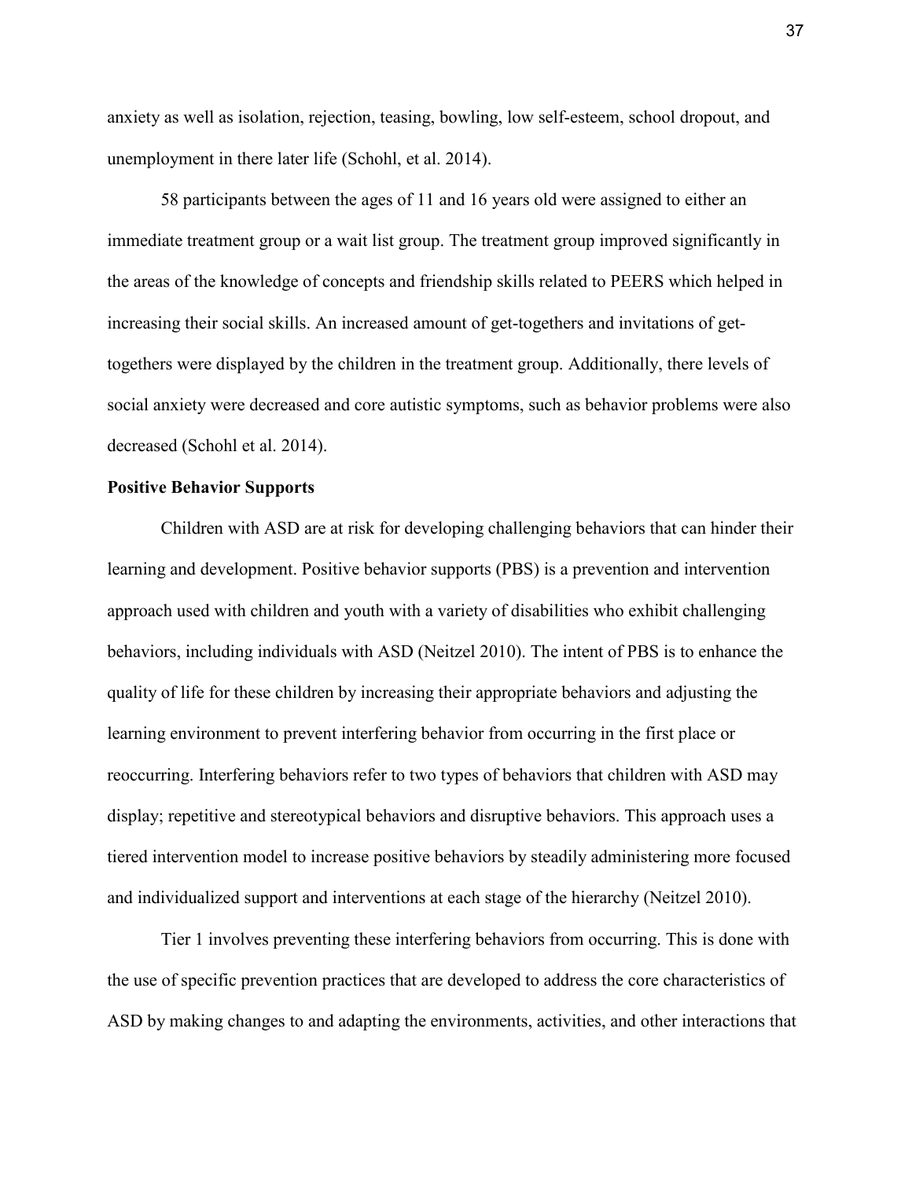anxiety as well as isolation, rejection, teasing, bowling, low self-esteem, school dropout, and unemployment in there later life (Schohl, et al. 2014).

58 participants between the ages of 11 and 16 years old were assigned to either an immediate treatment group or a wait list group. The treatment group improved significantly in the areas of the knowledge of concepts and friendship skills related to PEERS which helped in increasing their social skills. An increased amount of get-togethers and invitations of get-togethers were displayed by the children in the treatment group. Additionally, there levels of social anxiety were decreased and core autistic symptoms, such as behavior problems were also decreased (Schohl et al. 2014).

**Positive Behavior Supports**

Children with ASD are at risk for developing challenging behaviors that can hinder their learning and development. Positive behavior supports (PBS) is a prevention and intervention approach used with children and youth with a variety of disabilities who exhibit challenging behaviors, including individuals with ASD (Neitzel 2010). The intent of PBS is to enhance the quality of life for these children by increasing their appropriate behaviors and adjusting the learning environment to prevent interfering behavior from occurring in the first place or reoccurring. Interfering behaviors refer to two types of behaviors that children with ASD may display; repetitive and stereotypical behaviors and disruptive behaviors. This approach uses a tiered intervention model to increase positive behaviors by steadily administering more focused and individualized support and interventions at each stage of the hierarchy (Neitzel 2010).

Tier 1 involves preventing these interfering behaviors from occurring. This is done with the use of specific prevention practices that are developed to address the core characteristics of ASD by making changes to and adapting the environments, activities, and other interactions that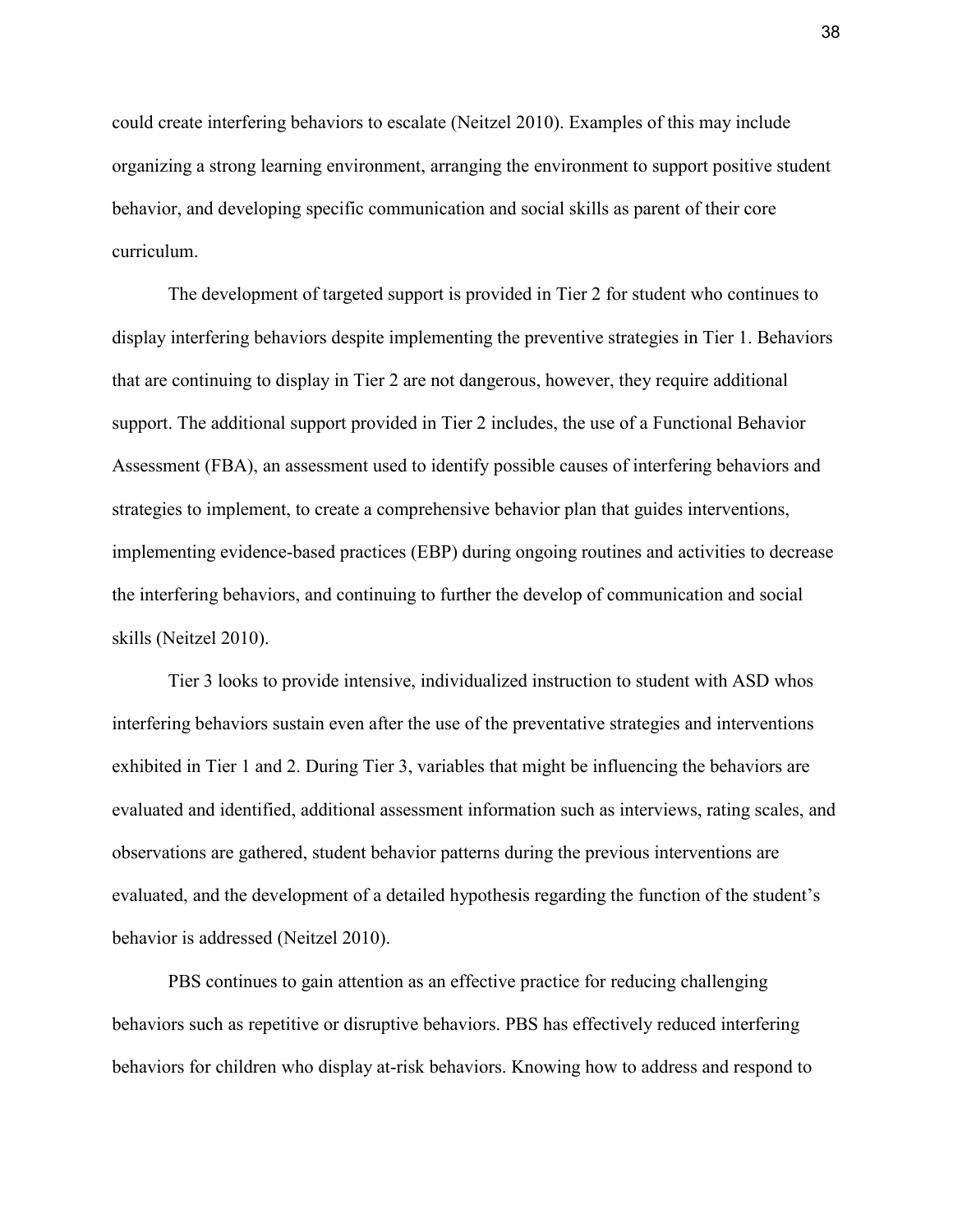could create interfering behaviors to escalate (Neitzel 2010). Examples of this may include organizing a strong learning environment, arranging the environment to support positive student behavior, and developing specific communication and social skills as parent of their core curriculum.

The development of targeted support is provided in Tier 2 for student who continues to display interfering behaviors despite implementing the preventive strategies in Tier 1. Behaviors that are continuing to display in Tier 2 are not dangerous, however, they require additional support. The additional support provided in Tier 2 includes, the use of a Functional Behavior Assessment (FBA), an assessment used to identify possible causes of interfering behaviors and strategies to implement, to create a comprehensive behavior plan that guides interventions, implementing evidence-based practices (EBP) during ongoing routines and activities to decrease the interfering behaviors, and continuing to further the develop of communication and social skills (Neitzel 2010).

Tier 3 looks to provide intensive, individualized instruction to student with ASD whos interfering behaviors sustain even after the use of the preventative strategies and interventions exhibited in Tier 1 and 2. During Tier 3, variables that might be influencing the behaviors are evaluated and identified, additional assessment information such as interviews, rating scales, and observations are gathered, student behavior patterns during the previous interventions are evaluated, and the development of a detailed hypothesis regarding the function of the student's behavior is addressed (Neitzel 2010).

PBS continues to gain attention as an effective practice for reducing challenging behaviors such as repetitive or disruptive behaviors. PBS has effectively reduced interfering behaviors for children who display at-risk behaviors. Knowing how to address and respond to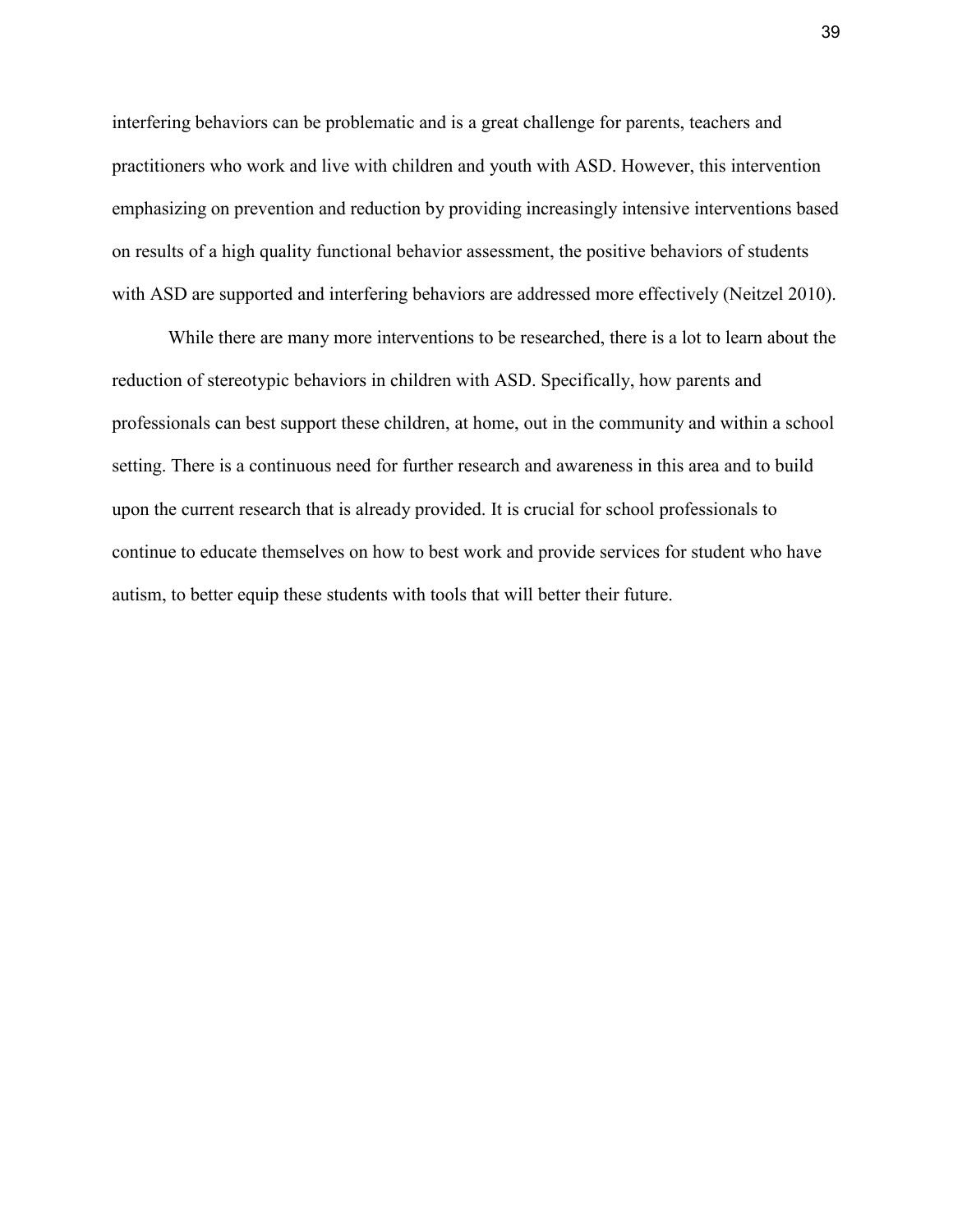interfering behaviors can be problematic and is a great challenge for parents, teachers and practitioners who work and live with children and youth with ASD. However, this intervention emphasizing on prevention and reduction by providing increasingly intensive interventions based on results of a high quality functional behavior assessment, the positive behaviors of students with ASD are supported and interfering behaviors are addressed more effectively (Neitzel 2010).

While there are many more interventions to be researched, there is a lot to learn about the reduction of stereotypic behaviors in children with ASD. Specifically, how parents and professionals can best support these children, at home, out in the community and within a school setting. There is a continuous need for further research and awareness in this area and to build upon the current research that is already provided. It is crucial for school professionals to continue to educate themselves on how to best work and provide services for student who have autism, to better equip these students with tools that will better their future.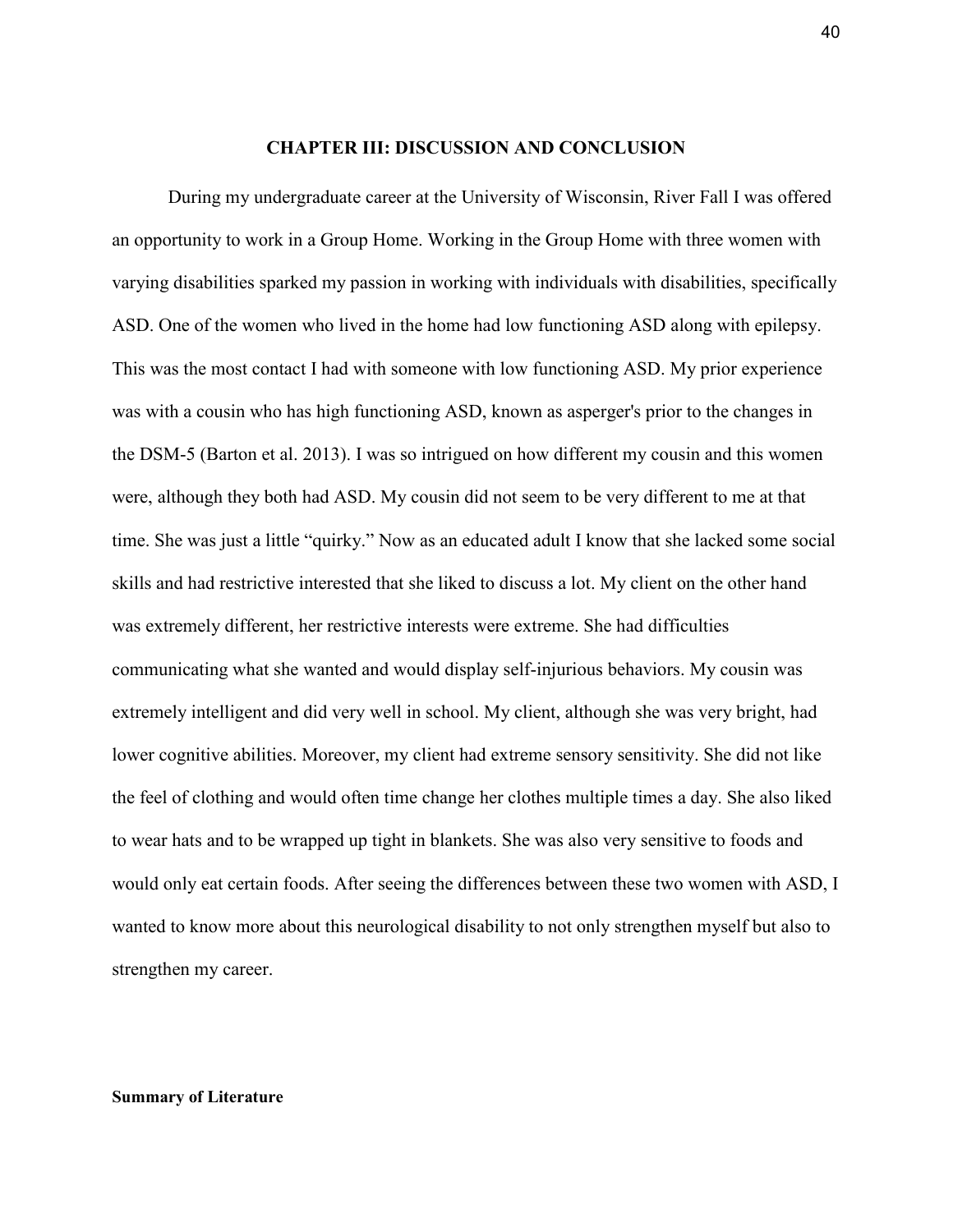## CHAPTER III: DISCUSSION AND CONCLUSION

During my undergraduate career at the University of Wisconsin, River Fall I was offered an opportunity to work in a Group Home. Working in the Group Home with three women with varying disabilities sparked my passion in working with individuals with disabilities, specifically ASD. One of the women who lived in the home had low functioning ASD along with epilepsy. This was the most contact I had with someone with low functioning ASD. My prior experience was with a cousin who has high functioning ASD, known as asperger's prior to the changes in the DSM-5 (Barton et al. 2013). I was so intrigued on how different my cousin and this women were, although they both had ASD. My cousin did not seem to be very different to me at that time. She was just a little "quirky." Now as an educated adult I know that she lacked some social skills and had restrictive interested that she liked to discuss a lot. My client on the other hand was extremely different, her restrictive interests were extreme. She had difficulties communicating what she wanted and would display self-injurious behaviors. My cousin was extremely intelligent and did very well in school. My client, although she was very bright, had lower cognitive abilities. Moreover, my client had extreme sensory sensitivity. She did not like the feel of clothing and would often time change her clothes multiple times a day. She also liked to wear hats and to be wrapped up tight in blankets. She was also very sensitive to foods and would only eat certain foods. After seeing the differences between these two women with ASD, I wanted to know more about this neurological disability to not only strengthen myself but also to strengthen my career.

### Summary of Literature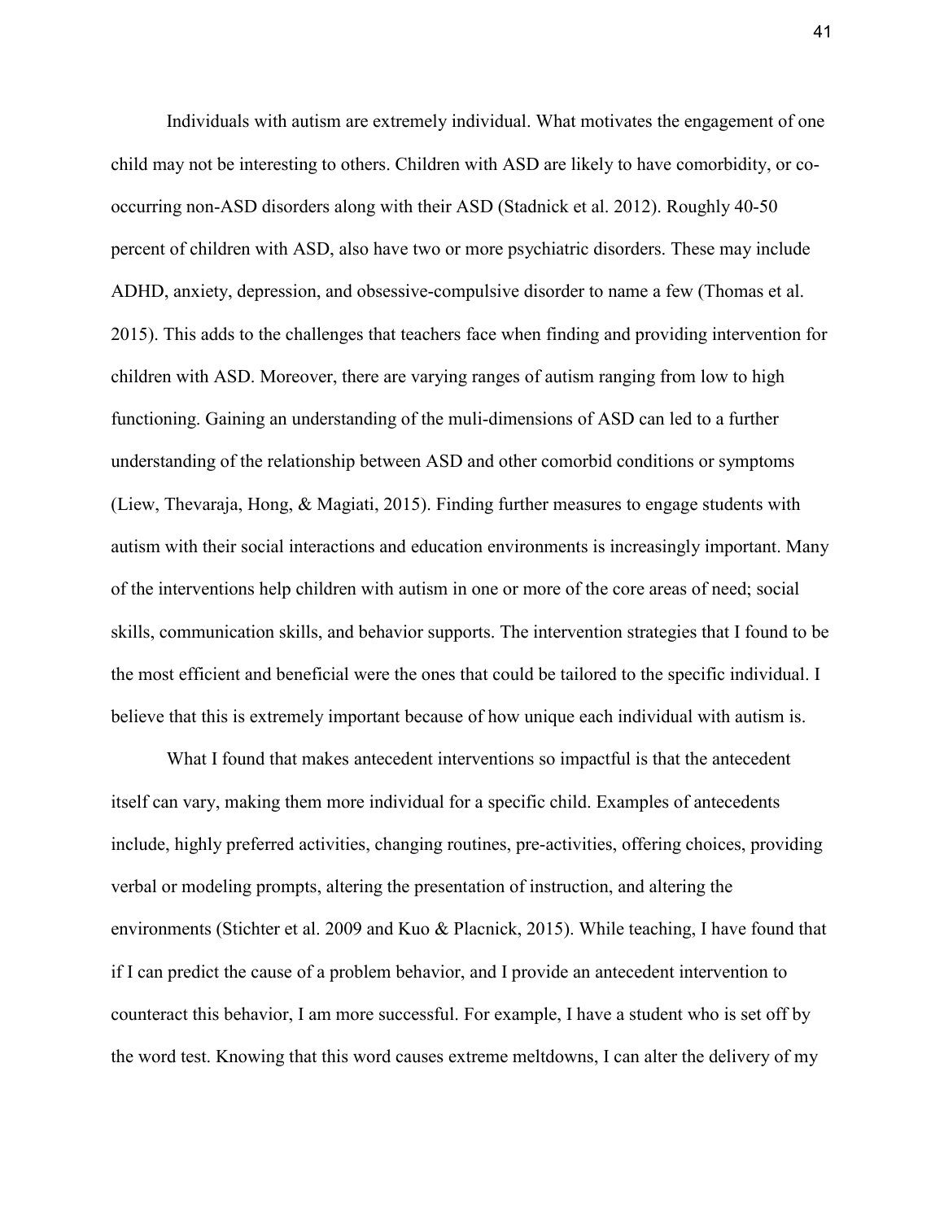Individuals with autism are extremely individual. What motivates the engagement of one child may not be interesting to others. Children with ASD are likely to have comorbidity, or co-occurring non-ASD disorders along with their ASD (Stadnick et al. 2012). Roughly 40-50 percent of children with ASD, also have two or more psychiatric disorders. These may include ADHD, anxiety, depression, and obsessive-compulsive disorder to name a few (Thomas et al. 2015). This adds to the challenges that teachers face when finding and providing intervention for children with ASD. Moreover, there are varying ranges of autism ranging from low to high functioning. Gaining an understanding of the muli-dimensions of ASD can led to a further understanding of the relationship between ASD and other comorbid conditions or symptoms (Liew, Thevaraja, Hong, & Magiati, 2015). Finding further measures to engage students with autism with their social interactions and education environments is increasingly important. Many of the interventions help children with autism in one or more of the core areas of need; social skills, communication skills, and behavior supports. The intervention strategies that I found to be the most efficient and beneficial were the ones that could be tailored to the specific individual. I believe that this is extremely important because of how unique each individual with autism is.

What I found that makes antecedent interventions so impactful is that the antecedent itself can vary, making them more individual for a specific child. Examples of antecedents include, highly preferred activities, changing routines, pre-activities, offering choices, providing verbal or modeling prompts, altering the presentation of instruction, and altering the environments (Stichter et al. 2009 and Kuo & Placnick, 2015). While teaching, I have found that if I can predict the cause of a problem behavior, and I provide an antecedent intervention to counteract this behavior, I am more successful. For example, I have a student who is set off by the word test. Knowing that this word causes extreme meltdowns, I can alter the delivery of my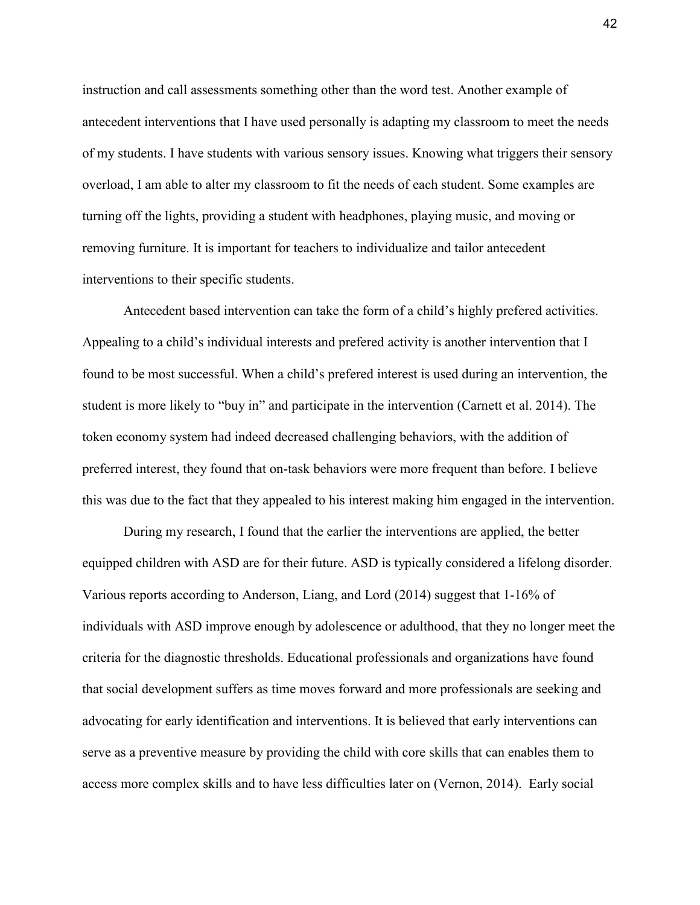instruction and call assessments something other than the word test. Another example of antecedent interventions that I have used personally is adapting my classroom to meet the needs of my students. I have students with various sensory issues. Knowing what triggers their sensory overload, I am able to alter my classroom to fit the needs of each student. Some examples are turning off the lights, providing a student with headphones, playing music, and moving or removing furniture. It is important for teachers to individualize and tailor antecedent interventions to their specific students.

Antecedent based intervention can take the form of a child's highly prefered activities. Appealing to a child's individual interests and prefered activity is another intervention that I found to be most successful. When a child's prefered interest is used during an intervention, the student is more likely to "buy in" and participate in the intervention (Carnett et al. 2014). The token economy system had indeed decreased challenging behaviors, with the addition of preferred interest, they found that on-task behaviors were more frequent than before. I believe this was due to the fact that they appealed to his interest making him engaged in the intervention.

During my research, I found that the earlier the interventions are applied, the better equipped children with ASD are for their future. ASD is typically considered a lifelong disorder. Various reports according to Anderson, Liang, and Lord (2014) suggest that 1-16% of individuals with ASD improve enough by adolescence or adulthood, that they no longer meet the criteria for the diagnostic thresholds. Educational professionals and organizations have found that social development suffers as time moves forward and more professionals are seeking and advocating for early identification and interventions. It is believed that early interventions can serve as a preventive measure by providing the child with core skills that can enables them to access more complex skills and to have less difficulties later on (Vernon, 2014). Early social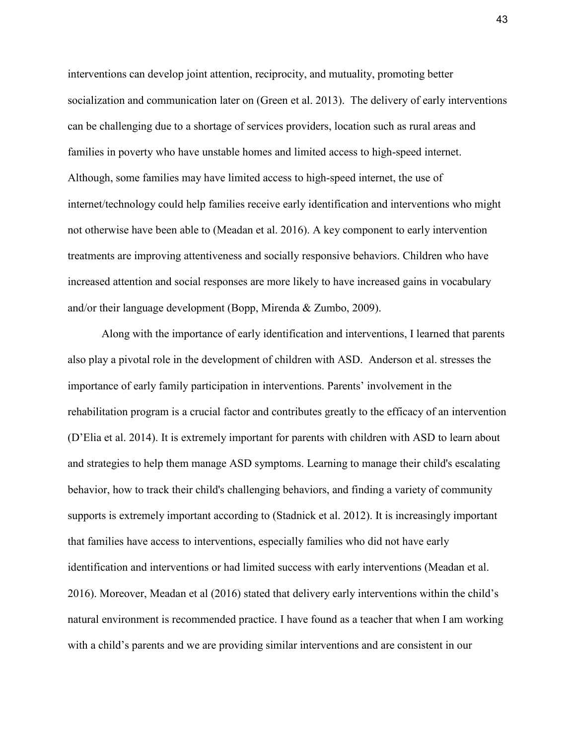interventions can develop joint attention, reciprocity, and mutuality, promoting better socialization and communication later on (Green et al. 2013). The delivery of early interventions can be challenging due to a shortage of services providers, location such as rural areas and families in poverty who have unstable homes and limited access to high-speed internet. Although, some families may have limited access to high-speed internet, the use of internet/technology could help families receive early identification and interventions who might not otherwise have been able to (Meadan et al. 2016). A key component to early intervention treatments are improving attentiveness and socially responsive behaviors. Children who have increased attention and social responses are more likely to have increased gains in vocabulary and/or their language development (Bopp, Mirenda & Zumbo, 2009).

Along with the importance of early identification and interventions, I learned that parents also play a pivotal role in the development of children with ASD. Anderson et al. stresses the importance of early family participation in interventions. Parents' involvement in the rehabilitation program is a crucial factor and contributes greatly to the efficacy of an intervention (D'Elia et al. 2014). It is extremely important for parents with children with ASD to learn about and strategies to help them manage ASD symptoms. Learning to manage their child's escalating behavior, how to track their child's challenging behaviors, and finding a variety of community supports is extremely important according to (Stadnick et al. 2012). It is increasingly important that families have access to interventions, especially families who did not have early identification and interventions or had limited success with early interventions (Meadan et al. 2016). Moreover, Meadan et al (2016) stated that delivery early interventions within the child's natural environment is recommended practice. I have found as a teacher that when I am working with a child's parents and we are providing similar interventions and are consistent in our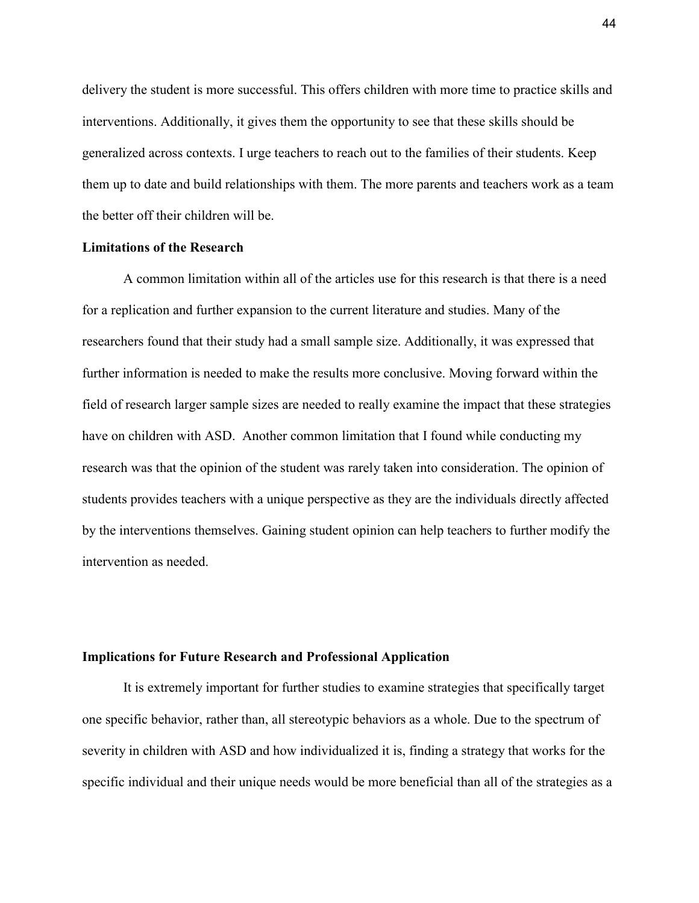delivery the student is more successful. This offers children with more time to practice skills and interventions. Additionally, it gives them the opportunity to see that these skills should be generalized across contexts. I urge teachers to reach out to the families of their students. Keep them up to date and build relationships with them. The more parents and teachers work as a team the better off their children will be.

**Limitations of the Research**

A common limitation within all of the articles use for this research is that there is a need for a replication and further expansion to the current literature and studies. Many of the researchers found that their study had a small sample size. Additionally, it was expressed that further information is needed to make the results more conclusive. Moving forward within the field of research larger sample sizes are needed to really examine the impact that these strategies have on children with ASD. Another common limitation that I found while conducting my research was that the opinion of the student was rarely taken into consideration. The opinion of students provides teachers with a unique perspective as they are the individuals directly affected by the interventions themselves. Gaining student opinion can help teachers to further modify the intervention as needed.

**Implications for Future Research and Professional Application**

It is extremely important for further studies to examine strategies that specifically target one specific behavior, rather than, all stereotypic behaviors as a whole. Due to the spectrum of severity in children with ASD and how individualized it is, finding a strategy that works for the specific individual and their unique needs would be more beneficial than all of the strategies as a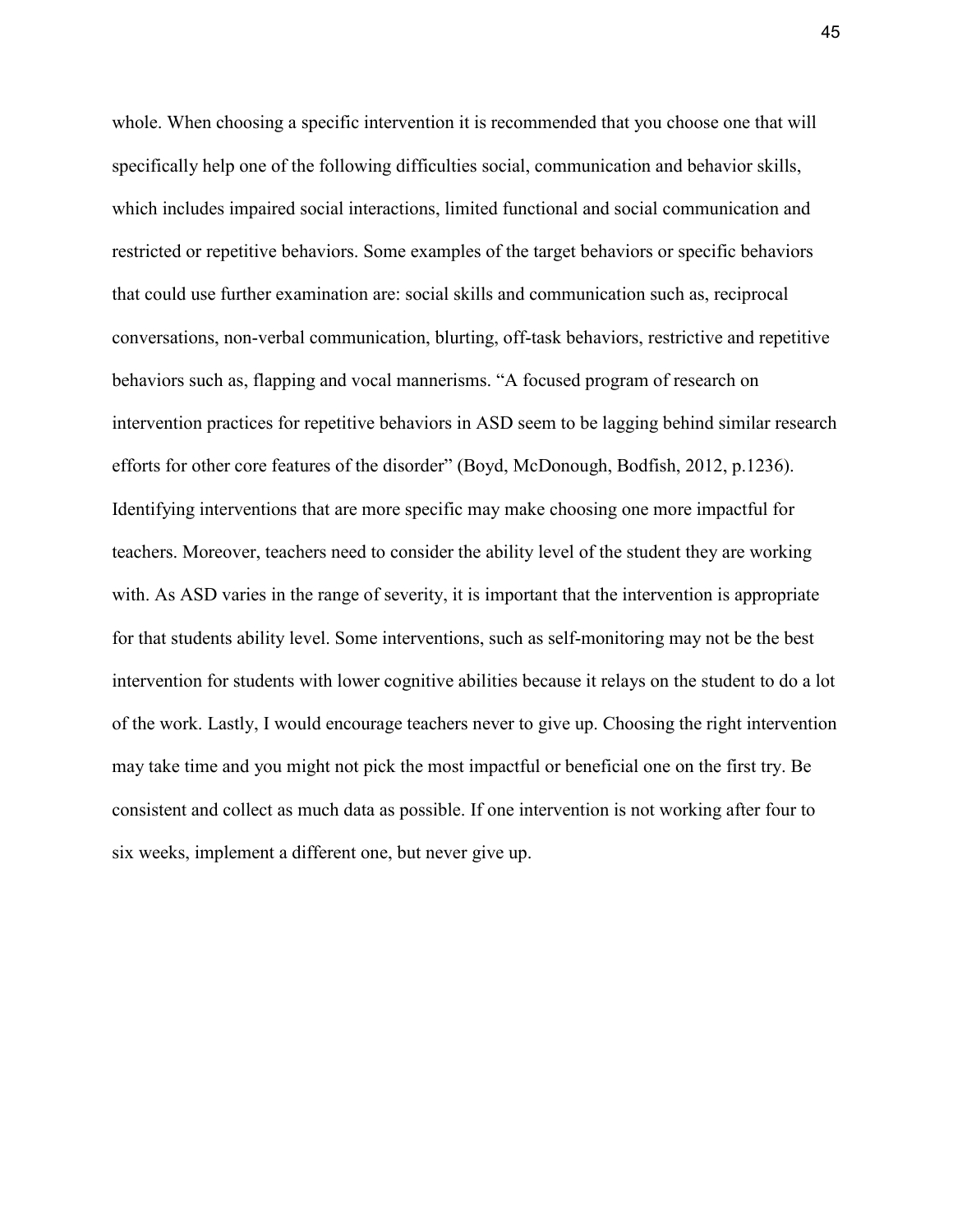whole. When choosing a specific intervention it is recommended that you choose one that will specifically help one of the following difficulties social, communication and behavior skills, which includes impaired social interactions, limited functional and social communication and restricted or repetitive behaviors. Some examples of the target behaviors or specific behaviors that could use further examination are: social skills and communication such as, reciprocal conversations, non-verbal communication, blurting, off-task behaviors, restrictive and repetitive behaviors such as, flapping and vocal mannerisms. "A focused program of research on intervention practices for repetitive behaviors in ASD seem to be lagging behind similar research efforts for other core features of the disorder" (Boyd, McDonough, Bodfish, 2012, p.1236). Identifying interventions that are more specific may make choosing one more impactful for teachers. Moreover, teachers need to consider the ability level of the student they are working with. As ASD varies in the range of severity, it is important that the intervention is appropriate for that students ability level. Some interventions, such as self-monitoring may not be the best intervention for students with lower cognitive abilities because it relays on the student to do a lot of the work. Lastly, I would encourage teachers never to give up. Choosing the right intervention may take time and you might not pick the most impactful or beneficial one on the first try. Be consistent and collect as much data as possible. If one intervention is not working after four to six weeks, implement a different one, but never give up.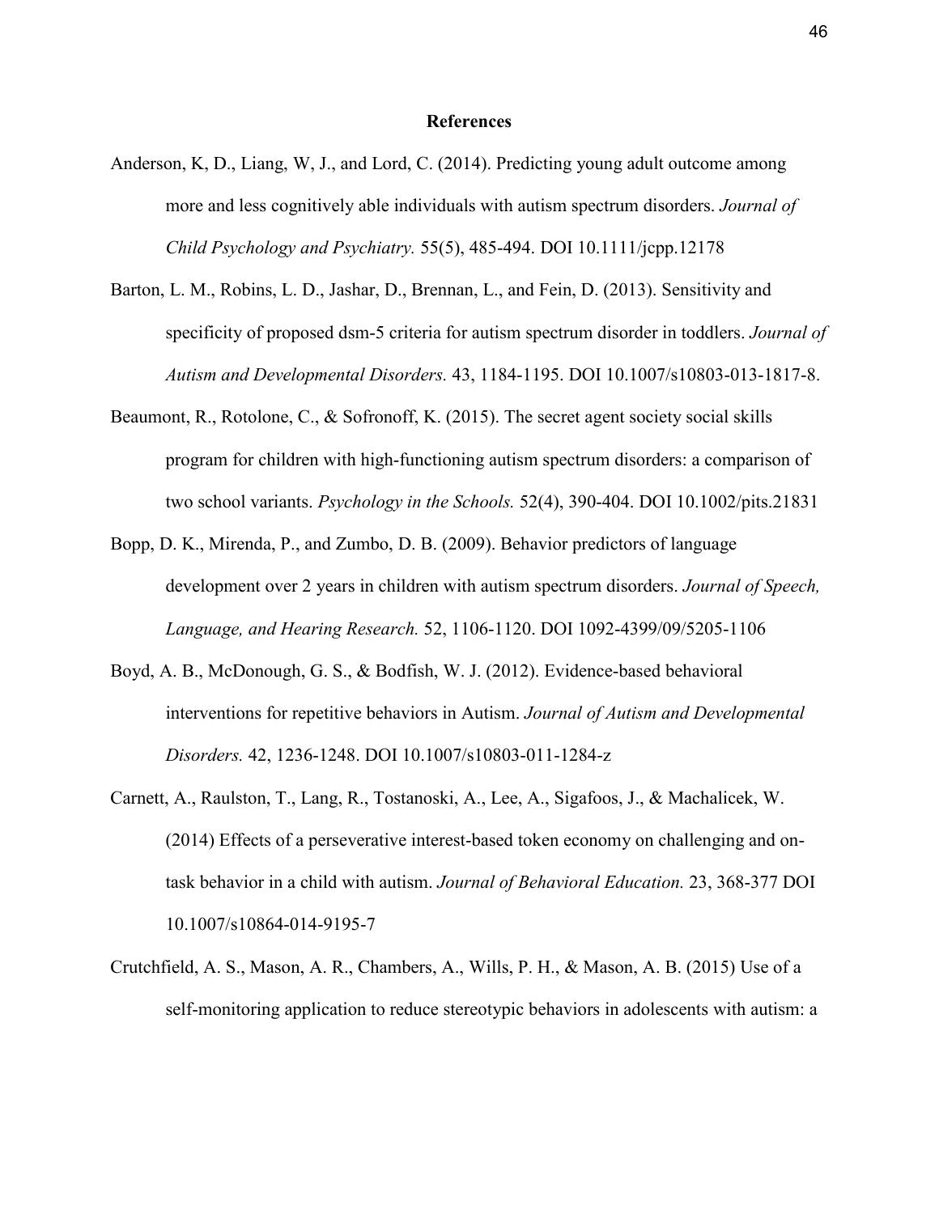# References

Anderson, K, D., Liang, W, J., and Lord, C. (2014). Predicting young adult outcome among more and less cognitively able individuals with autism spectrum disorders. *Journal of Child Psychology and Psychiatry.* 55(5), 485-494. DOI 10.1111/jcpp.12178

Barton, L. M., Robins, L. D., Jashar, D., Brennan, L., and Fein, D. (2013). Sensitivity and specificity of proposed dsm-5 criteria for autism spectrum disorder in toddlers. *Journal of Autism and Developmental Disorders.* 43, 1184-1195. DOI 10.1007/s10803-013-1817-8.

Beaumont, R., Rotolone, C., & Sofronoff, K. (2015). The secret agent society social skills program for children with high-functioning autism spectrum disorders: a comparison of two school variants. *Psychology in the Schools.* 52(4), 390-404. DOI 10.1002/pits.21831

Bopp, D. K., Mirenda, P., and Zumbo, D. B. (2009). Behavior predictors of language development over 2 years in children with autism spectrum disorders. *Journal of Speech, Language, and Hearing Research.* 52, 1106-1120. DOI 1092-4399/09/5205-1106

Boyd, A. B., McDonough, G. S., & Bodfish, W. J. (2012). Evidence-based behavioral interventions for repetitive behaviors in Autism. *Journal of Autism and Developmental Disorders.* 42, 1236-1248. DOI 10.1007/s10803-011-1284-z

Carnett, A., Raulston, T., Lang, R., Tostanoski, A., Lee, A., Sigafoos, J., & Machalicek, W. (2014) Effects of a perseverative interest-based token economy on challenging and on-task behavior in a child with autism. *Journal of Behavioral Education.* 23, 368-377 DOI 10.1007/s10864-014-9195-7

Crutchfield, A. S., Mason, A. R., Chambers, A., Wills, P. H., & Mason, A. B. (2015) Use of a self-monitoring application to reduce stereotypic behaviors in adolescents with autism: a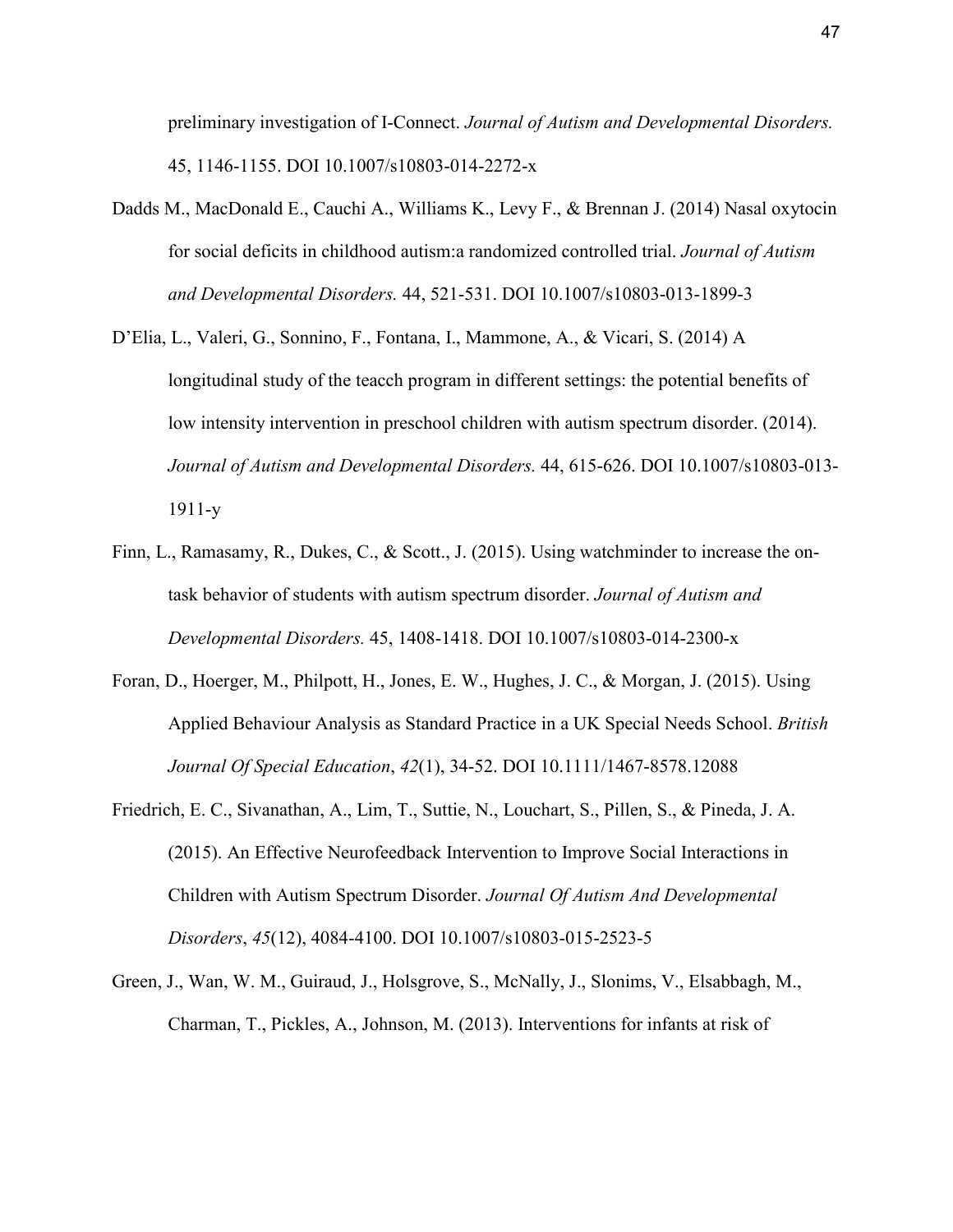preliminary investigation of I-Connect. *Journal of Autism and Developmental Disorders.* 45, 1146-1155. DOI 10.1007/s10803-014-2272-x

Dadds M., MacDonald E., Cauchi A., Williams K., Levy F., & Brennan J. (2014) Nasal oxytocin for social deficits in childhood autism:a randomized controlled trial. *Journal of Autism and Developmental Disorders.* 44, 521-531. DOI 10.1007/s10803-013-1899-3

D'Elia, L., Valeri, G., Sonnino, F., Fontana, I., Mammone, A., & Vicari, S. (2014) A longitudinal study of the teacch program in different settings: the potential benefits of low intensity intervention in preschool children with autism spectrum disorder. (2014). *Journal of Autism and Developmental Disorders.* 44, 615-626. DOI 10.1007/s10803-013-1911-y

Finn, L., Ramasamy, R., Dukes, C., & Scott., J. (2015). Using watchminder to increase the on-task behavior of students with autism spectrum disorder. *Journal of Autism and Developmental Disorders.* 45, 1408-1418. DOI 10.1007/s10803-014-2300-x

Foran, D., Hoerger, M., Philpott, H., Jones, E. W., Hughes, J. C., & Morgan, J. (2015). Using Applied Behaviour Analysis as Standard Practice in a UK Special Needs School. *British Journal Of Special Education*, *42*(1), 34-52. DOI 10.1111/1467-8578.12088

Friedrich, E. C., Sivanathan, A., Lim, T., Suttie, N., Louchart, S., Pillen, S., & Pineda, J. A. (2015). An Effective Neurofeedback Intervention to Improve Social Interactions in Children with Autism Spectrum Disorder. *Journal Of Autism And Developmental Disorders*, *45*(12), 4084-4100. DOI 10.1007/s10803-015-2523-5

Green, J., Wan, W. M., Guiraud, J., Holsgrove, S., McNally, J., Slonims, V., Elsabbagh, M., Charman, T., Pickles, A., Johnson, M. (2013). Interventions for infants at risk of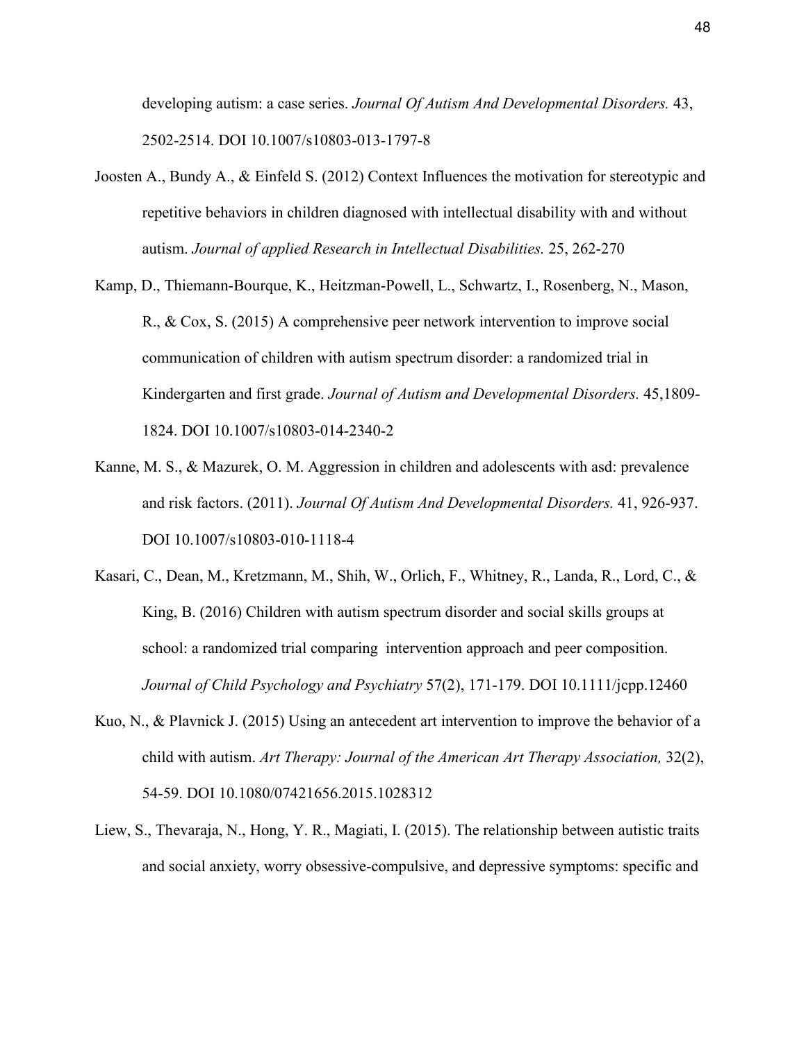developing autism: a case series. *Journal Of Autism And Developmental Disorders.* 43, 2502-2514. DOI 10.1007/s10803-013-1797-8

Joosten A., Bundy A., & Einfeld S. (2012) Context Influences the motivation for stereotypic and repetitive behaviors in children diagnosed with intellectual disability with and without autism. *Journal of applied Research in Intellectual Disabilities.* 25, 262-270

Kamp, D., Thiemann-Bourque, K., Heitzman-Powell, L., Schwartz, I., Rosenberg, N., Mason, R., & Cox, S. (2015) A comprehensive peer network intervention to improve social communication of children with autism spectrum disorder: a randomized trial in Kindergarten and first grade. *Journal of Autism and Developmental Disorders.* 45,1809-1824. DOI 10.1007/s10803-014-2340-2

Kanne, M. S., & Mazurek, O. M. Aggression in children and adolescents with asd: prevalence and risk factors. (2011). *Journal Of Autism And Developmental Disorders.* 41, 926-937. DOI 10.1007/s10803-010-1118-4

Kasari, C., Dean, M., Kretzmann, M., Shih, W., Orlich, F., Whitney, R., Landa, R., Lord, C., & King, B. (2016) Children with autism spectrum disorder and social skills groups at school: a randomized trial comparing  intervention approach and peer composition. *Journal of Child Psychology and Psychiatry* 57(2), 171-179. DOI 10.1111/jcpp.12460

Kuo, N., & Plavnick J. (2015) Using an antecedent art intervention to improve the behavior of a child with autism. *Art Therapy: Journal of the American Art Therapy Association,* 32(2), 54-59. DOI 10.1080/07421656.2015.1028312

Liew, S., Thevaraja, N., Hong, Y. R., Magiati, I. (2015). The relationship between autistic traits and social anxiety, worry obsessive-compulsive, and depressive symptoms: specific and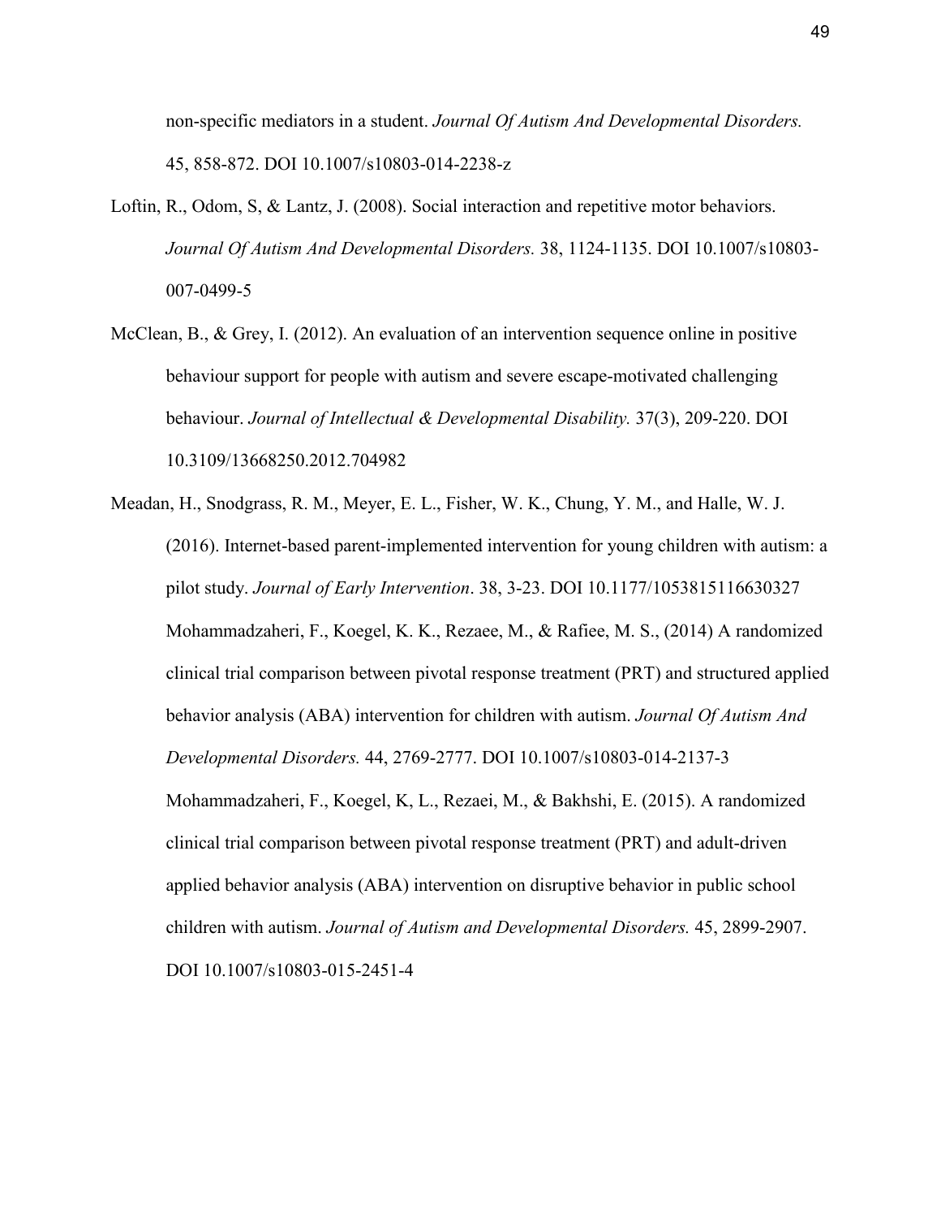non-specific mediators in a student. *Journal Of Autism And Developmental Disorders.* 45, 858-872. DOI 10.1007/s10803-014-2238-z

Loftin, R., Odom, S, & Lantz, J. (2008). Social interaction and repetitive motor behaviors. *Journal Of Autism And Developmental Disorders.* 38, 1124-1135. DOI 10.1007/s10803-007-0499-5

McClean, B., & Grey, I. (2012). An evaluation of an intervention sequence online in positive behaviour support for people with autism and severe escape-motivated challenging behaviour. *Journal of Intellectual & Developmental Disability.* 37(3), 209-220. DOI 10.3109/13668250.2012.704982

Meadan, H., Snodgrass, R. M., Meyer, E. L., Fisher, W. K., Chung, Y. M., and Halle, W. J. (2016). Internet-based parent-implemented intervention for young children with autism: a pilot study. *Journal of Early Intervention*. 38, 3-23. DOI 10.1177/1053815116630327

Mohammadzaheri, F., Koegel, K. K., Rezaee, M., & Rafiee, M. S., (2014) A randomized clinical trial comparison between pivotal response treatment (PRT) and structured applied behavior analysis (ABA) intervention for children with autism. *Journal Of Autism And Developmental Disorders.* 44, 2769-2777. DOI 10.1007/s10803-014-2137-3

Mohammadzaheri, F., Koegel, K, L., Rezaei, M., & Bakhshi, E. (2015). A randomized clinical trial comparison between pivotal response treatment (PRT) and adult-driven applied behavior analysis (ABA) intervention on disruptive behavior in public school children with autism. *Journal of Autism and Developmental Disorders.* 45, 2899-2907. DOI 10.1007/s10803-015-2451-4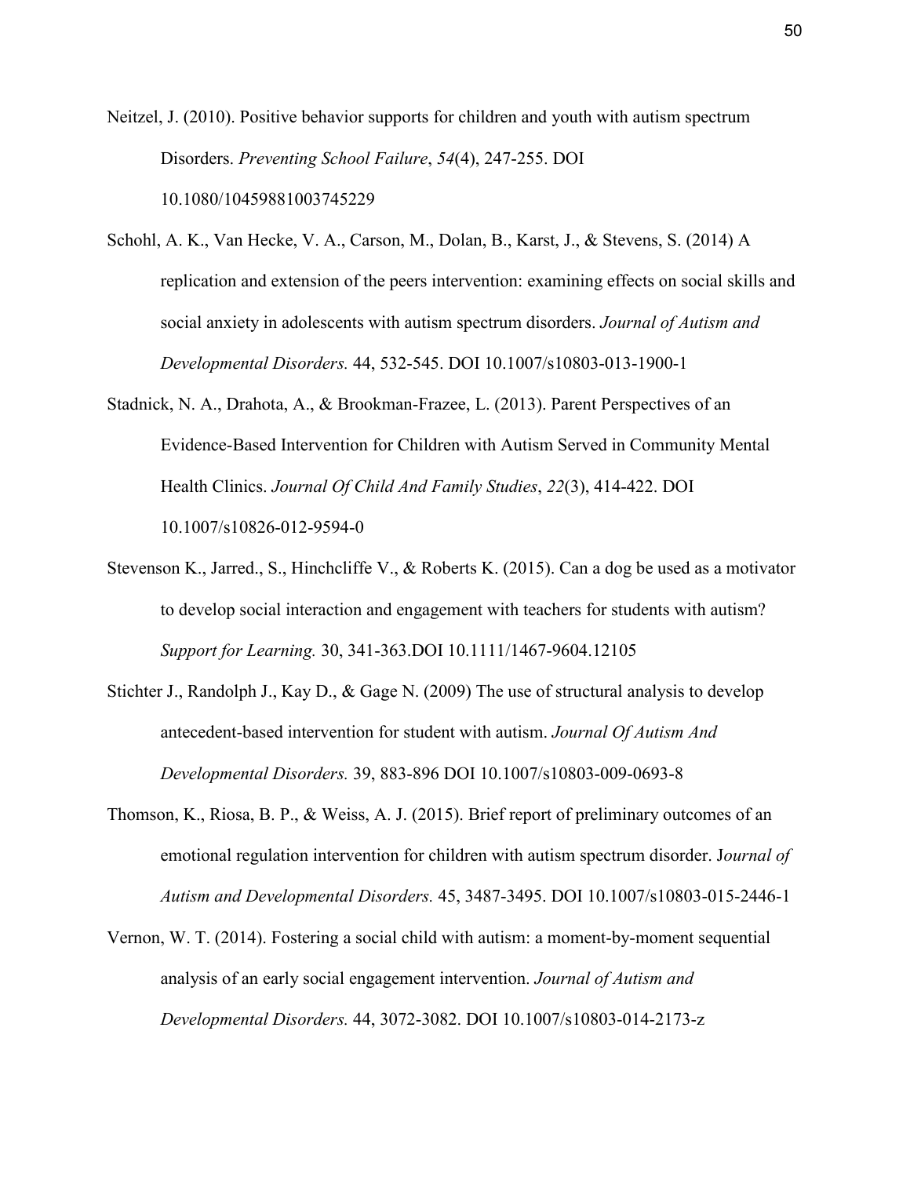Neitzel, J. (2010). Positive behavior supports for children and youth with autism spectrum Disorders. *Preventing School Failure*, *54*(4), 247-255. DOI 10.1080/10459881003745229

Schohl, A. K., Van Hecke, V. A., Carson, M., Dolan, B., Karst, J., & Stevens, S. (2014) A replication and extension of the peers intervention: examining effects on social skills and social anxiety in adolescents with autism spectrum disorders. *Journal of Autism and Developmental Disorders.* 44, 532-545. DOI 10.1007/s10803-013-1900-1

Stadnick, N. A., Drahota, A., & Brookman-Frazee, L. (2013). Parent Perspectives of an Evidence-Based Intervention for Children with Autism Served in Community Mental Health Clinics. *Journal Of Child And Family Studies*, *22*(3), 414-422. DOI 10.1007/s10826-012-9594-0

Stevenson K., Jarred., S., Hinchcliffe V., & Roberts K. (2015). Can a dog be used as a motivator to develop social interaction and engagement with teachers for students with autism? *Support for Learning.* 30, 341-363.DOI 10.1111/1467-9604.12105

Stichter J., Randolph J., Kay D., & Gage N. (2009) The use of structural analysis to develop antecedent-based intervention for student with autism. *Journal Of Autism And Developmental Disorders.* 39, 883-896 DOI 10.1007/s10803-009-0693-8

Thomson, K., Riosa, B. P., & Weiss, A. J. (2015). Brief report of preliminary outcomes of an emotional regulation intervention for children with autism spectrum disorder. J*ournal of Autism and Developmental Disorders.* 45, 3487-3495. DOI 10.1007/s10803-015-2446-1

Vernon, W. T. (2014). Fostering a social child with autism: a moment-by-moment sequential analysis of an early social engagement intervention. *Journal of Autism and Developmental Disorders.* 44, 3072-3082. DOI 10.1007/s10803-014-2173-z